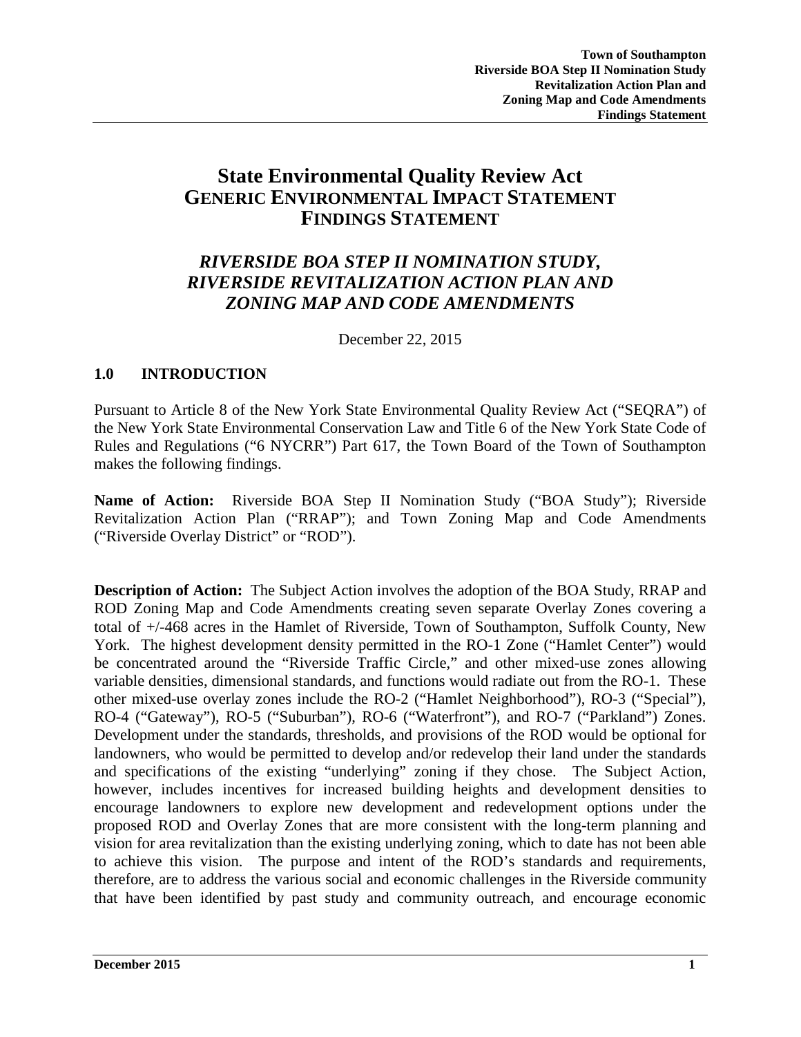# State Environmental Quality Review Act
# GENERIC ENVIRONMENTAL IMPACT STATEMENT FINDINGS STATEMENT

## *RIVERSIDE BOA STEP II NOMINATION STUDY, RIVERSIDE REVITALIZATION ACTION PLAN AND ZONING MAP AND CODE AMENDMENTS*

December 22, 2015

## 1.0 INTRODUCTION

Pursuant to Article 8 of the New York State Environmental Quality Review Act ("SEQRA") of the New York State Environmental Conservation Law and Title 6 of the New York State Code of Rules and Regulations ("6 NYCRR") Part 617, the Town Board of the Town of Southampton makes the following findings.

**Name of Action:** Riverside BOA Step II Nomination Study ("BOA Study"); Riverside Revitalization Action Plan ("RRAP"); and Town Zoning Map and Code Amendments ("Riverside Overlay District" or "ROD").

**Description of Action:** The Subject Action involves the adoption of the BOA Study, RRAP and ROD Zoning Map and Code Amendments creating seven separate Overlay Zones covering a total of +/-468 acres in the Hamlet of Riverside, Town of Southampton, Suffolk County, New York. The highest development density permitted in the RO-1 Zone ("Hamlet Center") would be concentrated around the "Riverside Traffic Circle," and other mixed-use zones allowing variable densities, dimensional standards, and functions would radiate out from the RO-1. These other mixed-use overlay zones include the RO-2 ("Hamlet Neighborhood"), RO-3 ("Special"), RO-4 ("Gateway"), RO-5 ("Suburban"), RO-6 ("Waterfront"), and RO-7 ("Parkland") Zones. Development under the standards, thresholds, and provisions of the ROD would be optional for landowners, who would be permitted to develop and/or redevelop their land under the standards and specifications of the existing "underlying" zoning if they chose. The Subject Action, however, includes incentives for increased building heights and development densities to encourage landowners to explore new development and redevelopment options under the proposed ROD and Overlay Zones that are more consistent with the long-term planning and vision for area revitalization than the existing underlying zoning, which to date has not been able to achieve this vision. The purpose and intent of the ROD's standards and requirements, therefore, are to address the various social and economic challenges in the Riverside community that have been identified by past study and community outreach, and encourage economic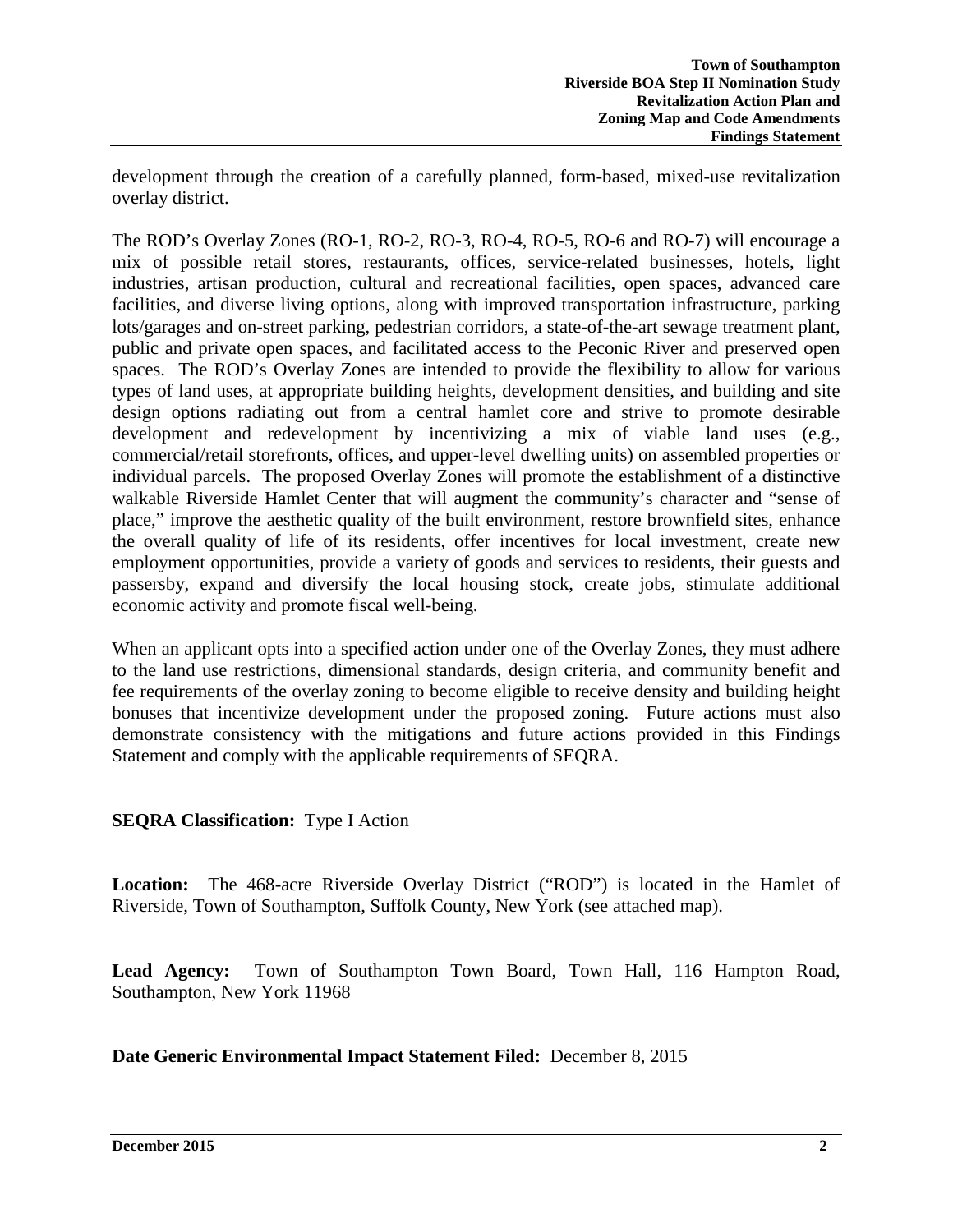development through the creation of a carefully planned, form-based, mixed-use revitalization overlay district.

The ROD's Overlay Zones (RO-1, RO-2, RO-3, RO-4, RO-5, RO-6 and RO-7) will encourage a mix of possible retail stores, restaurants, offices, service-related businesses, hotels, light industries, artisan production, cultural and recreational facilities, open spaces, advanced care facilities, and diverse living options, along with improved transportation infrastructure, parking lots/garages and on-street parking, pedestrian corridors, a state-of-the-art sewage treatment plant, public and private open spaces, and facilitated access to the Peconic River and preserved open spaces. The ROD's Overlay Zones are intended to provide the flexibility to allow for various types of land uses, at appropriate building heights, development densities, and building and site design options radiating out from a central hamlet core and strive to promote desirable development and redevelopment by incentivizing a mix of viable land uses (e.g., commercial/retail storefronts, offices, and upper-level dwelling units) on assembled properties or individual parcels. The proposed Overlay Zones will promote the establishment of a distinctive walkable Riverside Hamlet Center that will augment the community's character and "sense of place," improve the aesthetic quality of the built environment, restore brownfield sites, enhance the overall quality of life of its residents, offer incentives for local investment, create new employment opportunities, provide a variety of goods and services to residents, their guests and passersby, expand and diversify the local housing stock, create jobs, stimulate additional economic activity and promote fiscal well-being.

When an applicant opts into a specified action under one of the Overlay Zones, they must adhere to the land use restrictions, dimensional standards, design criteria, and community benefit and fee requirements of the overlay zoning to become eligible to receive density and building height bonuses that incentivize development under the proposed zoning. Future actions must also demonstrate consistency with the mitigations and future actions provided in this Findings Statement and comply with the applicable requirements of SEQRA.

**SEQRA Classification:** Type I Action

**Location:** The 468-acre Riverside Overlay District ("ROD") is located in the Hamlet of Riverside, Town of Southampton, Suffolk County, New York (see attached map).

**Lead Agency:** Town of Southampton Town Board, Town Hall, 116 Hampton Road, Southampton, New York 11968

**Date Generic Environmental Impact Statement Filed:** December 8, 2015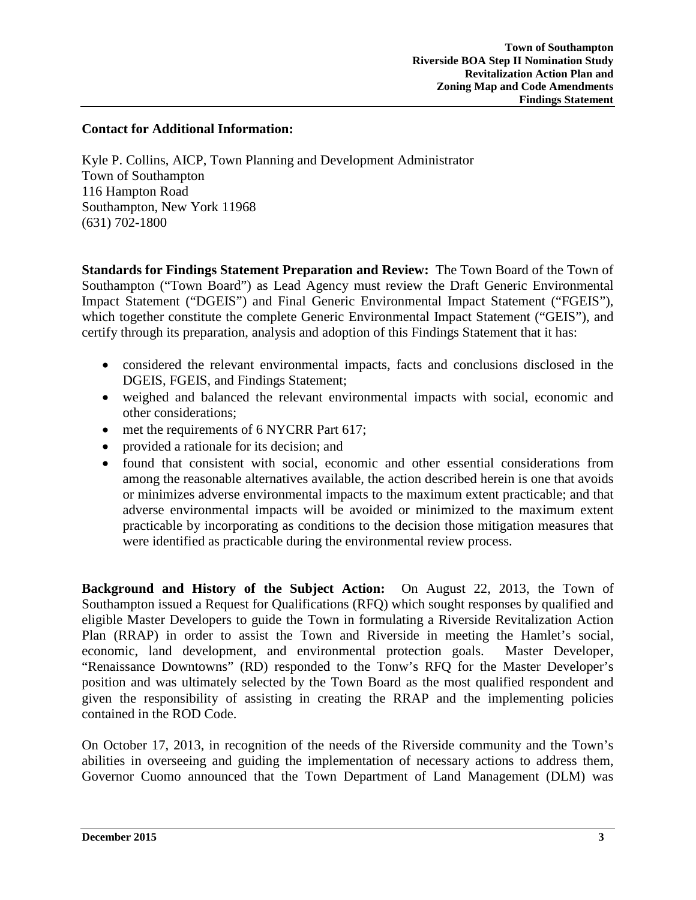**Contact for Additional Information:**

Kyle P. Collins, AICP, Town Planning and Development Administrator
Town of Southampton
116 Hampton Road
Southampton, New York 11968
(631) 702-1800

**Standards for Findings Statement Preparation and Review:** The Town Board of the Town of Southampton ("Town Board") as Lead Agency must review the Draft Generic Environmental Impact Statement ("DGEIS") and Final Generic Environmental Impact Statement ("FGEIS"), which together constitute the complete Generic Environmental Impact Statement ("GEIS"), and certify through its preparation, analysis and adoption of this Findings Statement that it has:

- considered the relevant environmental impacts, facts and conclusions disclosed in the DGEIS, FGEIS, and Findings Statement;
- weighed and balanced the relevant environmental impacts with social, economic and other considerations;
- met the requirements of 6 NYCRR Part 617;
- provided a rationale for its decision; and
- found that consistent with social, economic and other essential considerations from among the reasonable alternatives available, the action described herein is one that avoids or minimizes adverse environmental impacts to the maximum extent practicable; and that adverse environmental impacts will be avoided or minimized to the maximum extent practicable by incorporating as conditions to the decision those mitigation measures that were identified as practicable during the environmental review process.

**Background and History of the Subject Action:** On August 22, 2013, the Town of Southampton issued a Request for Qualifications (RFQ) which sought responses by qualified and eligible Master Developers to guide the Town in formulating a Riverside Revitalization Action Plan (RRAP) in order to assist the Town and Riverside in meeting the Hamlet's social, economic, land development, and environmental protection goals. Master Developer, "Renaissance Downtowns" (RD) responded to the Tonw's RFQ for the Master Developer's position and was ultimately selected by the Town Board as the most qualified respondent and given the responsibility of assisting in creating the RRAP and the implementing policies contained in the ROD Code.

On October 17, 2013, in recognition of the needs of the Riverside community and the Town's abilities in overseeing and guiding the implementation of necessary actions to address them, Governor Cuomo announced that the Town Department of Land Management (DLM) was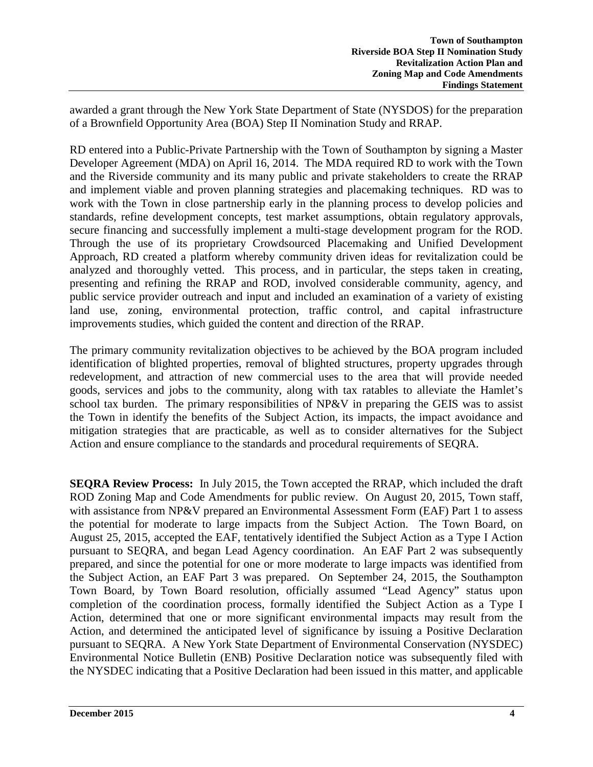awarded a grant through the New York State Department of State (NYSDOS) for the preparation of a Brownfield Opportunity Area (BOA) Step II Nomination Study and RRAP.

RD entered into a Public-Private Partnership with the Town of Southampton by signing a Master Developer Agreement (MDA) on April 16, 2014. The MDA required RD to work with the Town and the Riverside community and its many public and private stakeholders to create the RRAP and implement viable and proven planning strategies and placemaking techniques. RD was to work with the Town in close partnership early in the planning process to develop policies and standards, refine development concepts, test market assumptions, obtain regulatory approvals, secure financing and successfully implement a multi-stage development program for the ROD. Through the use of its proprietary Crowdsourced Placemaking and Unified Development Approach, RD created a platform whereby community driven ideas for revitalization could be analyzed and thoroughly vetted. This process, and in particular, the steps taken in creating, presenting and refining the RRAP and ROD, involved considerable community, agency, and public service provider outreach and input and included an examination of a variety of existing land use, zoning, environmental protection, traffic control, and capital infrastructure improvements studies, which guided the content and direction of the RRAP.

The primary community revitalization objectives to be achieved by the BOA program included identification of blighted properties, removal of blighted structures, property upgrades through redevelopment, and attraction of new commercial uses to the area that will provide needed goods, services and jobs to the community, along with tax ratables to alleviate the Hamlet's school tax burden. The primary responsibilities of NP&V in preparing the GEIS was to assist the Town in identify the benefits of the Subject Action, its impacts, the impact avoidance and mitigation strategies that are practicable, as well as to consider alternatives for the Subject Action and ensure compliance to the standards and procedural requirements of SEQRA.

**SEQRA Review Process:** In July 2015, the Town accepted the RRAP, which included the draft ROD Zoning Map and Code Amendments for public review. On August 20, 2015, Town staff, with assistance from NP&V prepared an Environmental Assessment Form (EAF) Part 1 to assess the potential for moderate to large impacts from the Subject Action. The Town Board, on August 25, 2015, accepted the EAF, tentatively identified the Subject Action as a Type I Action pursuant to SEQRA, and began Lead Agency coordination. An EAF Part 2 was subsequently prepared, and since the potential for one or more moderate to large impacts was identified from the Subject Action, an EAF Part 3 was prepared. On September 24, 2015, the Southampton Town Board, by Town Board resolution, officially assumed "Lead Agency" status upon completion of the coordination process, formally identified the Subject Action as a Type I Action, determined that one or more significant environmental impacts may result from the Action, and determined the anticipated level of significance by issuing a Positive Declaration pursuant to SEQRA. A New York State Department of Environmental Conservation (NYSDEC) Environmental Notice Bulletin (ENB) Positive Declaration notice was subsequently filed with the NYSDEC indicating that a Positive Declaration had been issued in this matter, and applicable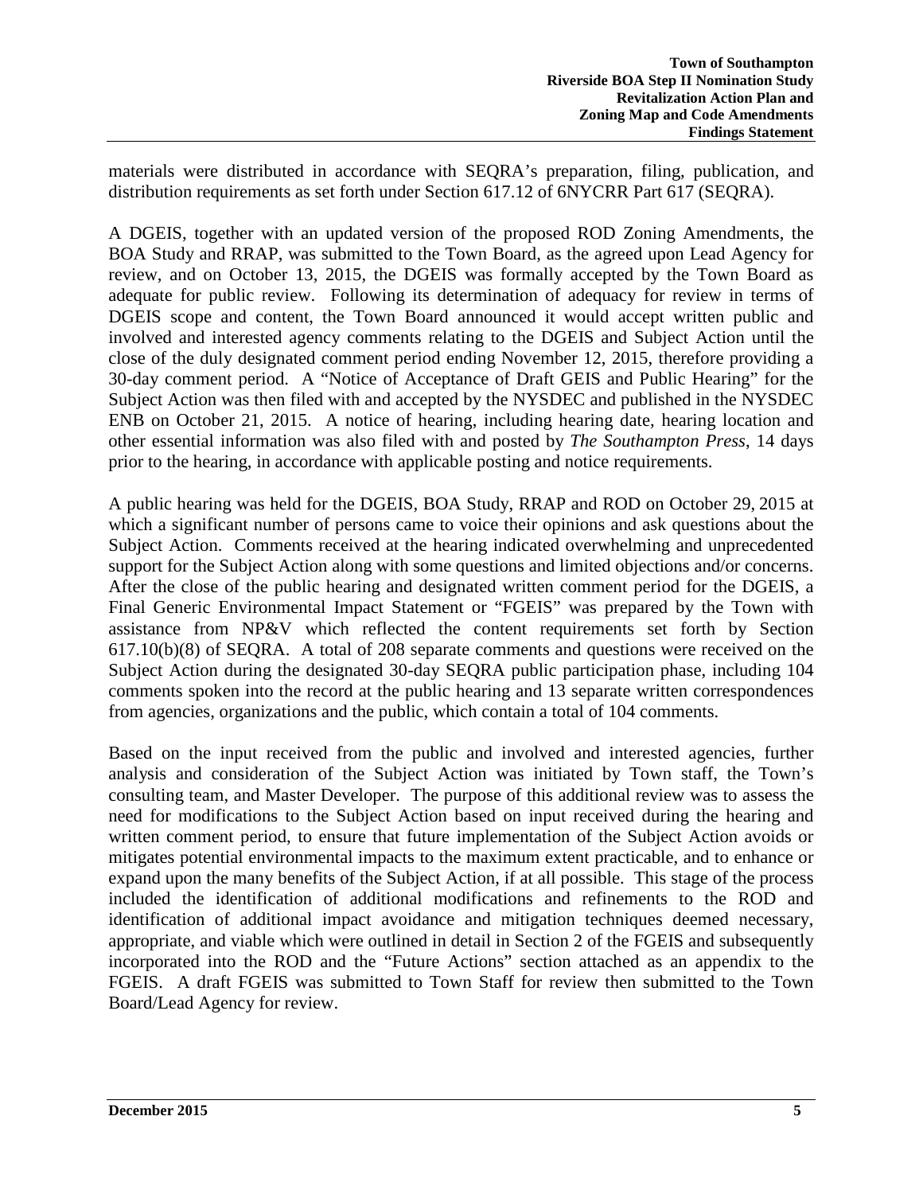materials were distributed in accordance with SEQRA's preparation, filing, publication, and distribution requirements as set forth under Section 617.12 of 6NYCRR Part 617 (SEQRA).

A DGEIS, together with an updated version of the proposed ROD Zoning Amendments, the BOA Study and RRAP, was submitted to the Town Board, as the agreed upon Lead Agency for review, and on October 13, 2015, the DGEIS was formally accepted by the Town Board as adequate for public review. Following its determination of adequacy for review in terms of DGEIS scope and content, the Town Board announced it would accept written public and involved and interested agency comments relating to the DGEIS and Subject Action until the close of the duly designated comment period ending November 12, 2015, therefore providing a 30-day comment period. A "Notice of Acceptance of Draft GEIS and Public Hearing" for the Subject Action was then filed with and accepted by the NYSDEC and published in the NYSDEC ENB on October 21, 2015. A notice of hearing, including hearing date, hearing location and other essential information was also filed with and posted by *The Southampton Press*, 14 days prior to the hearing, in accordance with applicable posting and notice requirements.

A public hearing was held for the DGEIS, BOA Study, RRAP and ROD on October 29, 2015 at which a significant number of persons came to voice their opinions and ask questions about the Subject Action. Comments received at the hearing indicated overwhelming and unprecedented support for the Subject Action along with some questions and limited objections and/or concerns. After the close of the public hearing and designated written comment period for the DGEIS, a Final Generic Environmental Impact Statement or "FGEIS" was prepared by the Town with assistance from NP&V which reflected the content requirements set forth by Section 617.10(b)(8) of SEQRA. A total of 208 separate comments and questions were received on the Subject Action during the designated 30-day SEQRA public participation phase, including 104 comments spoken into the record at the public hearing and 13 separate written correspondences from agencies, organizations and the public, which contain a total of 104 comments.

Based on the input received from the public and involved and interested agencies, further analysis and consideration of the Subject Action was initiated by Town staff, the Town's consulting team, and Master Developer. The purpose of this additional review was to assess the need for modifications to the Subject Action based on input received during the hearing and written comment period, to ensure that future implementation of the Subject Action avoids or mitigates potential environmental impacts to the maximum extent practicable, and to enhance or expand upon the many benefits of the Subject Action, if at all possible. This stage of the process included the identification of additional modifications and refinements to the ROD and identification of additional impact avoidance and mitigation techniques deemed necessary, appropriate, and viable which were outlined in detail in Section 2 of the FGEIS and subsequently incorporated into the ROD and the "Future Actions" section attached as an appendix to the FGEIS. A draft FGEIS was submitted to Town Staff for review then submitted to the Town Board/Lead Agency for review.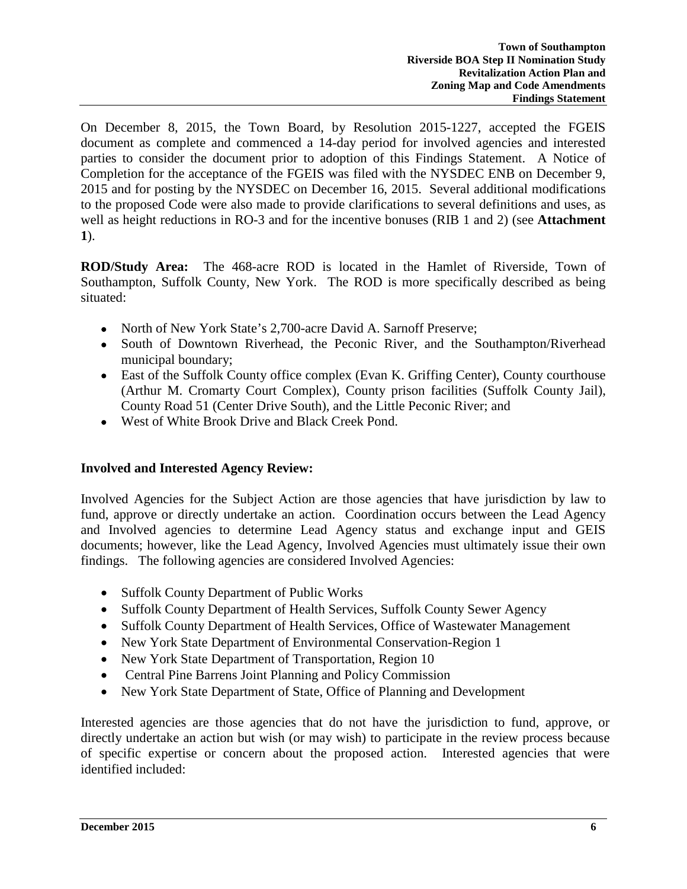On December 8, 2015, the Town Board, by Resolution 2015-1227, accepted the FGEIS document as complete and commenced a 14-day period for involved agencies and interested parties to consider the document prior to adoption of this Findings Statement. A Notice of Completion for the acceptance of the FGEIS was filed with the NYSDEC ENB on December 9, 2015 and for posting by the NYSDEC on December 16, 2015. Several additional modifications to the proposed Code were also made to provide clarifications to several definitions and uses, as well as height reductions in RO-3 and for the incentive bonuses (RIB 1 and 2) (see **Attachment 1**).

**ROD/Study Area:** The 468-acre ROD is located in the Hamlet of Riverside, Town of Southampton, Suffolk County, New York. The ROD is more specifically described as being situated:

- North of New York State's 2,700-acre David A. Sarnoff Preserve;
- South of Downtown Riverhead, the Peconic River, and the Southampton/Riverhead municipal boundary;
- East of the Suffolk County office complex (Evan K. Griffing Center), County courthouse (Arthur M. Cromarty Court Complex), County prison facilities (Suffolk County Jail), County Road 51 (Center Drive South), and the Little Peconic River; and
- West of White Brook Drive and Black Creek Pond.

**Involved and Interested Agency Review:**

Involved Agencies for the Subject Action are those agencies that have jurisdiction by law to fund, approve or directly undertake an action. Coordination occurs between the Lead Agency and Involved agencies to determine Lead Agency status and exchange input and GEIS documents; however, like the Lead Agency, Involved Agencies must ultimately issue their own findings. The following agencies are considered Involved Agencies:

- Suffolk County Department of Public Works
- Suffolk County Department of Health Services, Suffolk County Sewer Agency
- Suffolk County Department of Health Services, Office of Wastewater Management
- New York State Department of Environmental Conservation-Region 1
- New York State Department of Transportation, Region 10
- Central Pine Barrens Joint Planning and Policy Commission
- New York State Department of State, Office of Planning and Development

Interested agencies are those agencies that do not have the jurisdiction to fund, approve, or directly undertake an action but wish (or may wish) to participate in the review process because of specific expertise or concern about the proposed action. Interested agencies that were identified included: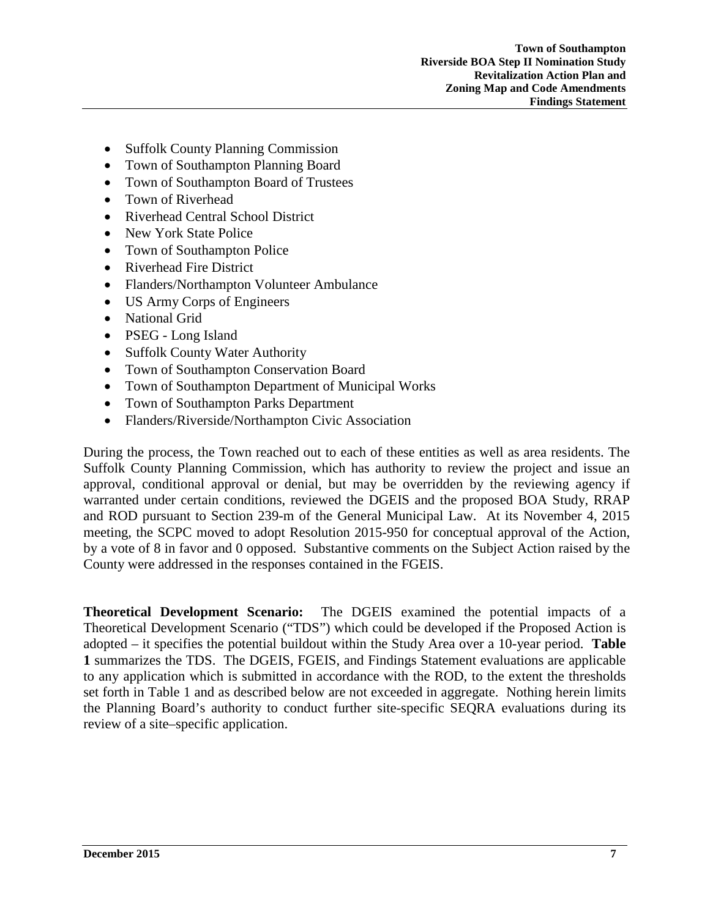- Suffolk County Planning Commission
- Town of Southampton Planning Board
- Town of Southampton Board of Trustees
- Town of Riverhead
- Riverhead Central School District
- New York State Police
- Town of Southampton Police
- Riverhead Fire District
- Flanders/Northampton Volunteer Ambulance
- US Army Corps of Engineers
- National Grid
- PSEG - Long Island
- Suffolk County Water Authority
- Town of Southampton Conservation Board
- Town of Southampton Department of Municipal Works
- Town of Southampton Parks Department
- Flanders/Riverside/Northampton Civic Association

During the process, the Town reached out to each of these entities as well as area residents. The Suffolk County Planning Commission, which has authority to review the project and issue an approval, conditional approval or denial, but may be overridden by the reviewing agency if warranted under certain conditions, reviewed the DGEIS and the proposed BOA Study, RRAP and ROD pursuant to Section 239-m of the General Municipal Law. At its November 4, 2015 meeting, the SCPC moved to adopt Resolution 2015-950 for conceptual approval of the Action, by a vote of 8 in favor and 0 opposed. Substantive comments on the Subject Action raised by the County were addressed in the responses contained in the FGEIS.

**Theoretical Development Scenario:** The DGEIS examined the potential impacts of a Theoretical Development Scenario ("TDS") which could be developed if the Proposed Action is adopted – it specifies the potential buildout within the Study Area over a 10-year period. **Table 1** summarizes the TDS. The DGEIS, FGEIS, and Findings Statement evaluations are applicable to any application which is submitted in accordance with the ROD, to the extent the thresholds set forth in Table 1 and as described below are not exceeded in aggregate. Nothing herein limits the Planning Board's authority to conduct further site-specific SEQRA evaluations during its review of a site–specific application.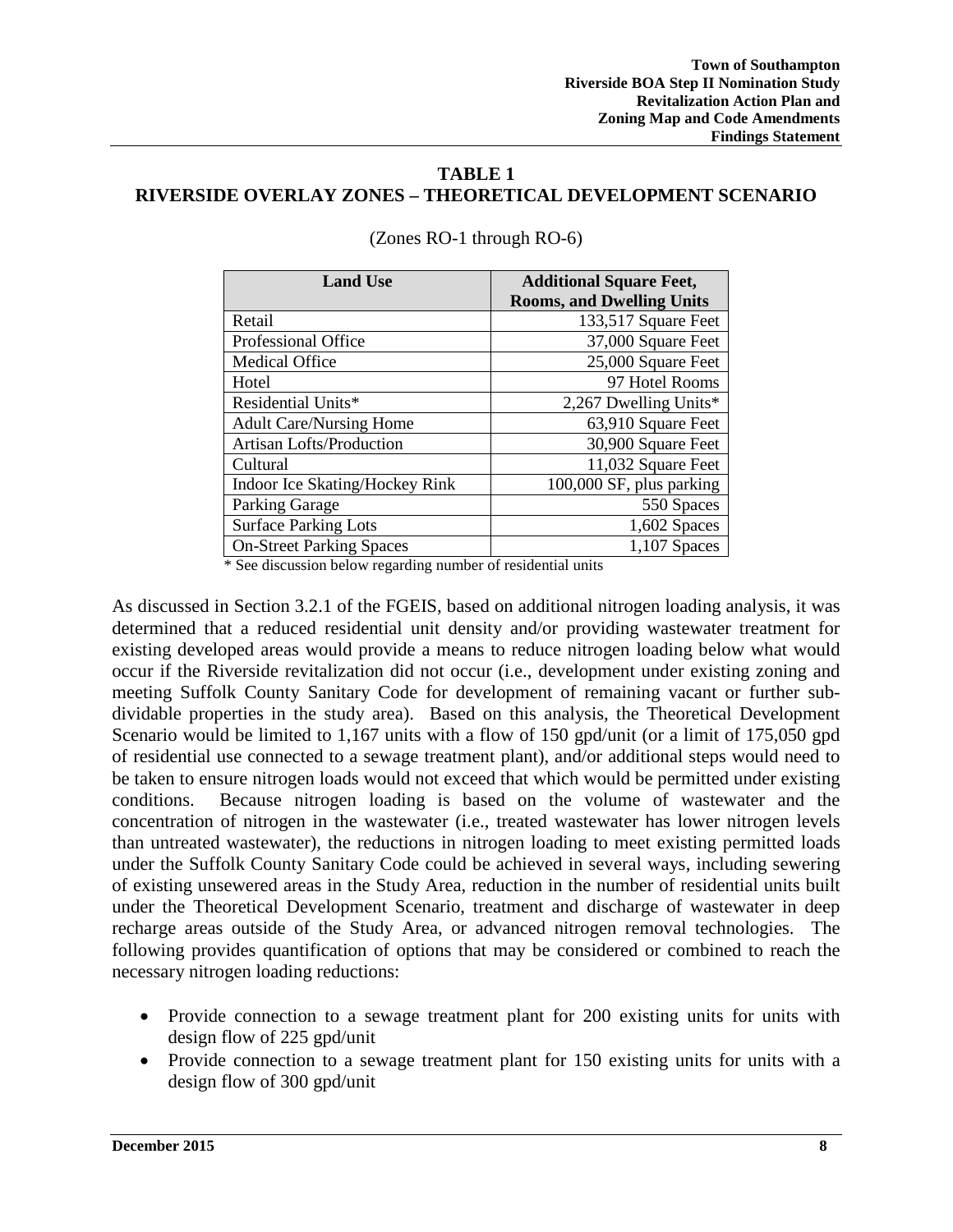## TABLE 1
## RIVERSIDE OVERLAY ZONES – THEORETICAL DEVELOPMENT SCENARIO

(Zones RO-1 through RO-6)

| Land Use | Additional Square Feet, Rooms, and Dwelling Units |
|---|---|
| Retail | 133,517 Square Feet |
| Professional Office | 37,000 Square Feet |
| Medical Office | 25,000 Square Feet |
| Hotel | 97 Hotel Rooms |
| Residential Units* | 2,267 Dwelling Units* |
| Adult Care/Nursing Home | 63,910 Square Feet |
| Artisan Lofts/Production | 30,900 Square Feet |
| Cultural | 11,032 Square Feet |
| Indoor Ice Skating/Hockey Rink | 100,000 SF, plus parking |
| Parking Garage | 550 Spaces |
| Surface Parking Lots | 1,602 Spaces |
| On-Street Parking Spaces | 1,107 Spaces |

\* See discussion below regarding number of residential units

As discussed in Section 3.2.1 of the FGEIS, based on additional nitrogen loading analysis, it was determined that a reduced residential unit density and/or providing wastewater treatment for existing developed areas would provide a means to reduce nitrogen loading below what would occur if the Riverside revitalization did not occur (i.e., development under existing zoning and meeting Suffolk County Sanitary Code for development of remaining vacant or further sub-dividable properties in the study area). Based on this analysis, the Theoretical Development Scenario would be limited to 1,167 units with a flow of 150 gpd/unit (or a limit of 175,050 gpd of residential use connected to a sewage treatment plant), and/or additional steps would need to be taken to ensure nitrogen loads would not exceed that which would be permitted under existing conditions. Because nitrogen loading is based on the volume of wastewater and the concentration of nitrogen in the wastewater (i.e., treated wastewater has lower nitrogen levels than untreated wastewater), the reductions in nitrogen loading to meet existing permitted loads under the Suffolk County Sanitary Code could be achieved in several ways, including sewering of existing unsewered areas in the Study Area, reduction in the number of residential units built under the Theoretical Development Scenario, treatment and discharge of wastewater in deep recharge areas outside of the Study Area, or advanced nitrogen removal technologies. The following provides quantification of options that may be considered or combined to reach the necessary nitrogen loading reductions:

- Provide connection to a sewage treatment plant for 200 existing units for units with design flow of 225 gpd/unit
- Provide connection to a sewage treatment plant for 150 existing units for units with a design flow of 300 gpd/unit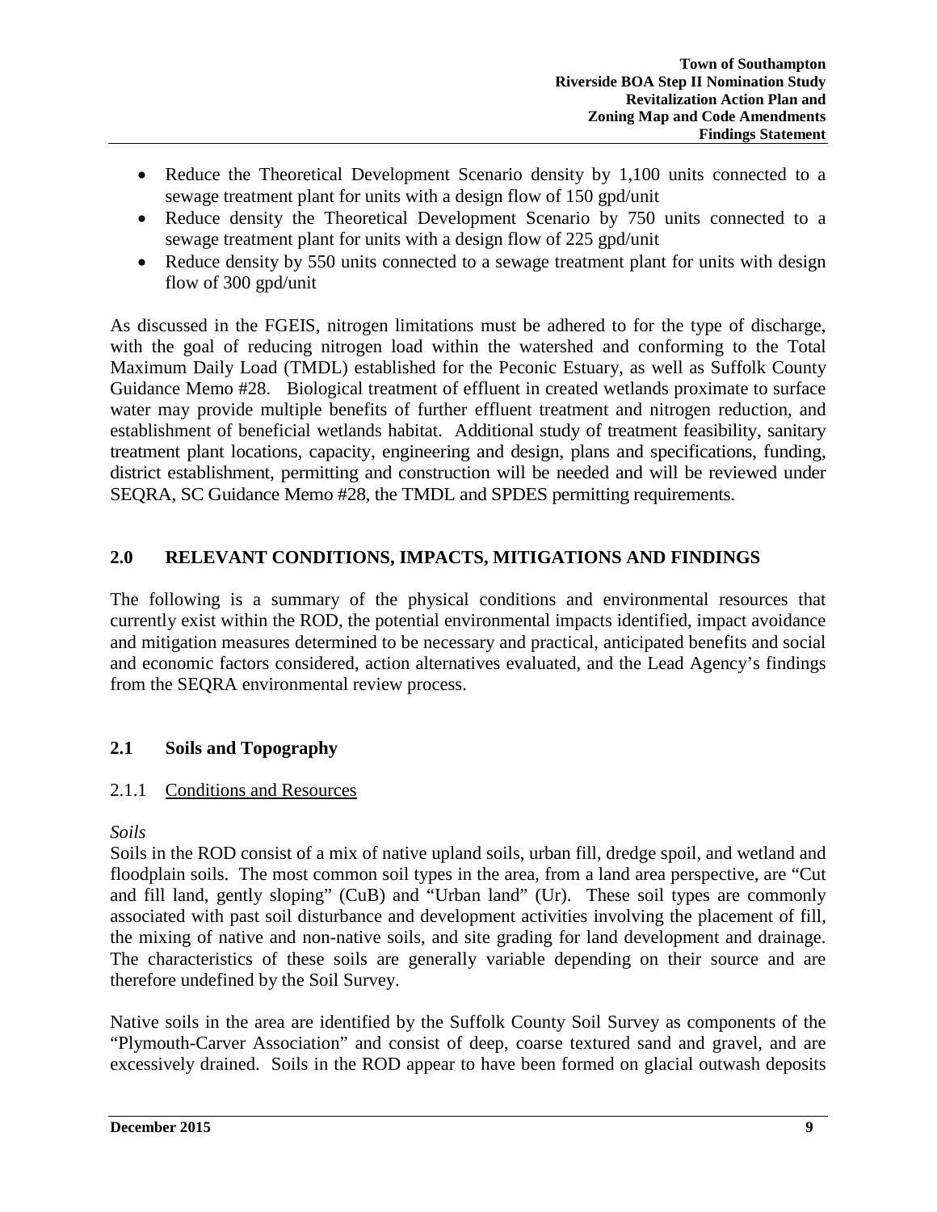- Reduce the Theoretical Development Scenario density by 1,100 units connected to a sewage treatment plant for units with a design flow of 150 gpd/unit
- Reduce density the Theoretical Development Scenario by 750 units connected to a sewage treatment plant for units with a design flow of 225 gpd/unit
- Reduce density by 550 units connected to a sewage treatment plant for units with design flow of 300 gpd/unit

As discussed in the FGEIS, nitrogen limitations must be adhered to for the type of discharge, with the goal of reducing nitrogen load within the watershed and conforming to the Total Maximum Daily Load (TMDL) established for the Peconic Estuary, as well as Suffolk County Guidance Memo #28. Biological treatment of effluent in created wetlands proximate to surface water may provide multiple benefits of further effluent treatment and nitrogen reduction, and establishment of beneficial wetlands habitat. Additional study of treatment feasibility, sanitary treatment plant locations, capacity, engineering and design, plans and specifications, funding, district establishment, permitting and construction will be needed and will be reviewed under SEQRA, SC Guidance Memo #28, the TMDL and SPDES permitting requirements.

## 2.0 RELEVANT CONDITIONS, IMPACTS, MITIGATIONS AND FINDINGS

The following is a summary of the physical conditions and environmental resources that currently exist within the ROD, the potential environmental impacts identified, impact avoidance and mitigation measures determined to be necessary and practical, anticipated benefits and social and economic factors considered, action alternatives evaluated, and the Lead Agency's findings from the SEQRA environmental review process.

## 2.1 Soils and Topography

### 2.1.1 Conditions and Resources

*Soils*

Soils in the ROD consist of a mix of native upland soils, urban fill, dredge spoil, and wetland and floodplain soils. The most common soil types in the area, from a land area perspective, are "Cut and fill land, gently sloping" (CuB) and "Urban land" (Ur). These soil types are commonly associated with past soil disturbance and development activities involving the placement of fill, the mixing of native and non-native soils, and site grading for land development and drainage. The characteristics of these soils are generally variable depending on their source and are therefore undefined by the Soil Survey.

Native soils in the area are identified by the Suffolk County Soil Survey as components of the "Plymouth-Carver Association" and consist of deep, coarse textured sand and gravel, and are excessively drained. Soils in the ROD appear to have been formed on glacial outwash deposits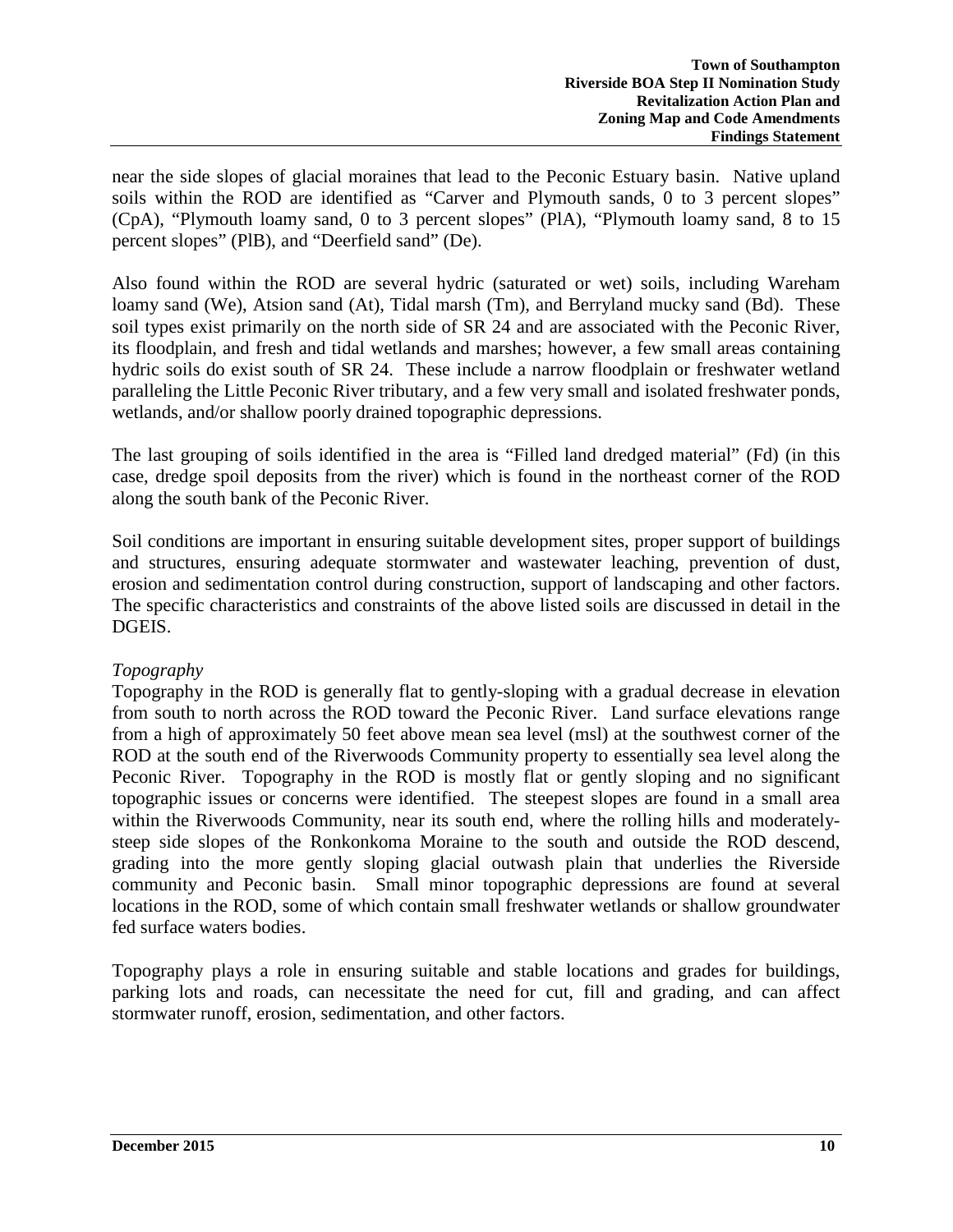near the side slopes of glacial moraines that lead to the Peconic Estuary basin. Native upland soils within the ROD are identified as "Carver and Plymouth sands, 0 to 3 percent slopes" (CpA), "Plymouth loamy sand, 0 to 3 percent slopes" (PlA), "Plymouth loamy sand, 8 to 15 percent slopes" (PlB), and "Deerfield sand" (De).

Also found within the ROD are several hydric (saturated or wet) soils, including Wareham loamy sand (We), Atsion sand (At), Tidal marsh (Tm), and Berryland mucky sand (Bd). These soil types exist primarily on the north side of SR 24 and are associated with the Peconic River, its floodplain, and fresh and tidal wetlands and marshes; however, a few small areas containing hydric soils do exist south of SR 24. These include a narrow floodplain or freshwater wetland paralleling the Little Peconic River tributary, and a few very small and isolated freshwater ponds, wetlands, and/or shallow poorly drained topographic depressions.

The last grouping of soils identified in the area is "Filled land dredged material" (Fd) (in this case, dredge spoil deposits from the river) which is found in the northeast corner of the ROD along the south bank of the Peconic River.

Soil conditions are important in ensuring suitable development sites, proper support of buildings and structures, ensuring adequate stormwater and wastewater leaching, prevention of dust, erosion and sedimentation control during construction, support of landscaping and other factors. The specific characteristics and constraints of the above listed soils are discussed in detail in the DGEIS.

*Topography*

Topography in the ROD is generally flat to gently-sloping with a gradual decrease in elevation from south to north across the ROD toward the Peconic River. Land surface elevations range from a high of approximately 50 feet above mean sea level (msl) at the southwest corner of the ROD at the south end of the Riverwoods Community property to essentially sea level along the Peconic River. Topography in the ROD is mostly flat or gently sloping and no significant topographic issues or concerns were identified. The steepest slopes are found in a small area within the Riverwoods Community, near its south end, where the rolling hills and moderately-steep side slopes of the Ronkonkoma Moraine to the south and outside the ROD descend, grading into the more gently sloping glacial outwash plain that underlies the Riverside community and Peconic basin. Small minor topographic depressions are found at several locations in the ROD, some of which contain small freshwater wetlands or shallow groundwater fed surface waters bodies.

Topography plays a role in ensuring suitable and stable locations and grades for buildings, parking lots and roads, can necessitate the need for cut, fill and grading, and can affect stormwater runoff, erosion, sedimentation, and other factors.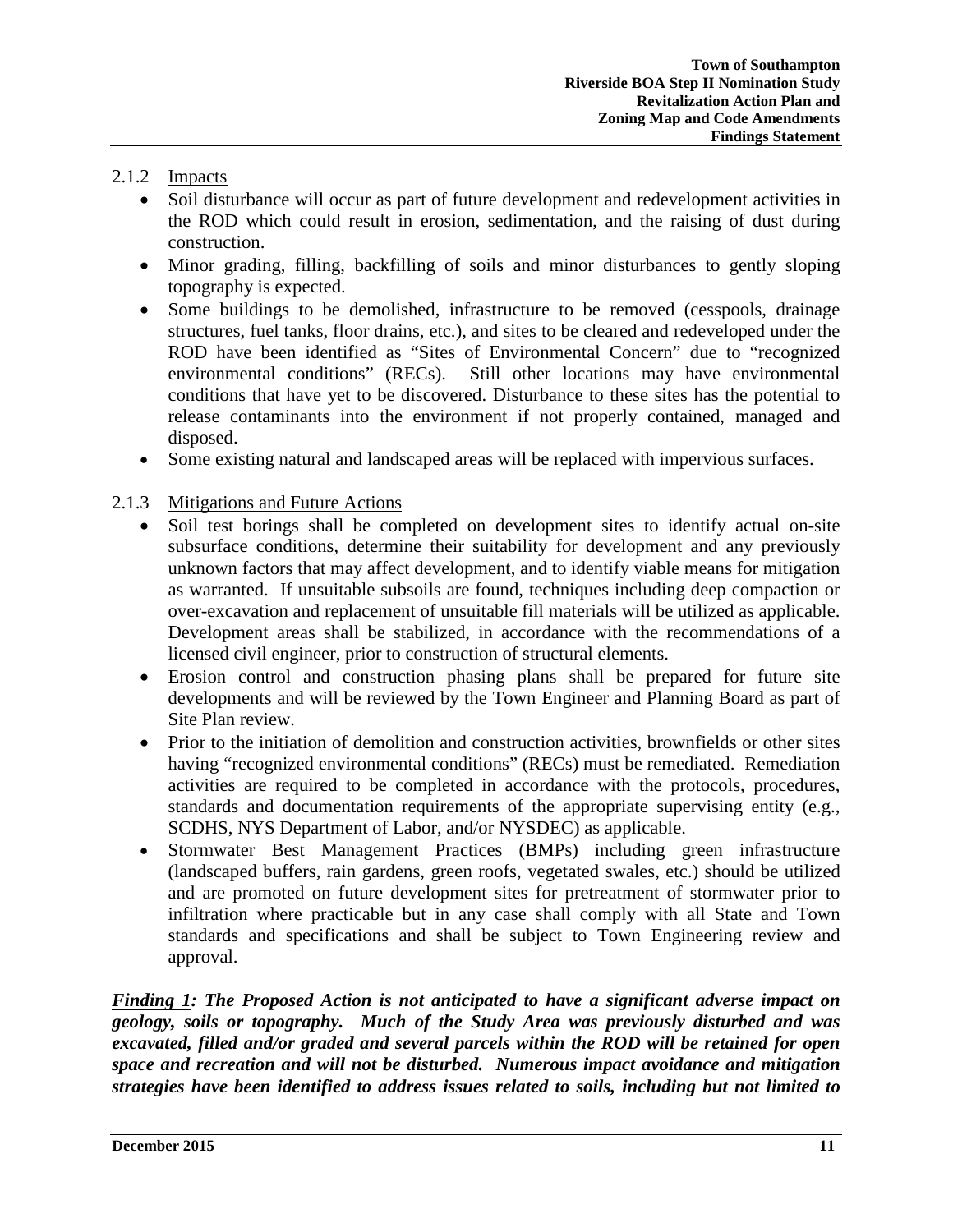### 2.1.2 Impacts

- Soil disturbance will occur as part of future development and redevelopment activities in the ROD which could result in erosion, sedimentation, and the raising of dust during construction.
- Minor grading, filling, backfilling of soils and minor disturbances to gently sloping topography is expected.
- Some buildings to be demolished, infrastructure to be removed (cesspools, drainage structures, fuel tanks, floor drains, etc.), and sites to be cleared and redeveloped under the ROD have been identified as "Sites of Environmental Concern" due to "recognized environmental conditions" (RECs). Still other locations may have environmental conditions that have yet to be discovered. Disturbance to these sites has the potential to release contaminants into the environment if not properly contained, managed and disposed.
- Some existing natural and landscaped areas will be replaced with impervious surfaces.

### 2.1.3 Mitigations and Future Actions

- Soil test borings shall be completed on development sites to identify actual on-site subsurface conditions, determine their suitability for development and any previously unknown factors that may affect development, and to identify viable means for mitigation as warranted. If unsuitable subsoils are found, techniques including deep compaction or over-excavation and replacement of unsuitable fill materials will be utilized as applicable. Development areas shall be stabilized, in accordance with the recommendations of a licensed civil engineer, prior to construction of structural elements.
- Erosion control and construction phasing plans shall be prepared for future site developments and will be reviewed by the Town Engineer and Planning Board as part of Site Plan review.
- Prior to the initiation of demolition and construction activities, brownfields or other sites having "recognized environmental conditions" (RECs) must be remediated. Remediation activities are required to be completed in accordance with the protocols, procedures, standards and documentation requirements of the appropriate supervising entity (e.g., SCDHS, NYS Department of Labor, and/or NYSDEC) as applicable.
- Stormwater Best Management Practices (BMPs) including green infrastructure (landscaped buffers, rain gardens, green roofs, vegetated swales, etc.) should be utilized and are promoted on future development sites for pretreatment of stormwater prior to infiltration where practicable but in any case shall comply with all State and Town standards and specifications and shall be subject to Town Engineering review and approval.

***<u>Finding 1</u>: The Proposed Action is not anticipated to have a significant adverse impact on geology, soils or topography. Much of the Study Area was previously disturbed and was excavated, filled and/or graded and several parcels within the ROD will be retained for open space and recreation and will not be disturbed. Numerous impact avoidance and mitigation strategies have been identified to address issues related to soils, including but not limited to***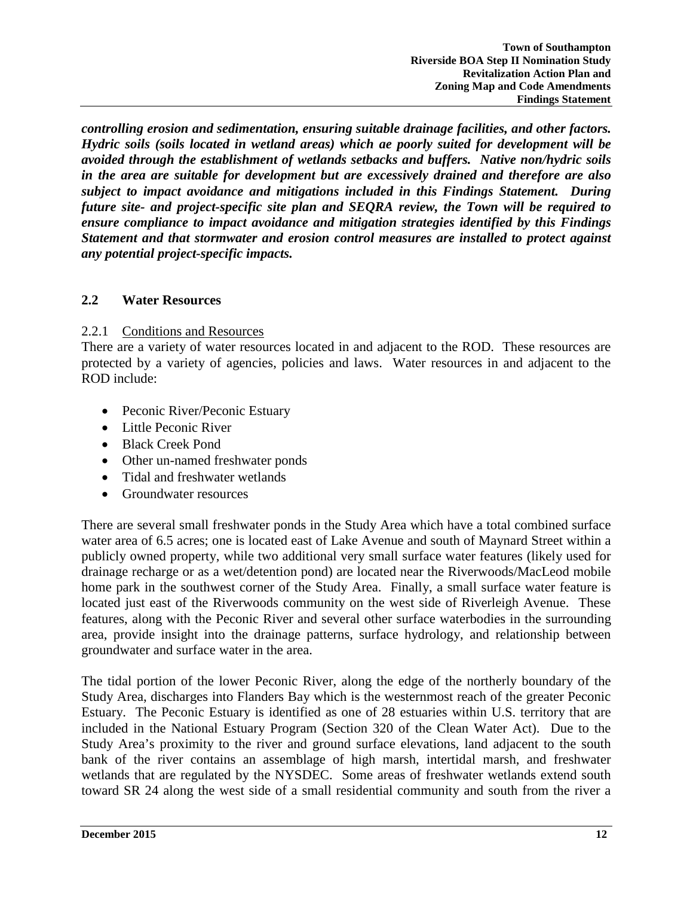***controlling erosion and sedimentation, ensuring suitable drainage facilities, and other factors. Hydric soils (soils located in wetland areas) which ae poorly suited for development will be avoided through the establishment of wetlands setbacks and buffers. Native non/hydric soils in the area are suitable for development but are excessively drained and therefore are also subject to impact avoidance and mitigations included in this Findings Statement. During future site- and project-specific site plan and SEQRA review, the Town will be required to ensure compliance to impact avoidance and mitigation strategies identified by this Findings Statement and that stormwater and erosion control measures are installed to protect against any potential project-specific impacts.***

## 2.2 Water Resources

### 2.2.1 Conditions and Resources

There are a variety of water resources located in and adjacent to the ROD. These resources are protected by a variety of agencies, policies and laws. Water resources in and adjacent to the ROD include:

- Peconic River/Peconic Estuary
- Little Peconic River
- Black Creek Pond
- Other un-named freshwater ponds
- Tidal and freshwater wetlands
- Groundwater resources

There are several small freshwater ponds in the Study Area which have a total combined surface water area of 6.5 acres; one is located east of Lake Avenue and south of Maynard Street within a publicly owned property, while two additional very small surface water features (likely used for drainage recharge or as a wet/detention pond) are located near the Riverwoods/MacLeod mobile home park in the southwest corner of the Study Area. Finally, a small surface water feature is located just east of the Riverwoods community on the west side of Riverleigh Avenue. These features, along with the Peconic River and several other surface waterbodies in the surrounding area, provide insight into the drainage patterns, surface hydrology, and relationship between groundwater and surface water in the area.

The tidal portion of the lower Peconic River, along the edge of the northerly boundary of the Study Area, discharges into Flanders Bay which is the westernmost reach of the greater Peconic Estuary. The Peconic Estuary is identified as one of 28 estuaries within U.S. territory that are included in the National Estuary Program (Section 320 of the Clean Water Act). Due to the Study Area's proximity to the river and ground surface elevations, land adjacent to the south bank of the river contains an assemblage of high marsh, intertidal marsh, and freshwater wetlands that are regulated by the NYSDEC. Some areas of freshwater wetlands extend south toward SR 24 along the west side of a small residential community and south from the river a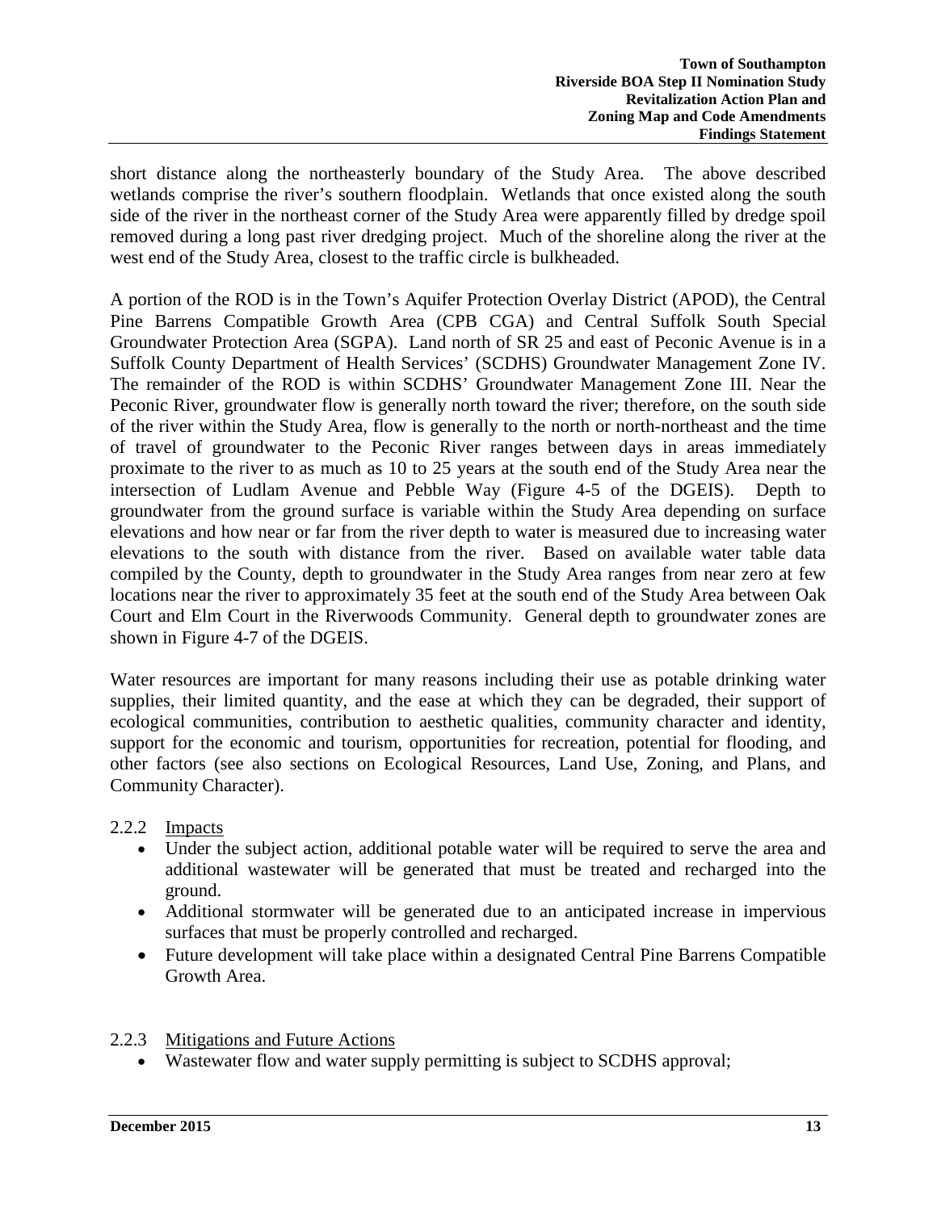short distance along the northeasterly boundary of the Study Area. The above described wetlands comprise the river's southern floodplain. Wetlands that once existed along the south side of the river in the northeast corner of the Study Area were apparently filled by dredge spoil removed during a long past river dredging project. Much of the shoreline along the river at the west end of the Study Area, closest to the traffic circle is bulkheaded.

A portion of the ROD is in the Town's Aquifer Protection Overlay District (APOD), the Central Pine Barrens Compatible Growth Area (CPB CGA) and Central Suffolk South Special Groundwater Protection Area (SGPA). Land north of SR 25 and east of Peconic Avenue is in a Suffolk County Department of Health Services' (SCDHS) Groundwater Management Zone IV. The remainder of the ROD is within SCDHS' Groundwater Management Zone III. Near the Peconic River, groundwater flow is generally north toward the river; therefore, on the south side of the river within the Study Area, flow is generally to the north or north-northeast and the time of travel of groundwater to the Peconic River ranges between days in areas immediately proximate to the river to as much as 10 to 25 years at the south end of the Study Area near the intersection of Ludlam Avenue and Pebble Way (Figure 4-5 of the DGEIS). Depth to groundwater from the ground surface is variable within the Study Area depending on surface elevations and how near or far from the river depth to water is measured due to increasing water elevations to the south with distance from the river. Based on available water table data compiled by the County, depth to groundwater in the Study Area ranges from near zero at few locations near the river to approximately 35 feet at the south end of the Study Area between Oak Court and Elm Court in the Riverwoods Community. General depth to groundwater zones are shown in Figure 4-7 of the DGEIS.

Water resources are important for many reasons including their use as potable drinking water supplies, their limited quantity, and the ease at which they can be degraded, their support of ecological communities, contribution to aesthetic qualities, community character and identity, support for the economic and tourism, opportunities for recreation, potential for flooding, and other factors (see also sections on Ecological Resources, Land Use, Zoning, and Plans, and Community Character).

### 2.2.2 Impacts

- Under the subject action, additional potable water will be required to serve the area and additional wastewater will be generated that must be treated and recharged into the ground.
- Additional stormwater will be generated due to an anticipated increase in impervious surfaces that must be properly controlled and recharged.
- Future development will take place within a designated Central Pine Barrens Compatible Growth Area.

### 2.2.3 Mitigations and Future Actions

- Wastewater flow and water supply permitting is subject to SCDHS approval;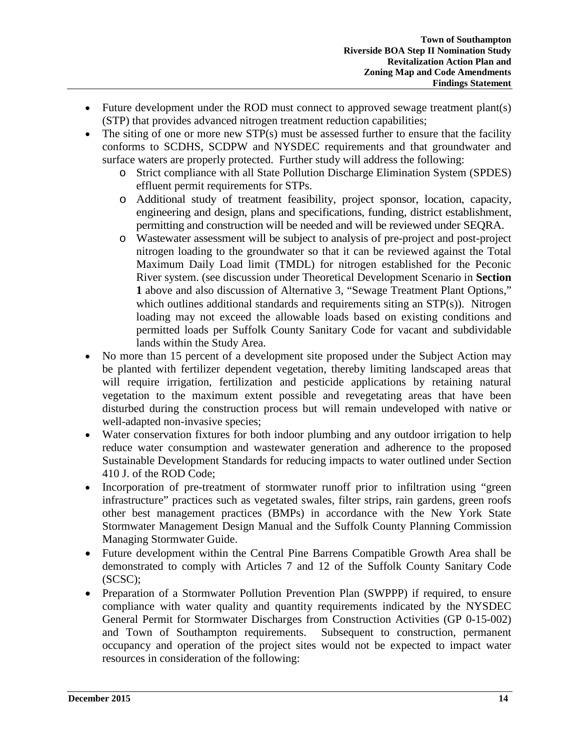- Future development under the ROD must connect to approved sewage treatment plant(s) (STP) that provides advanced nitrogen treatment reduction capabilities;
- The siting of one or more new STP(s) must be assessed further to ensure that the facility conforms to SCDHS, SCDPW and NYSDEC requirements and that groundwater and surface waters are properly protected. Further study will address the following:
  - Strict compliance with all State Pollution Discharge Elimination System (SPDES) effluent permit requirements for STPs.
  - Additional study of treatment feasibility, project sponsor, location, capacity, engineering and design, plans and specifications, funding, district establishment, permitting and construction will be needed and will be reviewed under SEQRA.
  - Wastewater assessment will be subject to analysis of pre-project and post-project nitrogen loading to the groundwater so that it can be reviewed against the Total Maximum Daily Load limit (TMDL) for nitrogen established for the Peconic River system. (see discussion under Theoretical Development Scenario in **Section 1** above and also discussion of Alternative 3, "Sewage Treatment Plant Options," which outlines additional standards and requirements siting an STP(s)). Nitrogen loading may not exceed the allowable loads based on existing conditions and permitted loads per Suffolk County Sanitary Code for vacant and subdividable lands within the Study Area.
- No more than 15 percent of a development site proposed under the Subject Action may be planted with fertilizer dependent vegetation, thereby limiting landscaped areas that will require irrigation, fertilization and pesticide applications by retaining natural vegetation to the maximum extent possible and revegetating areas that have been disturbed during the construction process but will remain undeveloped with native or well-adapted non-invasive species;
- Water conservation fixtures for both indoor plumbing and any outdoor irrigation to help reduce water consumption and wastewater generation and adherence to the proposed Sustainable Development Standards for reducing impacts to water outlined under Section 410 J. of the ROD Code;
- Incorporation of pre-treatment of stormwater runoff prior to infiltration using "green infrastructure" practices such as vegetated swales, filter strips, rain gardens, green roofs other best management practices (BMPs) in accordance with the New York State Stormwater Management Design Manual and the Suffolk County Planning Commission Managing Stormwater Guide.
- Future development within the Central Pine Barrens Compatible Growth Area shall be demonstrated to comply with Articles 7 and 12 of the Suffolk County Sanitary Code (SCSC);
- Preparation of a Stormwater Pollution Prevention Plan (SWPPP) if required, to ensure compliance with water quality and quantity requirements indicated by the NYSDEC General Permit for Stormwater Discharges from Construction Activities (GP 0-15-002) and Town of Southampton requirements. Subsequent to construction, permanent occupancy and operation of the project sites would not be expected to impact water resources in consideration of the following: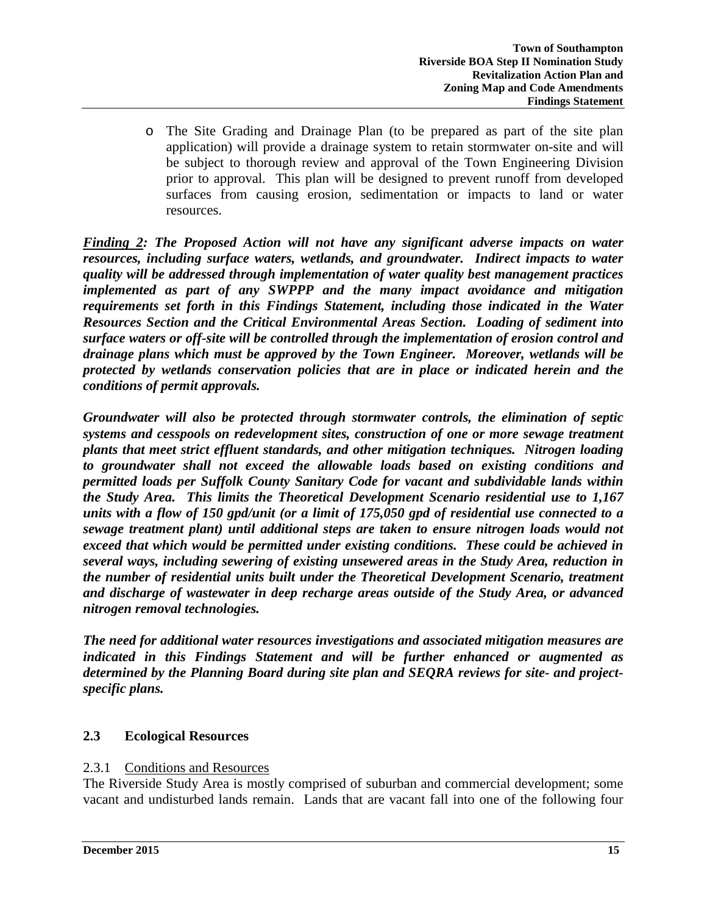- The Site Grading and Drainage Plan (to be prepared as part of the site plan application) will provide a drainage system to retain stormwater on-site and will be subject to thorough review and approval of the Town Engineering Division prior to approval. This plan will be designed to prevent runoff from developed surfaces from causing erosion, sedimentation or impacts to land or water resources.

***Finding 2**: The Proposed Action will not have any significant adverse impacts on water resources, including surface waters, wetlands, and groundwater. Indirect impacts to water quality will be addressed through implementation of water quality best management practices implemented as part of any SWPPP and the many impact avoidance and mitigation requirements set forth in this Findings Statement, including those indicated in the Water Resources Section and the Critical Environmental Areas Section. Loading of sediment into surface waters or off-site will be controlled through the implementation of erosion control and drainage plans which must be approved by the Town Engineer. Moreover, wetlands will be protected by wetlands conservation policies that are in place or indicated herein and the conditions of permit approvals.*

***Groundwater will also be protected through stormwater controls, the elimination of septic systems and cesspools on redevelopment sites, construction of one or more sewage treatment plants that meet strict effluent standards, and other mitigation techniques. Nitrogen loading to groundwater shall not exceed the allowable loads based on existing conditions and permitted loads per Suffolk County Sanitary Code for vacant and subdividable lands within the Study Area. This limits the Theoretical Development Scenario residential use to 1,167 units with a flow of 150 gpd/unit (or a limit of 175,050 gpd of residential use connected to a sewage treatment plant) until additional steps are taken to ensure nitrogen loads would not exceed that which would be permitted under existing conditions. These could be achieved in several ways, including sewering of existing unsewered areas in the Study Area, reduction in the number of residential units built under the Theoretical Development Scenario, treatment and discharge of wastewater in deep recharge areas outside of the Study Area, or advanced nitrogen removal technologies.***

***The need for additional water resources investigations and associated mitigation measures are indicated in this Findings Statement and will be further enhanced or augmented as determined by the Planning Board during site plan and SEQRA reviews for site- and project-specific plans.***

## 2.3 Ecological Resources

### 2.3.1 Conditions and Resources

The Riverside Study Area is mostly comprised of suburban and commercial development; some vacant and undisturbed lands remain. Lands that are vacant fall into one of the following four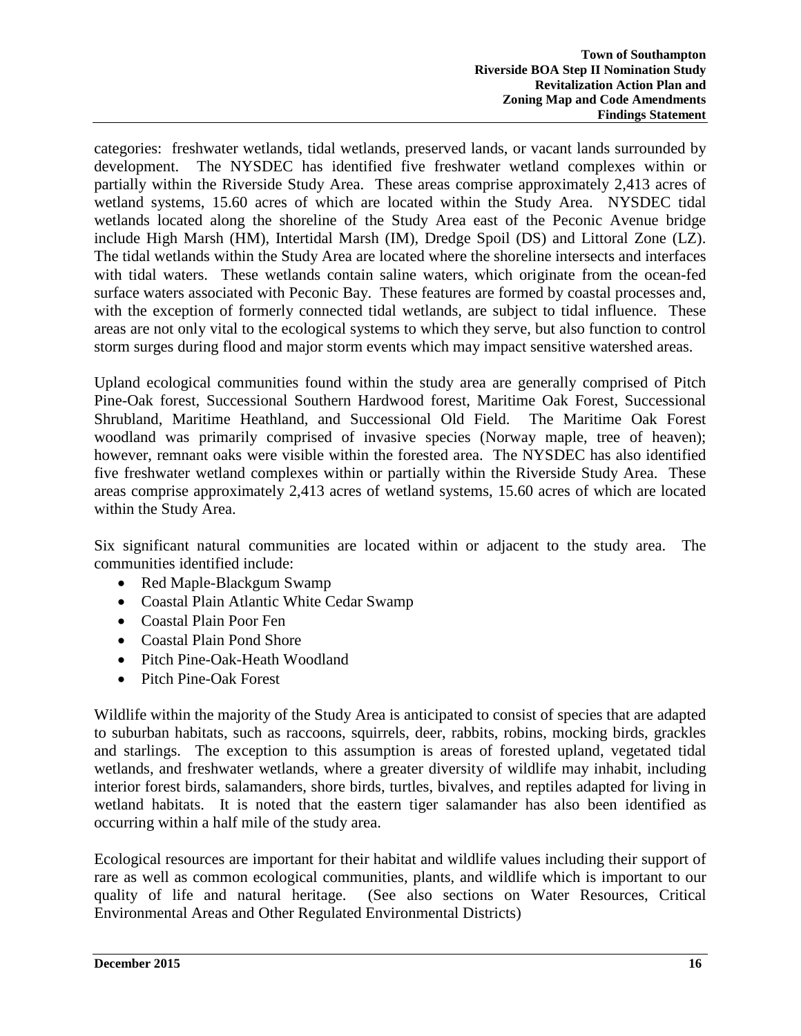categories: freshwater wetlands, tidal wetlands, preserved lands, or vacant lands surrounded by development. The NYSDEC has identified five freshwater wetland complexes within or partially within the Riverside Study Area. These areas comprise approximately 2,413 acres of wetland systems, 15.60 acres of which are located within the Study Area. NYSDEC tidal wetlands located along the shoreline of the Study Area east of the Peconic Avenue bridge include High Marsh (HM), Intertidal Marsh (IM), Dredge Spoil (DS) and Littoral Zone (LZ). The tidal wetlands within the Study Area are located where the shoreline intersects and interfaces with tidal waters. These wetlands contain saline waters, which originate from the ocean-fed surface waters associated with Peconic Bay. These features are formed by coastal processes and, with the exception of formerly connected tidal wetlands, are subject to tidal influence. These areas are not only vital to the ecological systems to which they serve, but also function to control storm surges during flood and major storm events which may impact sensitive watershed areas.

Upland ecological communities found within the study area are generally comprised of Pitch Pine-Oak forest, Successional Southern Hardwood forest, Maritime Oak Forest, Successional Shrubland, Maritime Heathland, and Successional Old Field. The Maritime Oak Forest woodland was primarily comprised of invasive species (Norway maple, tree of heaven); however, remnant oaks were visible within the forested area. The NYSDEC has also identified five freshwater wetland complexes within or partially within the Riverside Study Area. These areas comprise approximately 2,413 acres of wetland systems, 15.60 acres of which are located within the Study Area.

Six significant natural communities are located within or adjacent to the study area. The communities identified include:

- Red Maple-Blackgum Swamp
- Coastal Plain Atlantic White Cedar Swamp
- Coastal Plain Poor Fen
- Coastal Plain Pond Shore
- Pitch Pine-Oak-Heath Woodland
- Pitch Pine-Oak Forest

Wildlife within the majority of the Study Area is anticipated to consist of species that are adapted to suburban habitats, such as raccoons, squirrels, deer, rabbits, robins, mocking birds, grackles and starlings. The exception to this assumption is areas of forested upland, vegetated tidal wetlands, and freshwater wetlands, where a greater diversity of wildlife may inhabit, including interior forest birds, salamanders, shore birds, turtles, bivalves, and reptiles adapted for living in wetland habitats. It is noted that the eastern tiger salamander has also been identified as occurring within a half mile of the study area.

Ecological resources are important for their habitat and wildlife values including their support of rare as well as common ecological communities, plants, and wildlife which is important to our quality of life and natural heritage. (See also sections on Water Resources, Critical Environmental Areas and Other Regulated Environmental Districts)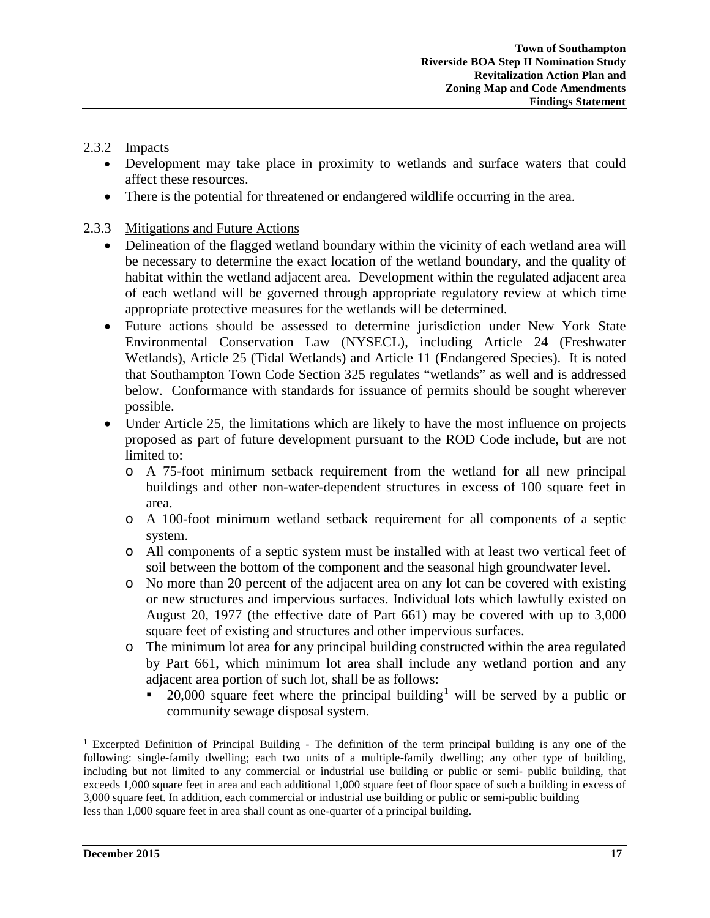### 2.3.2 Impacts

- Development may take place in proximity to wetlands and surface waters that could affect these resources.
- There is the potential for threatened or endangered wildlife occurring in the area.

### 2.3.3 Mitigations and Future Actions

- Delineation of the flagged wetland boundary within the vicinity of each wetland area will be necessary to determine the exact location of the wetland boundary, and the quality of habitat within the wetland adjacent area. Development within the regulated adjacent area of each wetland will be governed through appropriate regulatory review at which time appropriate protective measures for the wetlands will be determined.
- Future actions should be assessed to determine jurisdiction under New York State Environmental Conservation Law (NYSECL), including Article 24 (Freshwater Wetlands), Article 25 (Tidal Wetlands) and Article 11 (Endangered Species). It is noted that Southampton Town Code Section 325 regulates "wetlands" as well and is addressed below. Conformance with standards for issuance of permits should be sought wherever possible.
- Under Article 25, the limitations which are likely to have the most influence on projects proposed as part of future development pursuant to the ROD Code include, but are not limited to:
  - A 75-foot minimum setback requirement from the wetland for all new principal buildings and other non-water-dependent structures in excess of 100 square feet in area.
  - A 100-foot minimum wetland setback requirement for all components of a septic system.
  - All components of a septic system must be installed with at least two vertical feet of soil between the bottom of the component and the seasonal high groundwater level.
  - No more than 20 percent of the adjacent area on any lot can be covered with existing or new structures and impervious surfaces. Individual lots which lawfully existed on August 20, 1977 (the effective date of Part 661) may be covered with up to 3,000 square feet of existing and structures and other impervious surfaces.
  - The minimum lot area for any principal building constructed within the area regulated by Part 661, which minimum lot area shall include any wetland portion and any adjacent area portion of such lot, shall be as follows:
    - 20,000 square feet where the principal building[1] will be served by a public or community sewage disposal system.

---

[1] Excerpted Definition of Principal Building - The definition of the term principal building is any one of the following: single-family dwelling; each two units of a multiple-family dwelling; any other type of building, including but not limited to any commercial or industrial use building or public or semi- public building, that exceeds 1,000 square feet in area and each additional 1,000 square feet of floor space of such a building in excess of 3,000 square feet. In addition, each commercial or industrial use building or public or semi-public building less than 1,000 square feet in area shall count as one-quarter of a principal building.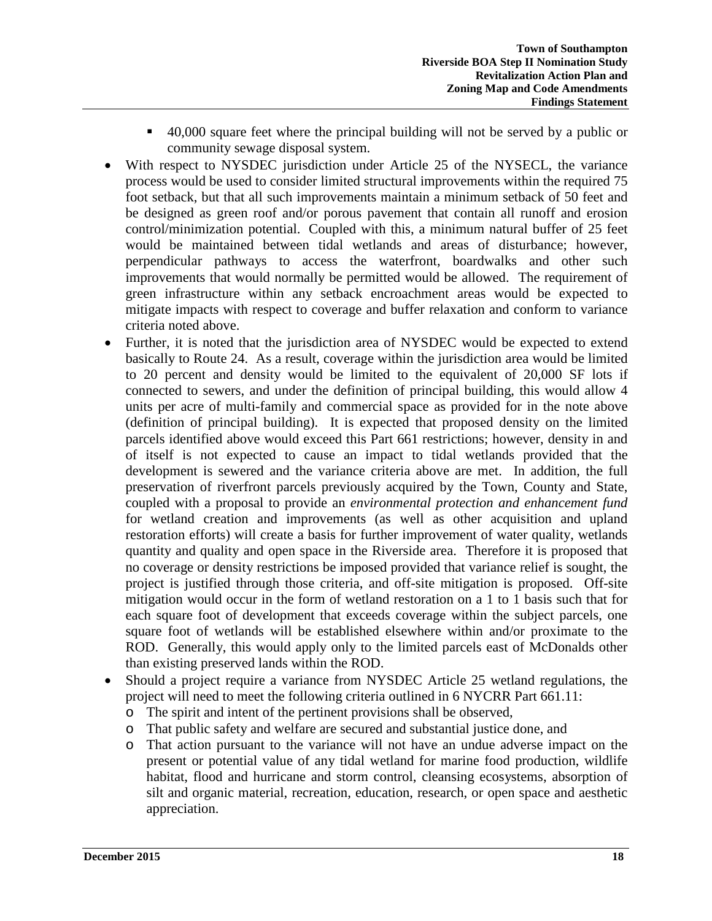- 40,000 square feet where the principal building will not be served by a public or community sewage disposal system.
- With respect to NYSDEC jurisdiction under Article 25 of the NYSECL, the variance process would be used to consider limited structural improvements within the required 75 foot setback, but that all such improvements maintain a minimum setback of 50 feet and be designed as green roof and/or porous pavement that contain all runoff and erosion control/minimization potential. Coupled with this, a minimum natural buffer of 25 feet would be maintained between tidal wetlands and areas of disturbance; however, perpendicular pathways to access the waterfront, boardwalks and other such improvements that would normally be permitted would be allowed. The requirement of green infrastructure within any setback encroachment areas would be expected to mitigate impacts with respect to coverage and buffer relaxation and conform to variance criteria noted above.
- Further, it is noted that the jurisdiction area of NYSDEC would be expected to extend basically to Route 24. As a result, coverage within the jurisdiction area would be limited to 20 percent and density would be limited to the equivalent of 20,000 SF lots if connected to sewers, and under the definition of principal building, this would allow 4 units per acre of multi-family and commercial space as provided for in the note above (definition of principal building). It is expected that proposed density on the limited parcels identified above would exceed this Part 661 restrictions; however, density in and of itself is not expected to cause an impact to tidal wetlands provided that the development is sewered and the variance criteria above are met. In addition, the full preservation of riverfront parcels previously acquired by the Town, County and State, coupled with a proposal to provide an *environmental protection and enhancement fund* for wetland creation and improvements (as well as other acquisition and upland restoration efforts) will create a basis for further improvement of water quality, wetlands quantity and quality and open space in the Riverside area. Therefore it is proposed that no coverage or density restrictions be imposed provided that variance relief is sought, the project is justified through those criteria, and off-site mitigation is proposed. Off-site mitigation would occur in the form of wetland restoration on a 1 to 1 basis such that for each square foot of development that exceeds coverage within the subject parcels, one square foot of wetlands will be established elsewhere within and/or proximate to the ROD. Generally, this would apply only to the limited parcels east of McDonalds other than existing preserved lands within the ROD.
- Should a project require a variance from NYSDEC Article 25 wetland regulations, the project will need to meet the following criteria outlined in 6 NYCRR Part 661.11:
  - The spirit and intent of the pertinent provisions shall be observed,
  - That public safety and welfare are secured and substantial justice done, and
  - That action pursuant to the variance will not have an undue adverse impact on the present or potential value of any tidal wetland for marine food production, wildlife habitat, flood and hurricane and storm control, cleansing ecosystems, absorption of silt and organic material, recreation, education, research, or open space and aesthetic appreciation.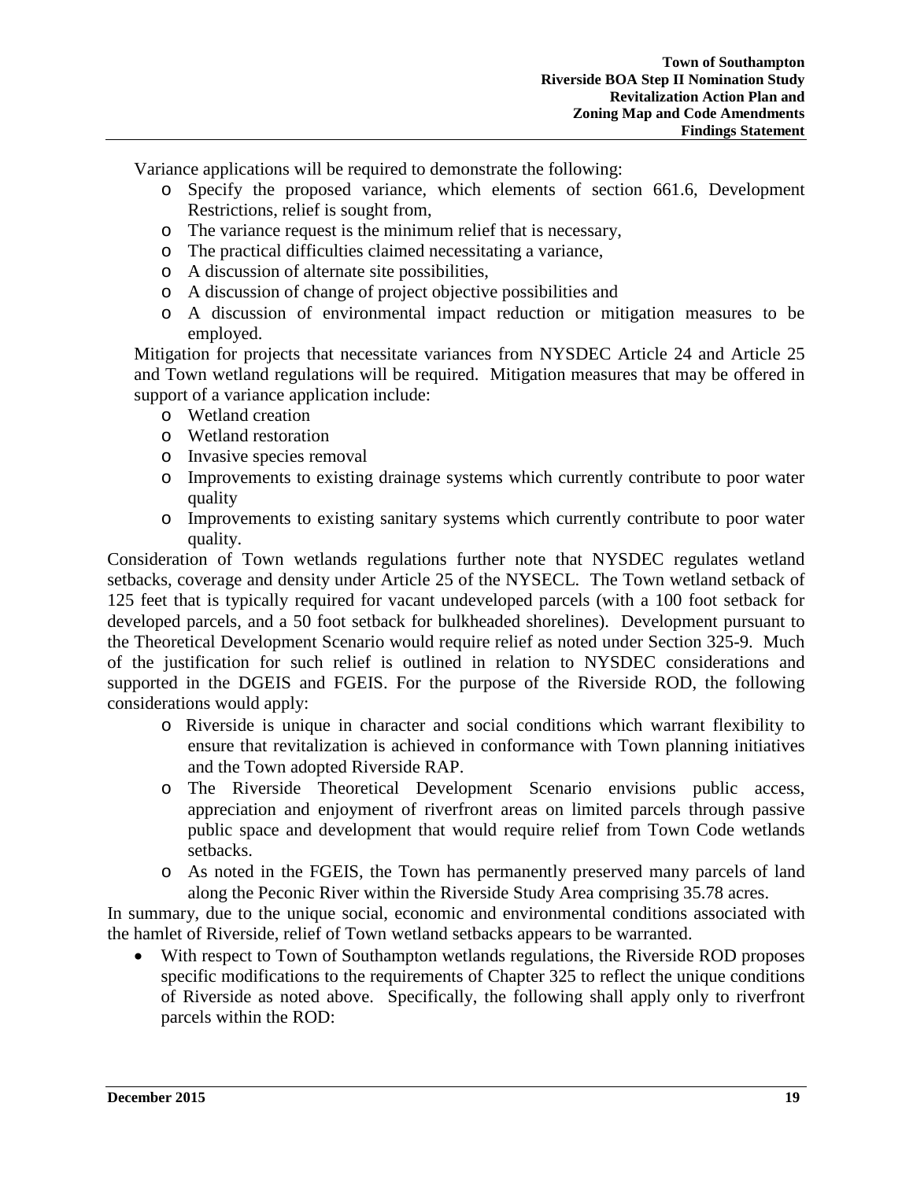Variance applications will be required to demonstrate the following:

- Specify the proposed variance, which elements of section 661.6, Development Restrictions, relief is sought from,
- The variance request is the minimum relief that is necessary,
- The practical difficulties claimed necessitating a variance,
- A discussion of alternate site possibilities,
- A discussion of change of project objective possibilities and
- A discussion of environmental impact reduction or mitigation measures to be employed.

Mitigation for projects that necessitate variances from NYSDEC Article 24 and Article 25 and Town wetland regulations will be required. Mitigation measures that may be offered in support of a variance application include:

- Wetland creation
- Wetland restoration
- Invasive species removal
- Improvements to existing drainage systems which currently contribute to poor water quality
- Improvements to existing sanitary systems which currently contribute to poor water quality.

Consideration of Town wetlands regulations further note that NYSDEC regulates wetland setbacks, coverage and density under Article 25 of the NYSECL. The Town wetland setback of 125 feet that is typically required for vacant undeveloped parcels (with a 100 foot setback for developed parcels, and a 50 foot setback for bulkheaded shorelines). Development pursuant to the Theoretical Development Scenario would require relief as noted under Section 325-9. Much of the justification for such relief is outlined in relation to NYSDEC considerations and supported in the DGEIS and FGEIS. For the purpose of the Riverside ROD, the following considerations would apply:

- Riverside is unique in character and social conditions which warrant flexibility to ensure that revitalization is achieved in conformance with Town planning initiatives and the Town adopted Riverside RAP.
- The Riverside Theoretical Development Scenario envisions public access, appreciation and enjoyment of riverfront areas on limited parcels through passive public space and development that would require relief from Town Code wetlands setbacks.
- As noted in the FGEIS, the Town has permanently preserved many parcels of land along the Peconic River within the Riverside Study Area comprising 35.78 acres.

In summary, due to the unique social, economic and environmental conditions associated with the hamlet of Riverside, relief of Town wetland setbacks appears to be warranted.

- With respect to Town of Southampton wetlands regulations, the Riverside ROD proposes specific modifications to the requirements of Chapter 325 to reflect the unique conditions of Riverside as noted above. Specifically, the following shall apply only to riverfront parcels within the ROD: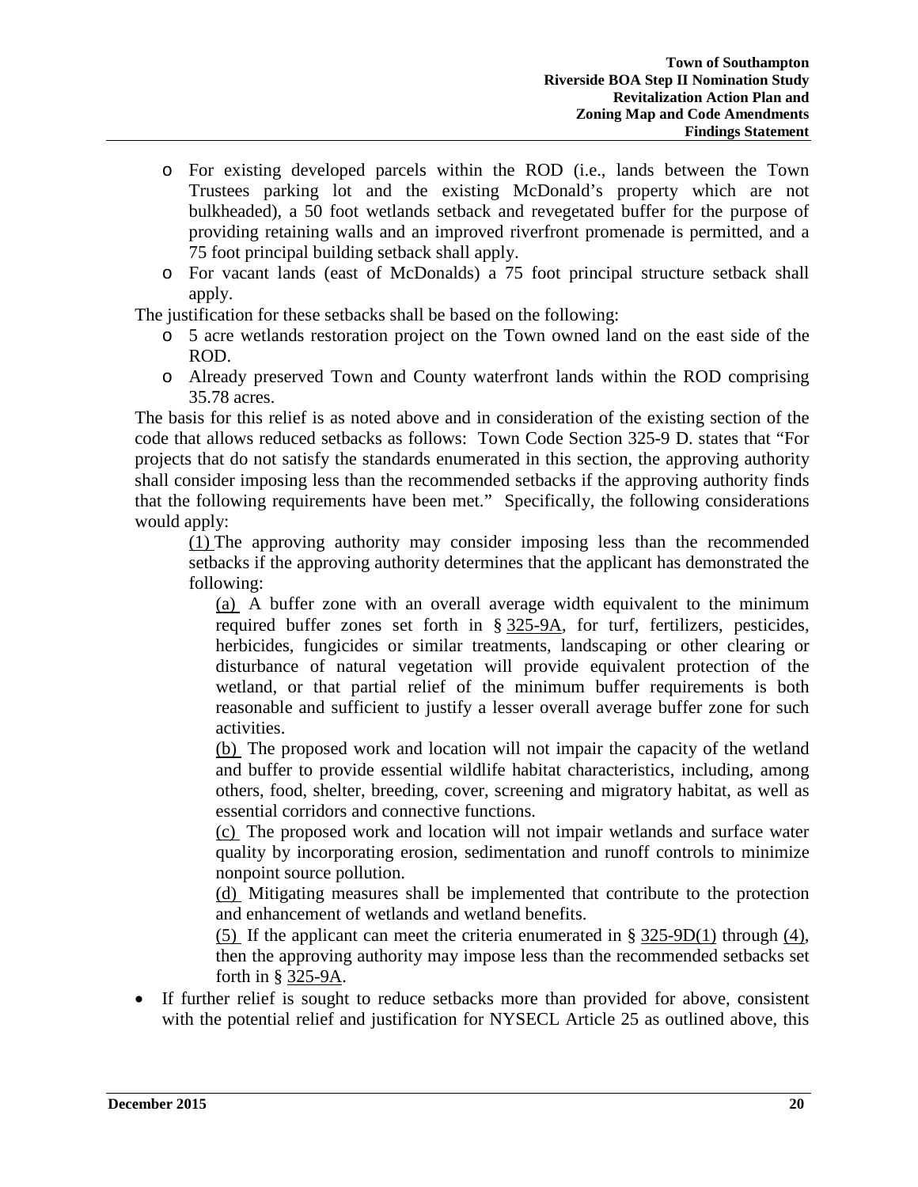- For existing developed parcels within the ROD (i.e., lands between the Town Trustees parking lot and the existing McDonald's property which are not bulkheaded), a 50 foot wetlands setback and revegetated buffer for the purpose of providing retaining walls and an improved riverfront promenade is permitted, and a 75 foot principal building setback shall apply.
- For vacant lands (east of McDonalds) a 75 foot principal structure setback shall apply.

The justification for these setbacks shall be based on the following:

- 5 acre wetlands restoration project on the Town owned land on the east side of the ROD.
- Already preserved Town and County waterfront lands within the ROD comprising 35.78 acres.

The basis for this relief is as noted above and in consideration of the existing section of the code that allows reduced setbacks as follows: Town Code Section 325-9 D. states that "For projects that do not satisfy the standards enumerated in this section, the approving authority shall consider imposing less than the recommended setbacks if the approving authority finds that the following requirements have been met." Specifically, the following considerations would apply:

(1) The approving authority may consider imposing less than the recommended setbacks if the approving authority determines that the applicant has demonstrated the following:

(a) A buffer zone with an overall average width equivalent to the minimum required buffer zones set forth in § 325-9A, for turf, fertilizers, pesticides, herbicides, fungicides or similar treatments, landscaping or other clearing or disturbance of natural vegetation will provide equivalent protection of the wetland, or that partial relief of the minimum buffer requirements is both reasonable and sufficient to justify a lesser overall average buffer zone for such activities.

(b) The proposed work and location will not impair the capacity of the wetland and buffer to provide essential wildlife habitat characteristics, including, among others, food, shelter, breeding, cover, screening and migratory habitat, as well as essential corridors and connective functions.

(c) The proposed work and location will not impair wetlands and surface water quality by incorporating erosion, sedimentation and runoff controls to minimize nonpoint source pollution.

(d) Mitigating measures shall be implemented that contribute to the protection and enhancement of wetlands and wetland benefits.

(5) If the applicant can meet the criteria enumerated in § 325-9D(1) through (4), then the approving authority may impose less than the recommended setbacks set forth in § 325-9A.

- If further relief is sought to reduce setbacks more than provided for above, consistent with the potential relief and justification for NYSECL Article 25 as outlined above, this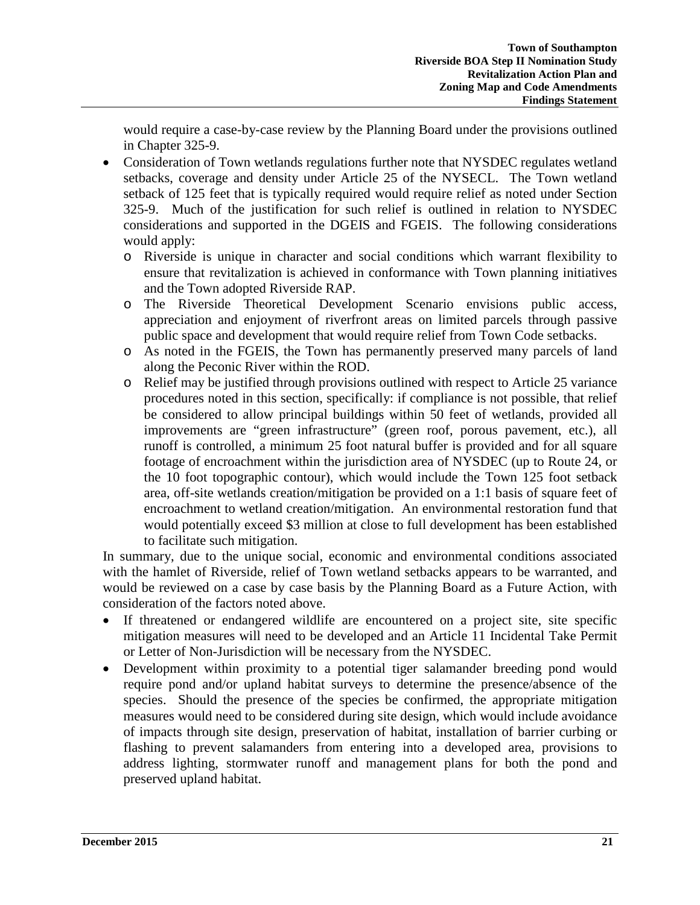would require a case-by-case review by the Planning Board under the provisions outlined in Chapter 325-9.

- Consideration of Town wetlands regulations further note that NYSDEC regulates wetland setbacks, coverage and density under Article 25 of the NYSECL. The Town wetland setback of 125 feet that is typically required would require relief as noted under Section 325-9. Much of the justification for such relief is outlined in relation to NYSDEC considerations and supported in the DGEIS and FGEIS. The following considerations would apply:
  - Riverside is unique in character and social conditions which warrant flexibility to ensure that revitalization is achieved in conformance with Town planning initiatives and the Town adopted Riverside RAP.
  - The Riverside Theoretical Development Scenario envisions public access, appreciation and enjoyment of riverfront areas on limited parcels through passive public space and development that would require relief from Town Code setbacks.
  - As noted in the FGEIS, the Town has permanently preserved many parcels of land along the Peconic River within the ROD.
  - Relief may be justified through provisions outlined with respect to Article 25 variance procedures noted in this section, specifically: if compliance is not possible, that relief be considered to allow principal buildings within 50 feet of wetlands, provided all improvements are "green infrastructure" (green roof, porous pavement, etc.), all runoff is controlled, a minimum 25 foot natural buffer is provided and for all square footage of encroachment within the jurisdiction area of NYSDEC (up to Route 24, or the 10 foot topographic contour), which would include the Town 125 foot setback area, off-site wetlands creation/mitigation be provided on a 1:1 basis of square feet of encroachment to wetland creation/mitigation. An environmental restoration fund that would potentially exceed $3 million at close to full development has been established to facilitate such mitigation.

In summary, due to the unique social, economic and environmental conditions associated with the hamlet of Riverside, relief of Town wetland setbacks appears to be warranted, and would be reviewed on a case by case basis by the Planning Board as a Future Action, with consideration of the factors noted above.

- If threatened or endangered wildlife are encountered on a project site, site specific mitigation measures will need to be developed and an Article 11 Incidental Take Permit or Letter of Non-Jurisdiction will be necessary from the NYSDEC.
- Development within proximity to a potential tiger salamander breeding pond would require pond and/or upland habitat surveys to determine the presence/absence of the species. Should the presence of the species be confirmed, the appropriate mitigation measures would need to be considered during site design, which would include avoidance of impacts through site design, preservation of habitat, installation of barrier curbing or flashing to prevent salamanders from entering into a developed area, provisions to address lighting, stormwater runoff and management plans for both the pond and preserved upland habitat.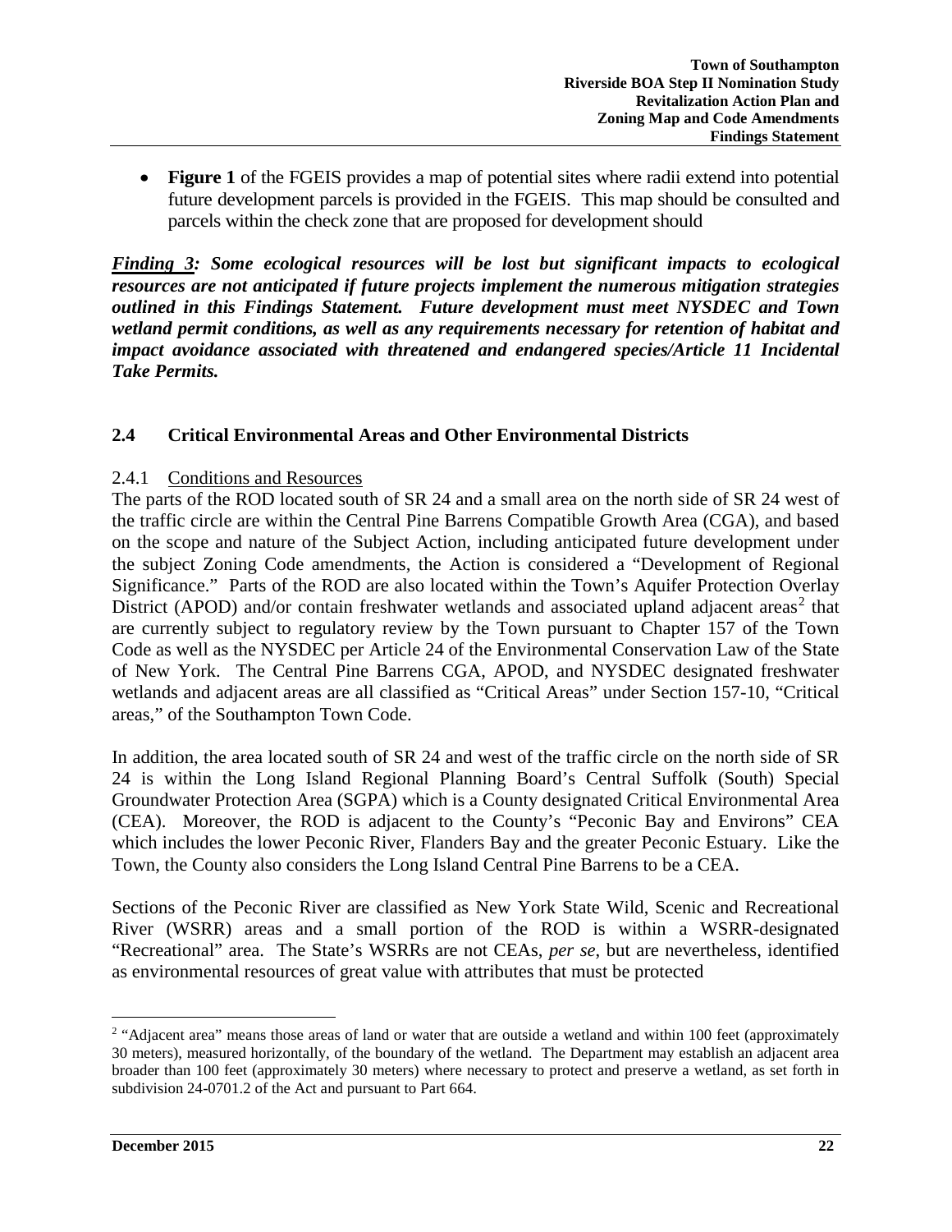- **Figure 1** of the FGEIS provides a map of potential sites where radii extend into potential future development parcels is provided in the FGEIS. This map should be consulted and parcels within the check zone that are proposed for development should

***<u>Finding 3</u>: Some ecological resources will be lost but significant impacts to ecological resources are not anticipated if future projects implement the numerous mitigation strategies outlined in this Findings Statement. Future development must meet NYSDEC and Town wetland permit conditions, as well as any requirements necessary for retention of habitat and impact avoidance associated with threatened and endangered species/Article 11 Incidental Take Permits.***

## 2.4 Critical Environmental Areas and Other Environmental Districts

### 2.4.1 <u>Conditions and Resources</u>

The parts of the ROD located south of SR 24 and a small area on the north side of SR 24 west of the traffic circle are within the Central Pine Barrens Compatible Growth Area (CGA), and based on the scope and nature of the Subject Action, including anticipated future development under the subject Zoning Code amendments, the Action is considered a "Development of Regional Significance." Parts of the ROD are also located within the Town's Aquifer Protection Overlay District (APOD) and/or contain freshwater wetlands and associated upland adjacent areas[2] that are currently subject to regulatory review by the Town pursuant to Chapter 157 of the Town Code as well as the NYSDEC per Article 24 of the Environmental Conservation Law of the State of New York. The Central Pine Barrens CGA, APOD, and NYSDEC designated freshwater wetlands and adjacent areas are all classified as "Critical Areas" under Section 157-10, "Critical areas," of the Southampton Town Code.

In addition, the area located south of SR 24 and west of the traffic circle on the north side of SR 24 is within the Long Island Regional Planning Board's Central Suffolk (South) Special Groundwater Protection Area (SGPA) which is a County designated Critical Environmental Area (CEA). Moreover, the ROD is adjacent to the County's "Peconic Bay and Environs" CEA which includes the lower Peconic River, Flanders Bay and the greater Peconic Estuary. Like the Town, the County also considers the Long Island Central Pine Barrens to be a CEA.

Sections of the Peconic River are classified as New York State Wild, Scenic and Recreational River (WSRR) areas and a small portion of the ROD is within a WSRR-designated "Recreational" area. The State's WSRRs are not CEAs, *per se*, but are nevertheless, identified as environmental resources of great value with attributes that must be protected

---

[2] "Adjacent area" means those areas of land or water that are outside a wetland and within 100 feet (approximately 30 meters), measured horizontally, of the boundary of the wetland. The Department may establish an adjacent area broader than 100 feet (approximately 30 meters) where necessary to protect and preserve a wetland, as set forth in subdivision 24-0701.2 of the Act and pursuant to Part 664.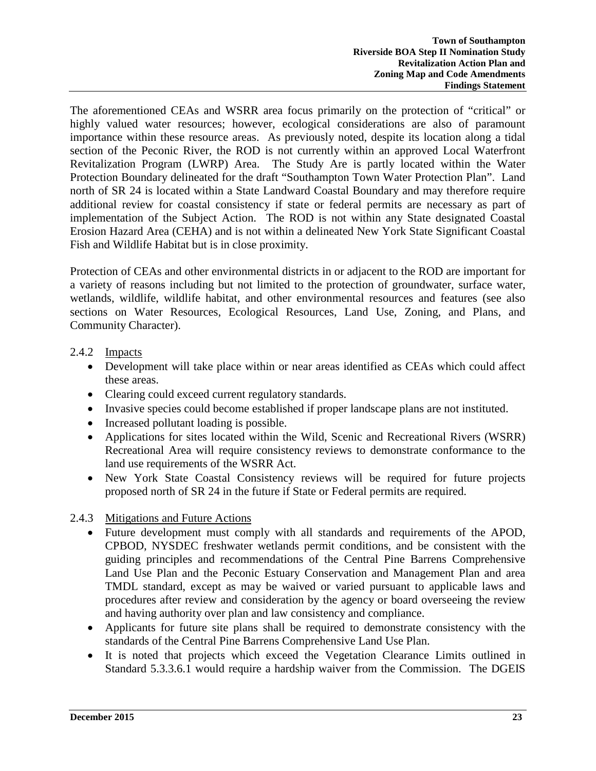The aforementioned CEAs and WSRR area focus primarily on the protection of "critical" or highly valued water resources; however, ecological considerations are also of paramount importance within these resource areas. As previously noted, despite its location along a tidal section of the Peconic River, the ROD is not currently within an approved Local Waterfront Revitalization Program (LWRP) Area. The Study Are is partly located within the Water Protection Boundary delineated for the draft "Southampton Town Water Protection Plan". Land north of SR 24 is located within a State Landward Coastal Boundary and may therefore require additional review for coastal consistency if state or federal permits are necessary as part of implementation of the Subject Action. The ROD is not within any State designated Coastal Erosion Hazard Area (CEHA) and is not within a delineated New York State Significant Coastal Fish and Wildlife Habitat but is in close proximity.

Protection of CEAs and other environmental districts in or adjacent to the ROD are important for a variety of reasons including but not limited to the protection of groundwater, surface water, wetlands, wildlife, wildlife habitat, and other environmental resources and features (see also sections on Water Resources, Ecological Resources, Land Use, Zoning, and Plans, and Community Character).

### 2.4.2 Impacts

- Development will take place within or near areas identified as CEAs which could affect these areas.
- Clearing could exceed current regulatory standards.
- Invasive species could become established if proper landscape plans are not instituted.
- Increased pollutant loading is possible.
- Applications for sites located within the Wild, Scenic and Recreational Rivers (WSRR) Recreational Area will require consistency reviews to demonstrate conformance to the land use requirements of the WSRR Act.
- New York State Coastal Consistency reviews will be required for future projects proposed north of SR 24 in the future if State or Federal permits are required.

### 2.4.3 Mitigations and Future Actions

- Future development must comply with all standards and requirements of the APOD, CPBOD, NYSDEC freshwater wetlands permit conditions, and be consistent with the guiding principles and recommendations of the Central Pine Barrens Comprehensive Land Use Plan and the Peconic Estuary Conservation and Management Plan and area TMDL standard, except as may be waived or varied pursuant to applicable laws and procedures after review and consideration by the agency or board overseeing the review and having authority over plan and law consistency and compliance.
- Applicants for future site plans shall be required to demonstrate consistency with the standards of the Central Pine Barrens Comprehensive Land Use Plan.
- It is noted that projects which exceed the Vegetation Clearance Limits outlined in Standard 5.3.3.6.1 would require a hardship waiver from the Commission. The DGEIS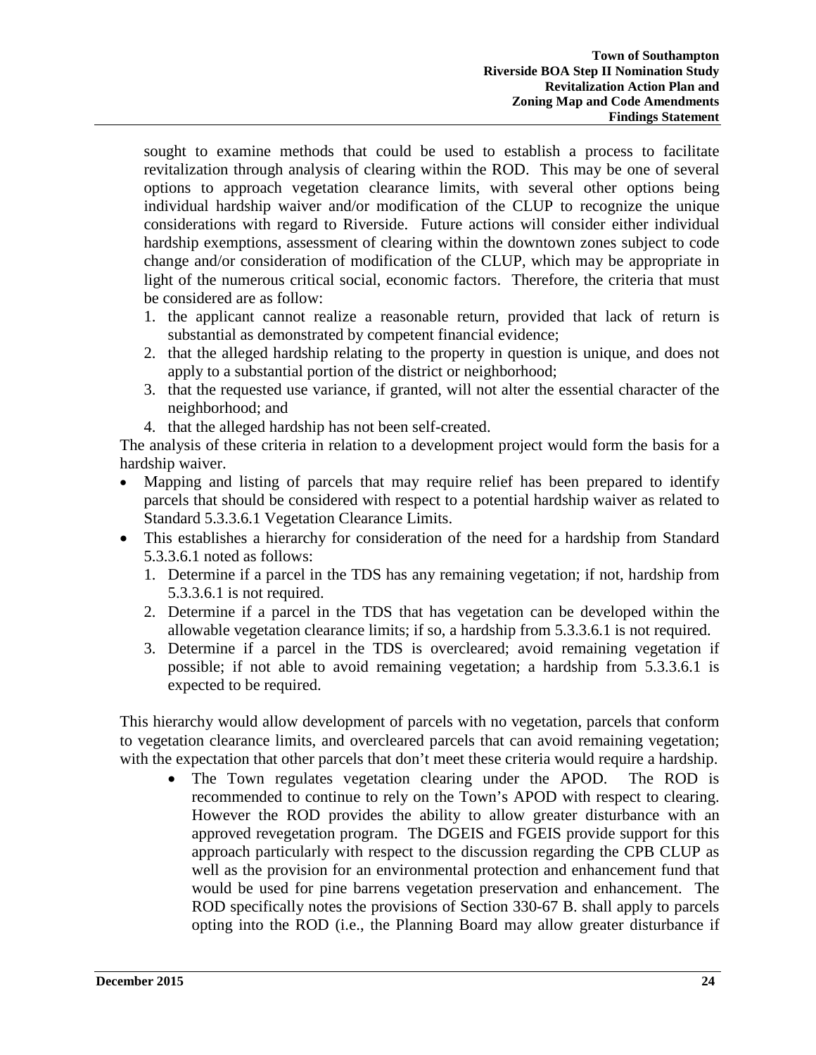sought to examine methods that could be used to establish a process to facilitate revitalization through analysis of clearing within the ROD. This may be one of several options to approach vegetation clearance limits, with several other options being individual hardship waiver and/or modification of the CLUP to recognize the unique considerations with regard to Riverside. Future actions will consider either individual hardship exemptions, assessment of clearing within the downtown zones subject to code change and/or consideration of modification of the CLUP, which may be appropriate in light of the numerous critical social, economic factors. Therefore, the criteria that must be considered are as follow:

1. the applicant cannot realize a reasonable return, provided that lack of return is substantial as demonstrated by competent financial evidence;
2. that the alleged hardship relating to the property in question is unique, and does not apply to a substantial portion of the district or neighborhood;
3. that the requested use variance, if granted, will not alter the essential character of the neighborhood; and
4. that the alleged hardship has not been self-created.

The analysis of these criteria in relation to a development project would form the basis for a hardship waiver.

- Mapping and listing of parcels that may require relief has been prepared to identify parcels that should be considered with respect to a potential hardship waiver as related to Standard 5.3.3.6.1 Vegetation Clearance Limits.
- This establishes a hierarchy for consideration of the need for a hardship from Standard 5.3.3.6.1 noted as follows:
  1. Determine if a parcel in the TDS has any remaining vegetation; if not, hardship from 5.3.3.6.1 is not required.
  2. Determine if a parcel in the TDS that has vegetation can be developed within the allowable vegetation clearance limits; if so, a hardship from 5.3.3.6.1 is not required.
  3. Determine if a parcel in the TDS is overcleared; avoid remaining vegetation if possible; if not able to avoid remaining vegetation; a hardship from 5.3.3.6.1 is expected to be required.

This hierarchy would allow development of parcels with no vegetation, parcels that conform to vegetation clearance limits, and overcleared parcels that can avoid remaining vegetation; with the expectation that other parcels that don't meet these criteria would require a hardship.

- The Town regulates vegetation clearing under the APOD. The ROD is recommended to continue to rely on the Town's APOD with respect to clearing. However the ROD provides the ability to allow greater disturbance with an approved revegetation program. The DGEIS and FGEIS provide support for this approach particularly with respect to the discussion regarding the CPB CLUP as well as the provision for an environmental protection and enhancement fund that would be used for pine barrens vegetation preservation and enhancement. The ROD specifically notes the provisions of Section 330-67 B. shall apply to parcels opting into the ROD (i.e., the Planning Board may allow greater disturbance if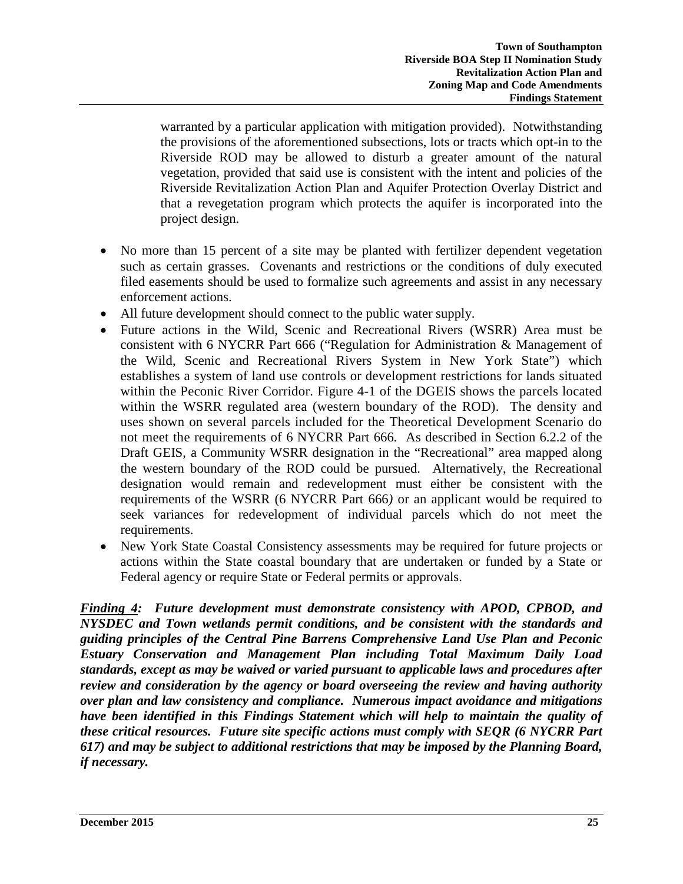warranted by a particular application with mitigation provided). Notwithstanding the provisions of the aforementioned subsections, lots or tracts which opt-in to the Riverside ROD may be allowed to disturb a greater amount of the natural vegetation, provided that said use is consistent with the intent and policies of the Riverside Revitalization Action Plan and Aquifer Protection Overlay District and that a revegetation program which protects the aquifer is incorporated into the project design.

- No more than 15 percent of a site may be planted with fertilizer dependent vegetation such as certain grasses. Covenants and restrictions or the conditions of duly executed filed easements should be used to formalize such agreements and assist in any necessary enforcement actions.
- All future development should connect to the public water supply.
- Future actions in the Wild, Scenic and Recreational Rivers (WSRR) Area must be consistent with 6 NYCRR Part 666 ("Regulation for Administration & Management of the Wild, Scenic and Recreational Rivers System in New York State") which establishes a system of land use controls or development restrictions for lands situated within the Peconic River Corridor. Figure 4-1 of the DGEIS shows the parcels located within the WSRR regulated area (western boundary of the ROD). The density and uses shown on several parcels included for the Theoretical Development Scenario do not meet the requirements of 6 NYCRR Part 666. As described in Section 6.2.2 of the Draft GEIS, a Community WSRR designation in the "Recreational" area mapped along the western boundary of the ROD could be pursued. Alternatively, the Recreational designation would remain and redevelopment must either be consistent with the requirements of the WSRR (6 NYCRR Part 666) or an applicant would be required to seek variances for redevelopment of individual parcels which do not meet the requirements.
- New York State Coastal Consistency assessments may be required for future projects or actions within the State coastal boundary that are undertaken or funded by a State or Federal agency or require State or Federal permits or approvals.

***<u>Finding 4</u>: Future development must demonstrate consistency with APOD, CPBOD, and NYSDEC and Town wetlands permit conditions, and be consistent with the standards and guiding principles of the Central Pine Barrens Comprehensive Land Use Plan and Peconic Estuary Conservation and Management Plan including Total Maximum Daily Load standards, except as may be waived or varied pursuant to applicable laws and procedures after review and consideration by the agency or board overseeing the review and having authority over plan and law consistency and compliance. Numerous impact avoidance and mitigations have been identified in this Findings Statement which will help to maintain the quality of these critical resources. Future site specific actions must comply with SEQR (6 NYCRR Part 617) and may be subject to additional restrictions that may be imposed by the Planning Board, if necessary.***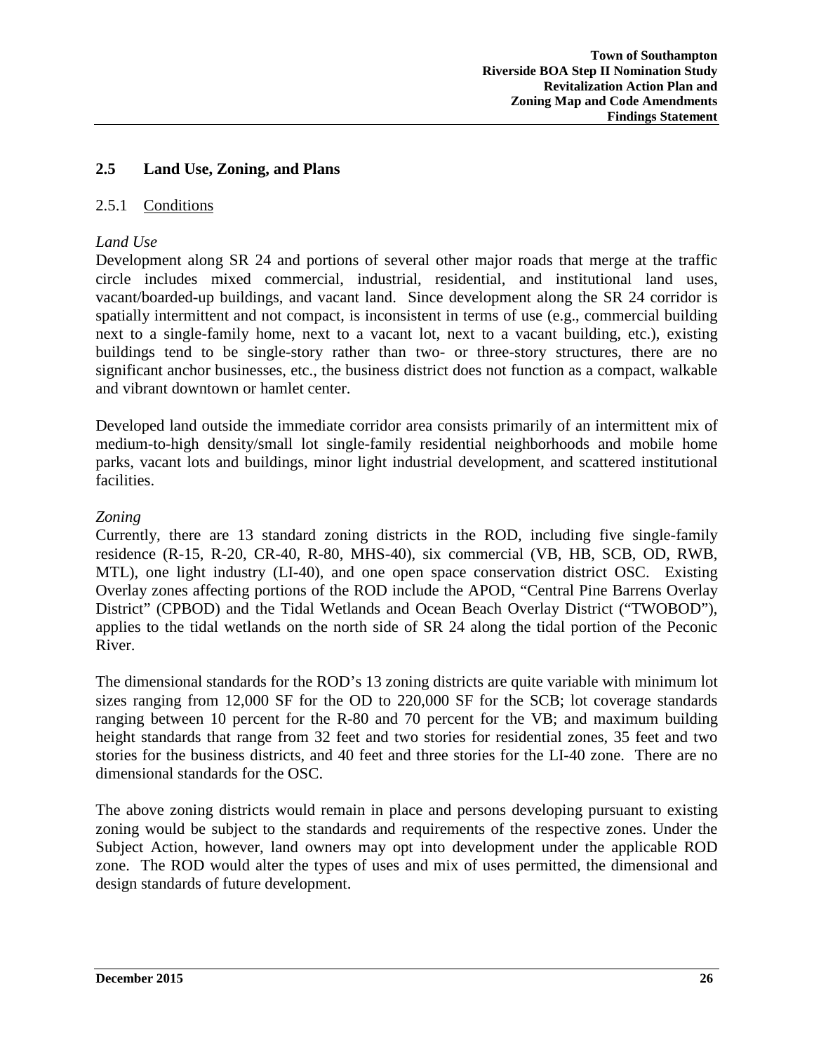## 2.5 Land Use, Zoning, and Plans

### 2.5.1 Conditions

*Land Use*

Development along SR 24 and portions of several other major roads that merge at the traffic circle includes mixed commercial, industrial, residential, and institutional land uses, vacant/boarded-up buildings, and vacant land. Since development along the SR 24 corridor is spatially intermittent and not compact, is inconsistent in terms of use (e.g., commercial building next to a single-family home, next to a vacant lot, next to a vacant building, etc.), existing buildings tend to be single-story rather than two- or three-story structures, there are no significant anchor businesses, etc., the business district does not function as a compact, walkable and vibrant downtown or hamlet center.

Developed land outside the immediate corridor area consists primarily of an intermittent mix of medium-to-high density/small lot single-family residential neighborhoods and mobile home parks, vacant lots and buildings, minor light industrial development, and scattered institutional facilities.

*Zoning*

Currently, there are 13 standard zoning districts in the ROD, including five single-family residence (R-15, R-20, CR-40, R-80, MHS-40), six commercial (VB, HB, SCB, OD, RWB, MTL), one light industry (LI-40), and one open space conservation district OSC. Existing Overlay zones affecting portions of the ROD include the APOD, "Central Pine Barrens Overlay District" (CPBOD) and the Tidal Wetlands and Ocean Beach Overlay District ("TWOBOD"), applies to the tidal wetlands on the north side of SR 24 along the tidal portion of the Peconic River.

The dimensional standards for the ROD's 13 zoning districts are quite variable with minimum lot sizes ranging from 12,000 SF for the OD to 220,000 SF for the SCB; lot coverage standards ranging between 10 percent for the R-80 and 70 percent for the VB; and maximum building height standards that range from 32 feet and two stories for residential zones, 35 feet and two stories for the business districts, and 40 feet and three stories for the LI-40 zone. There are no dimensional standards for the OSC.

The above zoning districts would remain in place and persons developing pursuant to existing zoning would be subject to the standards and requirements of the respective zones. Under the Subject Action, however, land owners may opt into development under the applicable ROD zone. The ROD would alter the types of uses and mix of uses permitted, the dimensional and design standards of future development.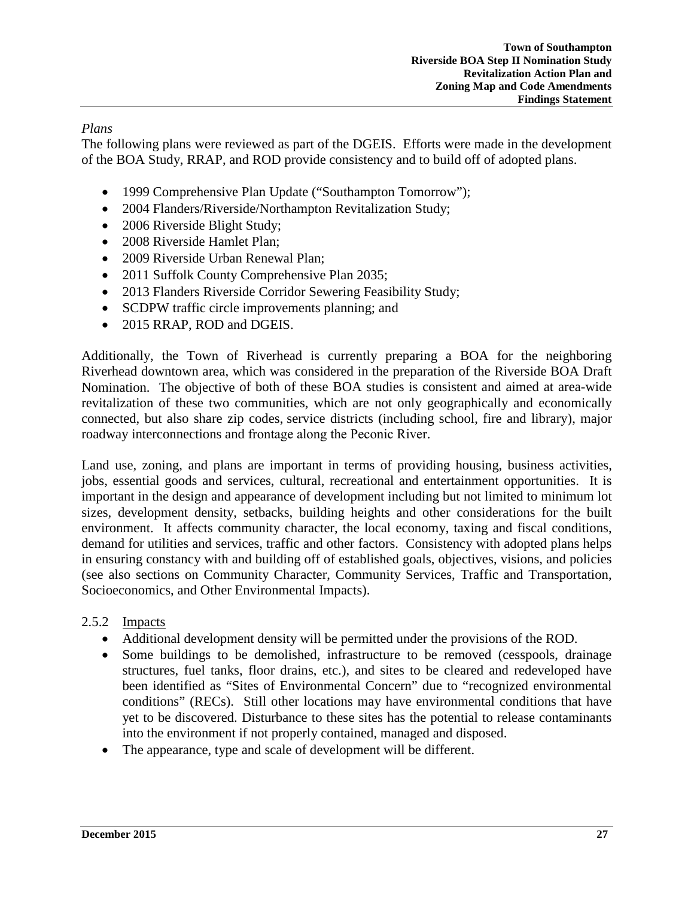*Plans*

The following plans were reviewed as part of the DGEIS. Efforts were made in the development of the BOA Study, RRAP, and ROD provide consistency and to build off of adopted plans.

- 1999 Comprehensive Plan Update ("Southampton Tomorrow");
- 2004 Flanders/Riverside/Northampton Revitalization Study;
- 2006 Riverside Blight Study;
- 2008 Riverside Hamlet Plan;
- 2009 Riverside Urban Renewal Plan;
- 2011 Suffolk County Comprehensive Plan 2035;
- 2013 Flanders Riverside Corridor Sewering Feasibility Study;
- SCDPW traffic circle improvements planning; and
- 2015 RRAP, ROD and DGEIS.

Additionally, the Town of Riverhead is currently preparing a BOA for the neighboring Riverhead downtown area, which was considered in the preparation of the Riverside BOA Draft Nomination. The objective of both of these BOA studies is consistent and aimed at area-wide revitalization of these two communities, which are not only geographically and economically connected, but also share zip codes, service districts (including school, fire and library), major roadway interconnections and frontage along the Peconic River.

Land use, zoning, and plans are important in terms of providing housing, business activities, jobs, essential goods and services, cultural, recreational and entertainment opportunities. It is important in the design and appearance of development including but not limited to minimum lot sizes, development density, setbacks, building heights and other considerations for the built environment. It affects community character, the local economy, taxing and fiscal conditions, demand for utilities and services, traffic and other factors. Consistency with adopted plans helps in ensuring constancy with and building off of established goals, objectives, visions, and policies (see also sections on Community Character, Community Services, Traffic and Transportation, Socioeconomics, and Other Environmental Impacts).

### 2.5.2 Impacts

- Additional development density will be permitted under the provisions of the ROD.
- Some buildings to be demolished, infrastructure to be removed (cesspools, drainage structures, fuel tanks, floor drains, etc.), and sites to be cleared and redeveloped have been identified as "Sites of Environmental Concern" due to "recognized environmental conditions" (RECs). Still other locations may have environmental conditions that have yet to be discovered. Disturbance to these sites has the potential to release contaminants into the environment if not properly contained, managed and disposed.
- The appearance, type and scale of development will be different.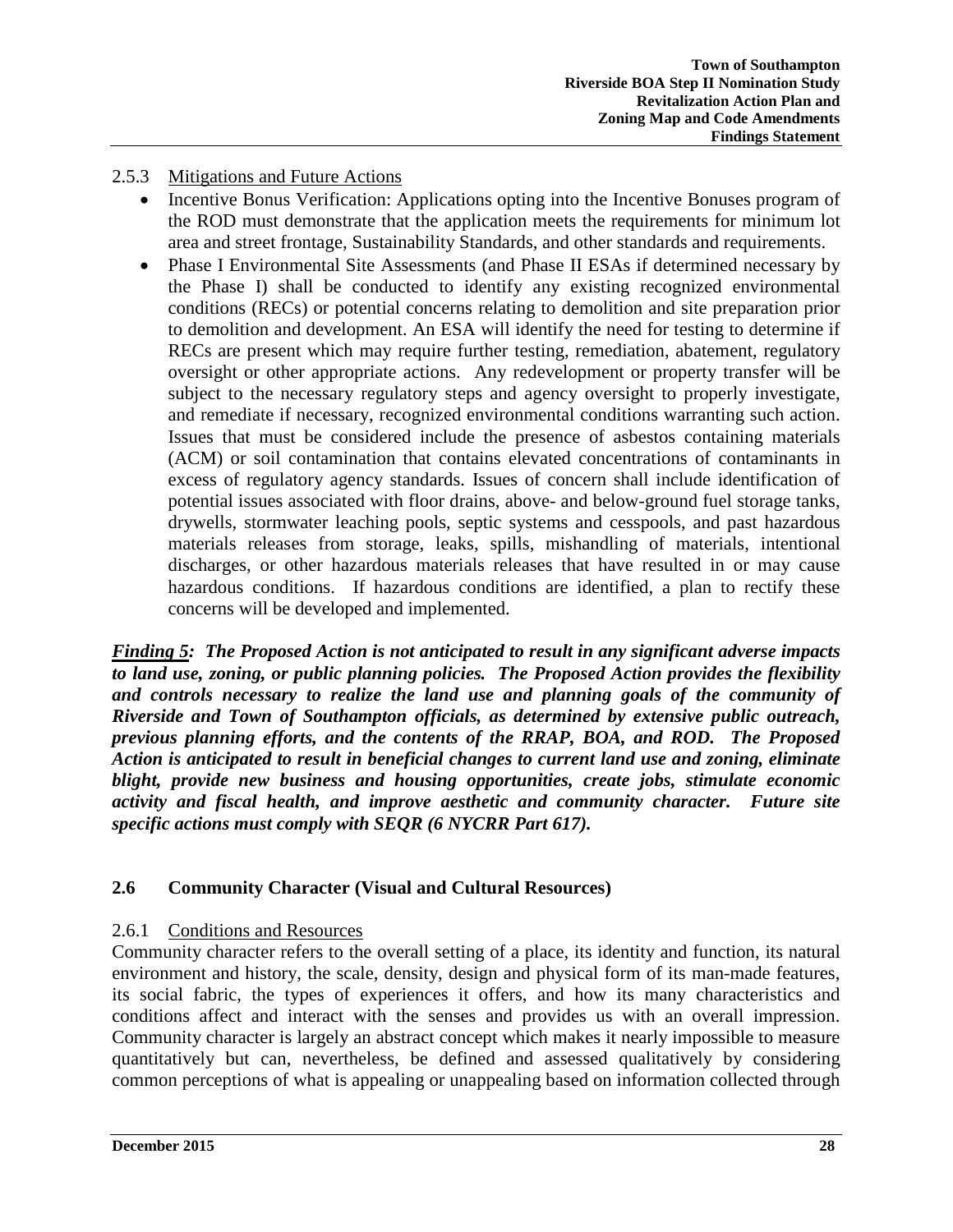### 2.5.3 Mitigations and Future Actions

- Incentive Bonus Verification: Applications opting into the Incentive Bonuses program of the ROD must demonstrate that the application meets the requirements for minimum lot area and street frontage, Sustainability Standards, and other standards and requirements.
- Phase I Environmental Site Assessments (and Phase II ESAs if determined necessary by the Phase I) shall be conducted to identify any existing recognized environmental conditions (RECs) or potential concerns relating to demolition and site preparation prior to demolition and development. An ESA will identify the need for testing to determine if RECs are present which may require further testing, remediation, abatement, regulatory oversight or other appropriate actions. Any redevelopment or property transfer will be subject to the necessary regulatory steps and agency oversight to properly investigate, and remediate if necessary, recognized environmental conditions warranting such action. Issues that must be considered include the presence of asbestos containing materials (ACM) or soil contamination that contains elevated concentrations of contaminants in excess of regulatory agency standards. Issues of concern shall include identification of potential issues associated with floor drains, above- and below-ground fuel storage tanks, drywells, stormwater leaching pools, septic systems and cesspools, and past hazardous materials releases from storage, leaks, spills, mishandling of materials, intentional discharges, or other hazardous materials releases that have resulted in or may cause hazardous conditions. If hazardous conditions are identified, a plan to rectify these concerns will be developed and implemented.

***Finding 5:* The Proposed Action is not anticipated to result in any significant adverse impacts to land use, zoning, or public planning policies. The Proposed Action provides the flexibility and controls necessary to realize the land use and planning goals of the community of Riverside and Town of Southampton officials, as determined by extensive public outreach, previous planning efforts, and the contents of the RRAP, BOA, and ROD. The Proposed Action is anticipated to result in beneficial changes to current land use and zoning, eliminate blight, provide new business and housing opportunities, create jobs, stimulate economic activity and fiscal health, and improve aesthetic and community character. Future site specific actions must comply with SEQR (6 NYCRR Part 617).***

## 2.6 Community Character (Visual and Cultural Resources)

### 2.6.1 Conditions and Resources

Community character refers to the overall setting of a place, its identity and function, its natural environment and history, the scale, density, design and physical form of its man-made features, its social fabric, the types of experiences it offers, and how its many characteristics and conditions affect and interact with the senses and provides us with an overall impression. Community character is largely an abstract concept which makes it nearly impossible to measure quantitatively but can, nevertheless, be defined and assessed qualitatively by considering common perceptions of what is appealing or unappealing based on information collected through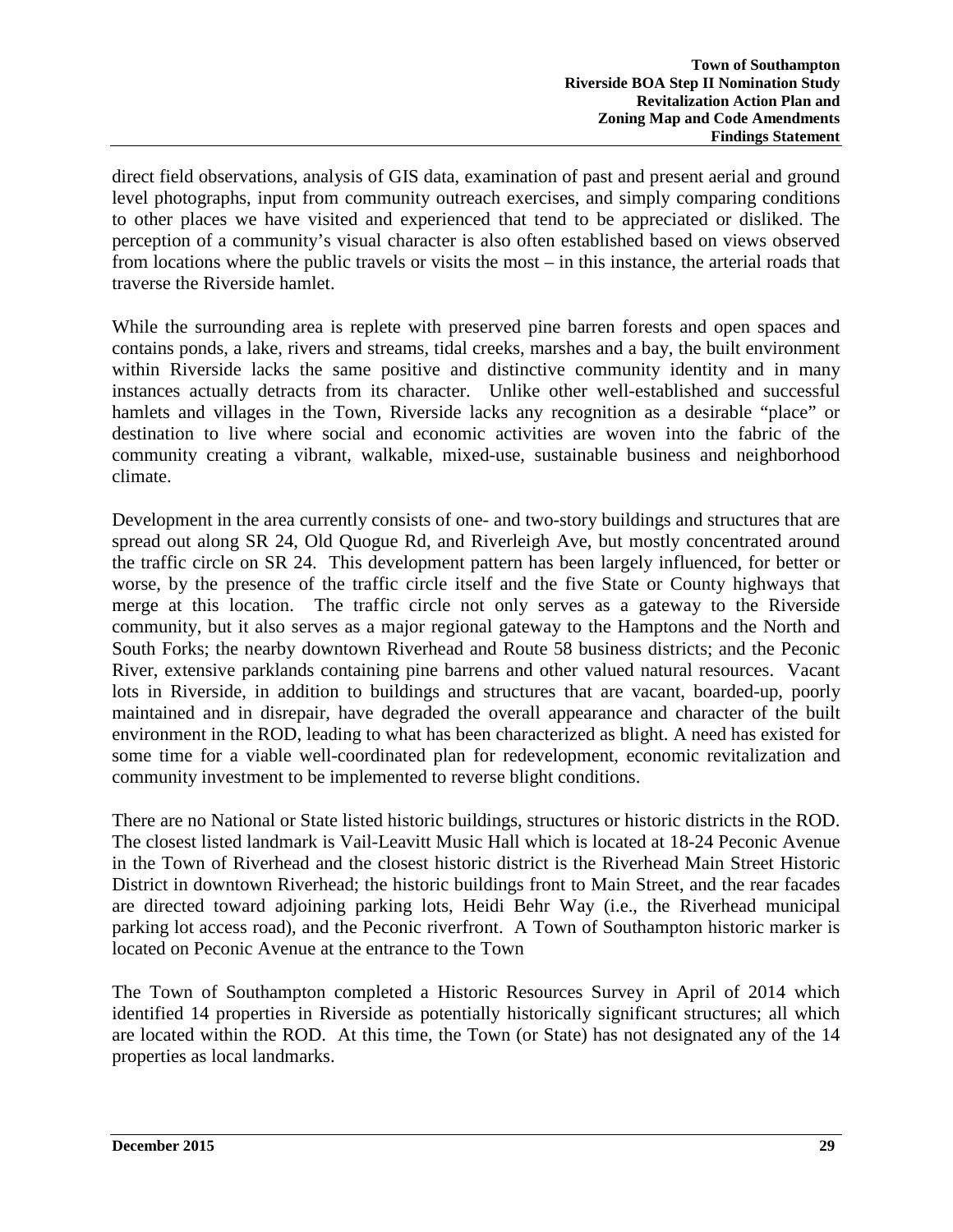direct field observations, analysis of GIS data, examination of past and present aerial and ground level photographs, input from community outreach exercises, and simply comparing conditions to other places we have visited and experienced that tend to be appreciated or disliked. The perception of a community's visual character is also often established based on views observed from locations where the public travels or visits the most – in this instance, the arterial roads that traverse the Riverside hamlet.

While the surrounding area is replete with preserved pine barren forests and open spaces and contains ponds, a lake, rivers and streams, tidal creeks, marshes and a bay, the built environment within Riverside lacks the same positive and distinctive community identity and in many instances actually detracts from its character. Unlike other well-established and successful hamlets and villages in the Town, Riverside lacks any recognition as a desirable "place" or destination to live where social and economic activities are woven into the fabric of the community creating a vibrant, walkable, mixed-use, sustainable business and neighborhood climate.

Development in the area currently consists of one- and two-story buildings and structures that are spread out along SR 24, Old Quogue Rd, and Riverleigh Ave, but mostly concentrated around the traffic circle on SR 24. This development pattern has been largely influenced, for better or worse, by the presence of the traffic circle itself and the five State or County highways that merge at this location. The traffic circle not only serves as a gateway to the Riverside community, but it also serves as a major regional gateway to the Hamptons and the North and South Forks; the nearby downtown Riverhead and Route 58 business districts; and the Peconic River, extensive parklands containing pine barrens and other valued natural resources. Vacant lots in Riverside, in addition to buildings and structures that are vacant, boarded-up, poorly maintained and in disrepair, have degraded the overall appearance and character of the built environment in the ROD, leading to what has been characterized as blight. A need has existed for some time for a viable well-coordinated plan for redevelopment, economic revitalization and community investment to be implemented to reverse blight conditions.

There are no National or State listed historic buildings, structures or historic districts in the ROD. The closest listed landmark is Vail-Leavitt Music Hall which is located at 18-24 Peconic Avenue in the Town of Riverhead and the closest historic district is the Riverhead Main Street Historic District in downtown Riverhead; the historic buildings front to Main Street, and the rear facades are directed toward adjoining parking lots, Heidi Behr Way (i.e., the Riverhead municipal parking lot access road), and the Peconic riverfront. A Town of Southampton historic marker is located on Peconic Avenue at the entrance to the Town

The Town of Southampton completed a Historic Resources Survey in April of 2014 which identified 14 properties in Riverside as potentially historically significant structures; all which are located within the ROD. At this time, the Town (or State) has not designated any of the 14 properties as local landmarks.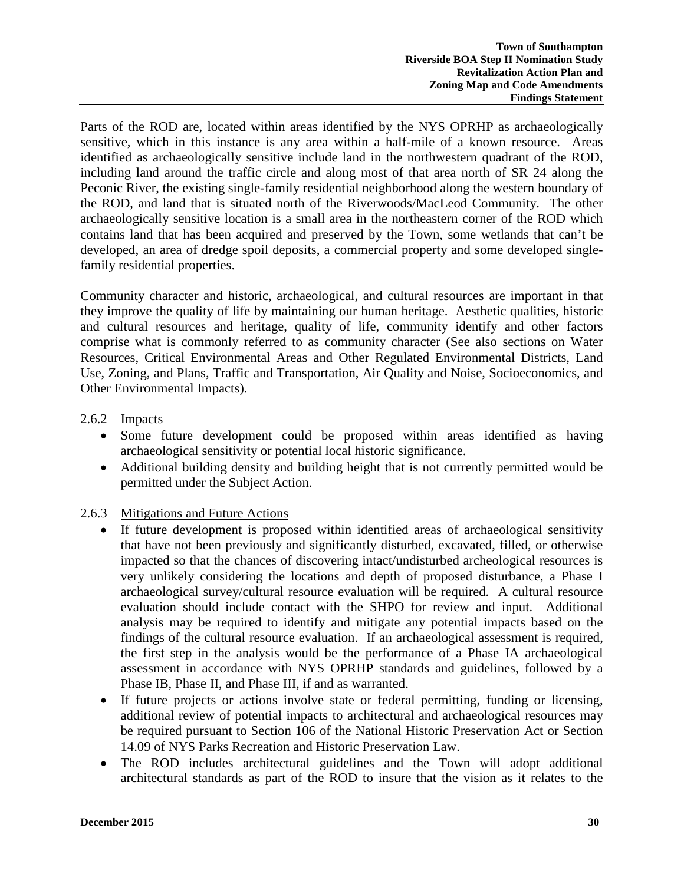Parts of the ROD are, located within areas identified by the NYS OPRHP as archaeologically sensitive, which in this instance is any area within a half-mile of a known resource. Areas identified as archaeologically sensitive include land in the northwestern quadrant of the ROD, including land around the traffic circle and along most of that area north of SR 24 along the Peconic River, the existing single-family residential neighborhood along the western boundary of the ROD, and land that is situated north of the Riverwoods/MacLeod Community. The other archaeologically sensitive location is a small area in the northeastern corner of the ROD which contains land that has been acquired and preserved by the Town, some wetlands that can't be developed, an area of dredge spoil deposits, a commercial property and some developed single-family residential properties.

Community character and historic, archaeological, and cultural resources are important in that they improve the quality of life by maintaining our human heritage. Aesthetic qualities, historic and cultural resources and heritage, quality of life, community identify and other factors comprise what is commonly referred to as community character (See also sections on Water Resources, Critical Environmental Areas and Other Regulated Environmental Districts, Land Use, Zoning, and Plans, Traffic and Transportation, Air Quality and Noise, Socioeconomics, and Other Environmental Impacts).

### 2.6.2 Impacts

- Some future development could be proposed within areas identified as having archaeological sensitivity or potential local historic significance.
- Additional building density and building height that is not currently permitted would be permitted under the Subject Action.

### 2.6.3 Mitigations and Future Actions

- If future development is proposed within identified areas of archaeological sensitivity that have not been previously and significantly disturbed, excavated, filled, or otherwise impacted so that the chances of discovering intact/undisturbed archeological resources is very unlikely considering the locations and depth of proposed disturbance, a Phase I archaeological survey/cultural resource evaluation will be required. A cultural resource evaluation should include contact with the SHPO for review and input. Additional analysis may be required to identify and mitigate any potential impacts based on the findings of the cultural resource evaluation. If an archaeological assessment is required, the first step in the analysis would be the performance of a Phase IA archaeological assessment in accordance with NYS OPRHP standards and guidelines, followed by a Phase IB, Phase II, and Phase III, if and as warranted.
- If future projects or actions involve state or federal permitting, funding or licensing, additional review of potential impacts to architectural and archaeological resources may be required pursuant to Section 106 of the National Historic Preservation Act or Section 14.09 of NYS Parks Recreation and Historic Preservation Law.
- The ROD includes architectural guidelines and the Town will adopt additional architectural standards as part of the ROD to insure that the vision as it relates to the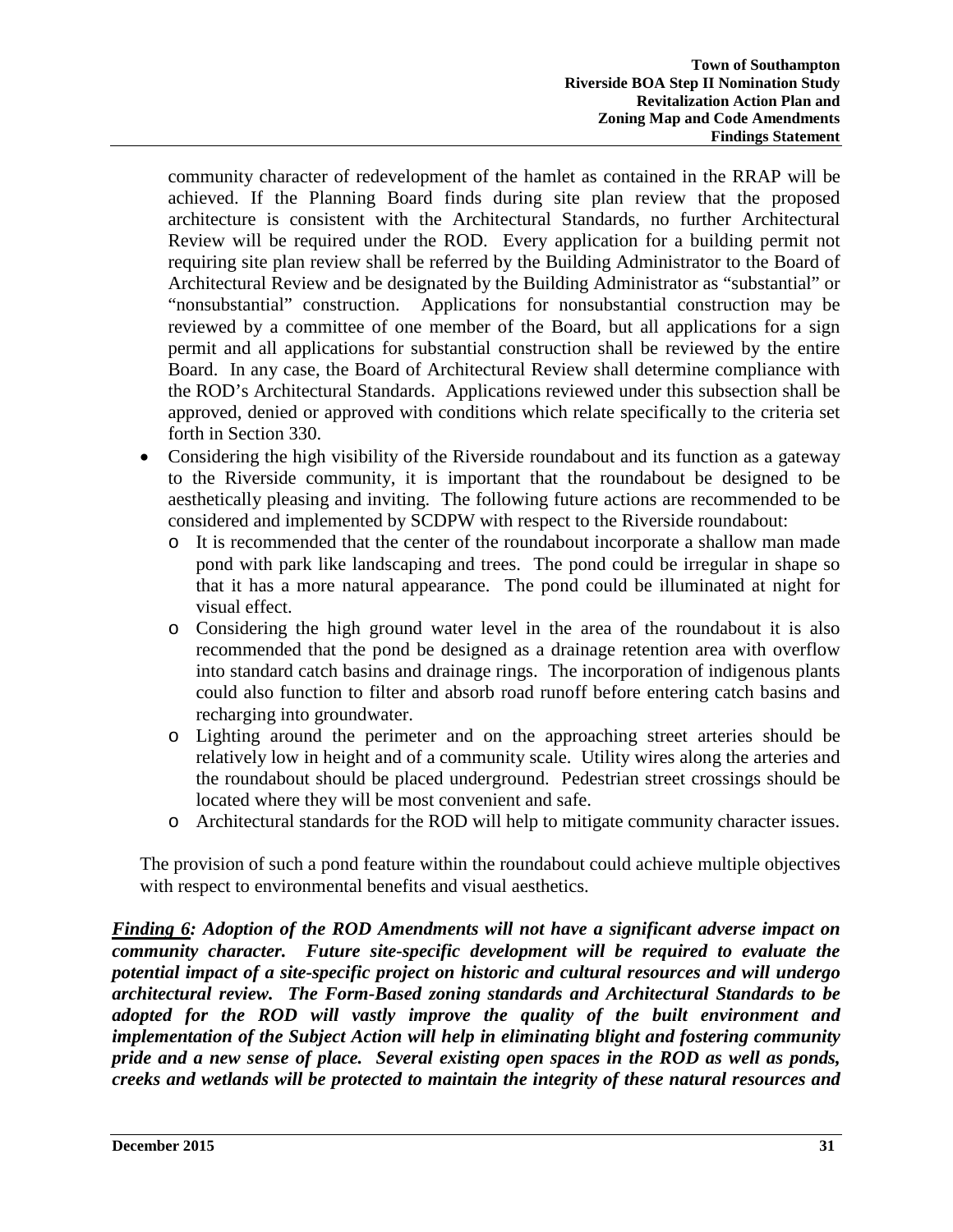community character of redevelopment of the hamlet as contained in the RRAP will be achieved. If the Planning Board finds during site plan review that the proposed architecture is consistent with the Architectural Standards, no further Architectural Review will be required under the ROD. Every application for a building permit not requiring site plan review shall be referred by the Building Administrator to the Board of Architectural Review and be designated by the Building Administrator as "substantial" or "nonsubstantial" construction. Applications for nonsubstantial construction may be reviewed by a committee of one member of the Board, but all applications for a sign permit and all applications for substantial construction shall be reviewed by the entire Board. In any case, the Board of Architectural Review shall determine compliance with the ROD's Architectural Standards. Applications reviewed under this subsection shall be approved, denied or approved with conditions which relate specifically to the criteria set forth in Section 330.

- Considering the high visibility of the Riverside roundabout and its function as a gateway to the Riverside community, it is important that the roundabout be designed to be aesthetically pleasing and inviting. The following future actions are recommended to be considered and implemented by SCDPW with respect to the Riverside roundabout:
  - It is recommended that the center of the roundabout incorporate a shallow man made pond with park like landscaping and trees. The pond could be irregular in shape so that it has a more natural appearance. The pond could be illuminated at night for visual effect.
  - Considering the high ground water level in the area of the roundabout it is also recommended that the pond be designed as a drainage retention area with overflow into standard catch basins and drainage rings. The incorporation of indigenous plants could also function to filter and absorb road runoff before entering catch basins and recharging into groundwater.
  - Lighting around the perimeter and on the approaching street arteries should be relatively low in height and of a community scale. Utility wires along the arteries and the roundabout should be placed underground. Pedestrian street crossings should be located where they will be most convenient and safe.
  - Architectural standards for the ROD will help to mitigate community character issues.

The provision of such a pond feature within the roundabout could achieve multiple objectives with respect to environmental benefits and visual aesthetics.

***<u>Finding 6</u>: Adoption of the ROD Amendments will not have a significant adverse impact on community character. Future site-specific development will be required to evaluate the potential impact of a site-specific project on historic and cultural resources and will undergo architectural review. The Form-Based zoning standards and Architectural Standards to be adopted for the ROD will vastly improve the quality of the built environment and implementation of the Subject Action will help in eliminating blight and fostering community pride and a new sense of place. Several existing open spaces in the ROD as well as ponds, creeks and wetlands will be protected to maintain the integrity of these natural resources and***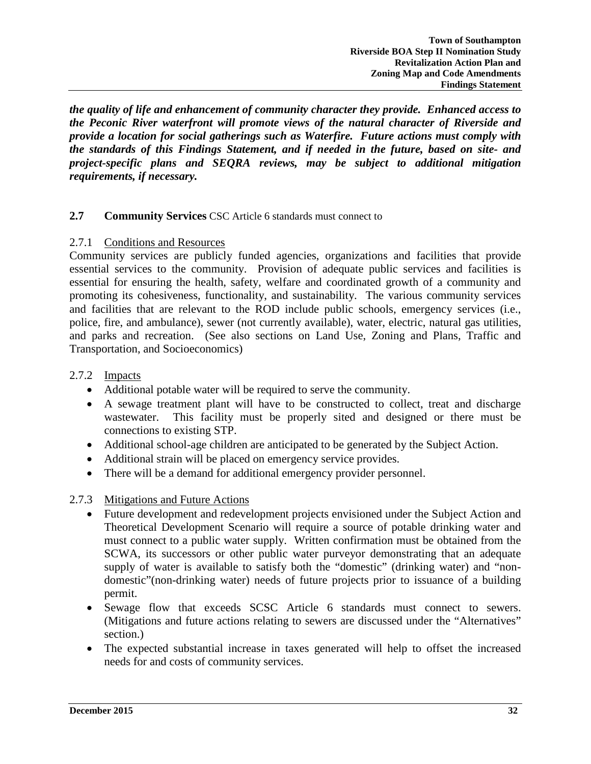***the quality of life and enhancement of community character they provide. Enhanced access to the Peconic River waterfront will promote views of the natural character of Riverside and provide a location for social gatherings such as Waterfire. Future actions must comply with the standards of this Findings Statement, and if needed in the future, based on site- and project-specific plans and SEQRA reviews, may be subject to additional mitigation requirements, if necessary.***

## 2.7 Community Services CSC Article 6 standards must connect to

### 2.7.1 Conditions and Resources

Community services are publicly funded agencies, organizations and facilities that provide essential services to the community. Provision of adequate public services and facilities is essential for ensuring the health, safety, welfare and coordinated growth of a community and promoting its cohesiveness, functionality, and sustainability. The various community services and facilities that are relevant to the ROD include public schools, emergency services (i.e., police, fire, and ambulance), sewer (not currently available), water, electric, natural gas utilities, and parks and recreation. (See also sections on Land Use, Zoning and Plans, Traffic and Transportation, and Socioeconomics)

### 2.7.2 Impacts

- Additional potable water will be required to serve the community.
- A sewage treatment plant will have to be constructed to collect, treat and discharge wastewater. This facility must be properly sited and designed or there must be connections to existing STP.
- Additional school-age children are anticipated to be generated by the Subject Action.
- Additional strain will be placed on emergency service provides.
- There will be a demand for additional emergency provider personnel.

### 2.7.3 Mitigations and Future Actions

- Future development and redevelopment projects envisioned under the Subject Action and Theoretical Development Scenario will require a source of potable drinking water and must connect to a public water supply. Written confirmation must be obtained from the SCWA, its successors or other public water purveyor demonstrating that an adequate supply of water is available to satisfy both the "domestic" (drinking water) and "non-domestic"(non-drinking water) needs of future projects prior to issuance of a building permit.
- Sewage flow that exceeds SCSC Article 6 standards must connect to sewers. (Mitigations and future actions relating to sewers are discussed under the "Alternatives" section.)
- The expected substantial increase in taxes generated will help to offset the increased needs for and costs of community services.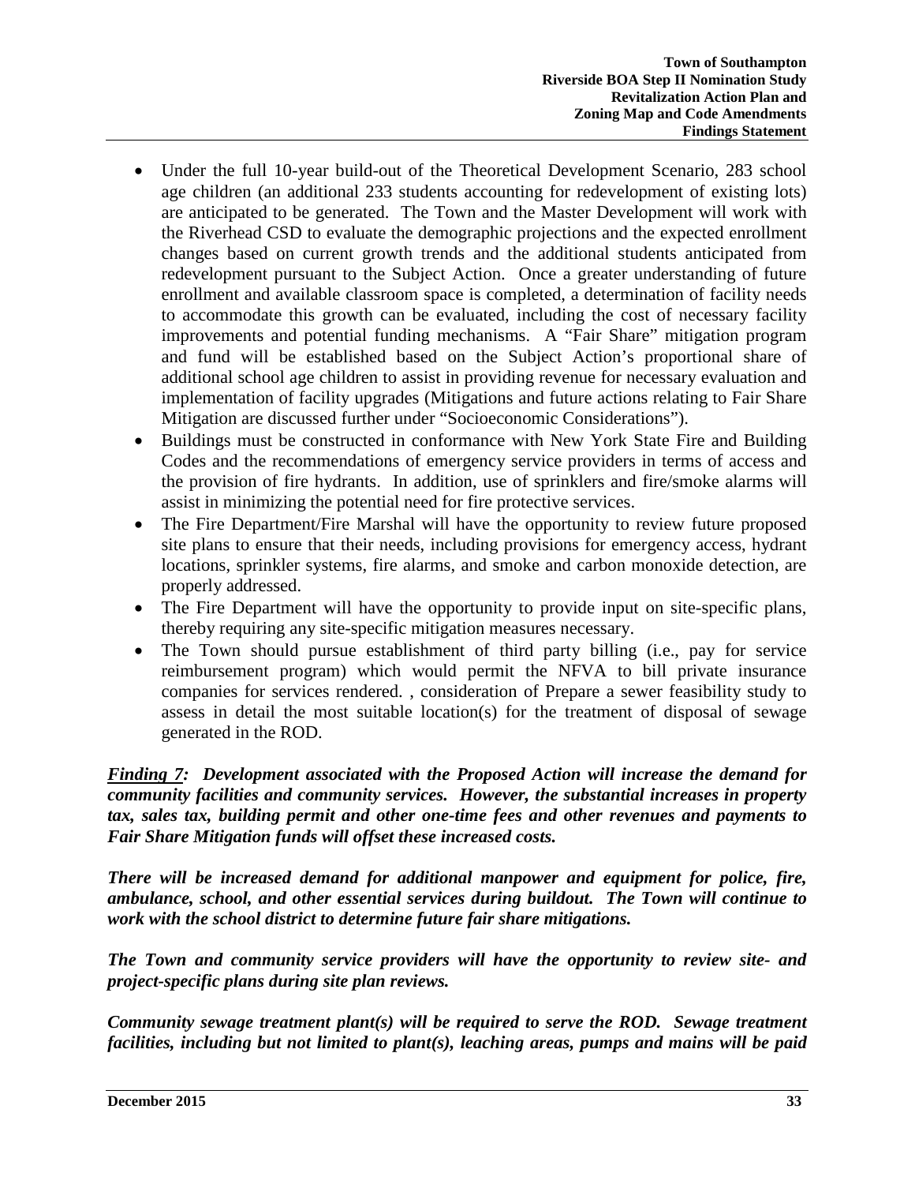- Under the full 10-year build-out of the Theoretical Development Scenario, 283 school age children (an additional 233 students accounting for redevelopment of existing lots) are anticipated to be generated. The Town and the Master Development will work with the Riverhead CSD to evaluate the demographic projections and the expected enrollment changes based on current growth trends and the additional students anticipated from redevelopment pursuant to the Subject Action. Once a greater understanding of future enrollment and available classroom space is completed, a determination of facility needs to accommodate this growth can be evaluated, including the cost of necessary facility improvements and potential funding mechanisms. A "Fair Share" mitigation program and fund will be established based on the Subject Action's proportional share of additional school age children to assist in providing revenue for necessary evaluation and implementation of facility upgrades (Mitigations and future actions relating to Fair Share Mitigation are discussed further under "Socioeconomic Considerations").
- Buildings must be constructed in conformance with New York State Fire and Building Codes and the recommendations of emergency service providers in terms of access and the provision of fire hydrants. In addition, use of sprinklers and fire/smoke alarms will assist in minimizing the potential need for fire protective services.
- The Fire Department/Fire Marshal will have the opportunity to review future proposed site plans to ensure that their needs, including provisions for emergency access, hydrant locations, sprinkler systems, fire alarms, and smoke and carbon monoxide detection, are properly addressed.
- The Fire Department will have the opportunity to provide input on site-specific plans, thereby requiring any site-specific mitigation measures necessary.
- The Town should pursue establishment of third party billing (i.e., pay for service reimbursement program) which would permit the NFVA to bill private insurance companies for services rendered. , consideration of Prepare a sewer feasibility study to assess in detail the most suitable location(s) for the treatment of disposal of sewage generated in the ROD.

***<u>Finding 7</u>: Development associated with the Proposed Action will increase the demand for community facilities and community services. However, the substantial increases in property tax, sales tax, building permit and other one-time fees and other revenues and payments to Fair Share Mitigation funds will offset these increased costs.***

***There will be increased demand for additional manpower and equipment for police, fire, ambulance, school, and other essential services during buildout. The Town will continue to work with the school district to determine future fair share mitigations.***

***The Town and community service providers will have the opportunity to review site- and project-specific plans during site plan reviews.***

***Community sewage treatment plant(s) will be required to serve the ROD. Sewage treatment facilities, including but not limited to plant(s), leaching areas, pumps and mains will be paid***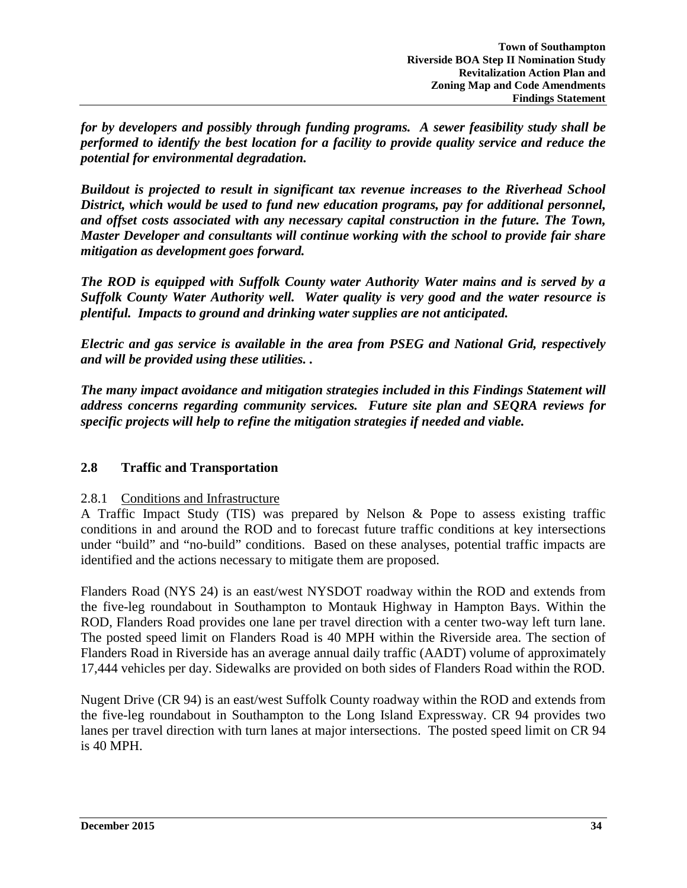***for by developers and possibly through funding programs. A sewer feasibility study shall be performed to identify the best location for a facility to provide quality service and reduce the potential for environmental degradation.***

***Buildout is projected to result in significant tax revenue increases to the Riverhead School District, which would be used to fund new education programs, pay for additional personnel, and offset costs associated with any necessary capital construction in the future. The Town, Master Developer and consultants will continue working with the school to provide fair share mitigation as development goes forward.***

***The ROD is equipped with Suffolk County water Authority Water mains and is served by a Suffolk County Water Authority well. Water quality is very good and the water resource is plentiful. Impacts to ground and drinking water supplies are not anticipated.***

***Electric and gas service is available in the area from PSEG and National Grid, respectively and will be provided using these utilities. .***

***The many impact avoidance and mitigation strategies included in this Findings Statement will address concerns regarding community services. Future site plan and SEQRA reviews for specific projects will help to refine the mitigation strategies if needed and viable.***

## 2.8 Traffic and Transportation

### 2.8.1 Conditions and Infrastructure

A Traffic Impact Study (TIS) was prepared by Nelson & Pope to assess existing traffic conditions in and around the ROD and to forecast future traffic conditions at key intersections under "build" and "no-build" conditions. Based on these analyses, potential traffic impacts are identified and the actions necessary to mitigate them are proposed.

Flanders Road (NYS 24) is an east/west NYSDOT roadway within the ROD and extends from the five-leg roundabout in Southampton to Montauk Highway in Hampton Bays. Within the ROD, Flanders Road provides one lane per travel direction with a center two-way left turn lane. The posted speed limit on Flanders Road is 40 MPH within the Riverside area. The section of Flanders Road in Riverside has an average annual daily traffic (AADT) volume of approximately 17,444 vehicles per day. Sidewalks are provided on both sides of Flanders Road within the ROD.

Nugent Drive (CR 94) is an east/west Suffolk County roadway within the ROD and extends from the five-leg roundabout in Southampton to the Long Island Expressway. CR 94 provides two lanes per travel direction with turn lanes at major intersections. The posted speed limit on CR 94 is 40 MPH.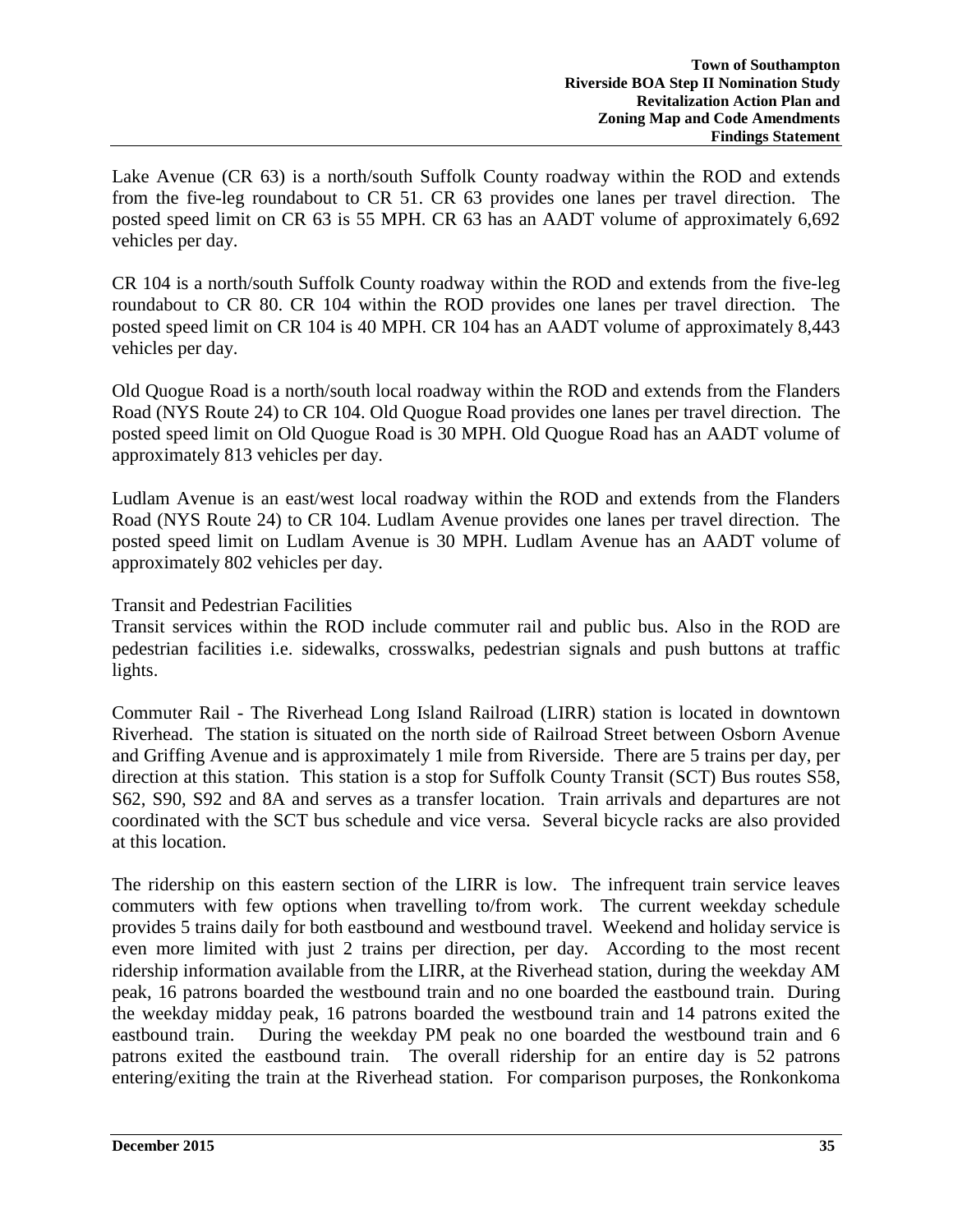Lake Avenue (CR 63) is a north/south Suffolk County roadway within the ROD and extends from the five-leg roundabout to CR 51. CR 63 provides one lanes per travel direction. The posted speed limit on CR 63 is 55 MPH. CR 63 has an AADT volume of approximately 6,692 vehicles per day.

CR 104 is a north/south Suffolk County roadway within the ROD and extends from the five-leg roundabout to CR 80. CR 104 within the ROD provides one lanes per travel direction. The posted speed limit on CR 104 is 40 MPH. CR 104 has an AADT volume of approximately 8,443 vehicles per day.

Old Quogue Road is a north/south local roadway within the ROD and extends from the Flanders Road (NYS Route 24) to CR 104. Old Quogue Road provides one lanes per travel direction. The posted speed limit on Old Quogue Road is 30 MPH. Old Quogue Road has an AADT volume of approximately 813 vehicles per day.

Ludlam Avenue is an east/west local roadway within the ROD and extends from the Flanders Road (NYS Route 24) to CR 104. Ludlam Avenue provides one lanes per travel direction. The posted speed limit on Ludlam Avenue is 30 MPH. Ludlam Avenue has an AADT volume of approximately 802 vehicles per day.

Transit and Pedestrian Facilities

Transit services within the ROD include commuter rail and public bus. Also in the ROD are pedestrian facilities i.e. sidewalks, crosswalks, pedestrian signals and push buttons at traffic lights.

Commuter Rail - The Riverhead Long Island Railroad (LIRR) station is located in downtown Riverhead. The station is situated on the north side of Railroad Street between Osborn Avenue and Griffing Avenue and is approximately 1 mile from Riverside. There are 5 trains per day, per direction at this station. This station is a stop for Suffolk County Transit (SCT) Bus routes S58, S62, S90, S92 and 8A and serves as a transfer location. Train arrivals and departures are not coordinated with the SCT bus schedule and vice versa. Several bicycle racks are also provided at this location.

The ridership on this eastern section of the LIRR is low. The infrequent train service leaves commuters with few options when travelling to/from work. The current weekday schedule provides 5 trains daily for both eastbound and westbound travel. Weekend and holiday service is even more limited with just 2 trains per direction, per day. According to the most recent ridership information available from the LIRR, at the Riverhead station, during the weekday AM peak, 16 patrons boarded the westbound train and no one boarded the eastbound train. During the weekday midday peak, 16 patrons boarded the westbound train and 14 patrons exited the eastbound train. During the weekday PM peak no one boarded the westbound train and 6 patrons exited the eastbound train. The overall ridership for an entire day is 52 patrons entering/exiting the train at the Riverhead station. For comparison purposes, the Ronkonkoma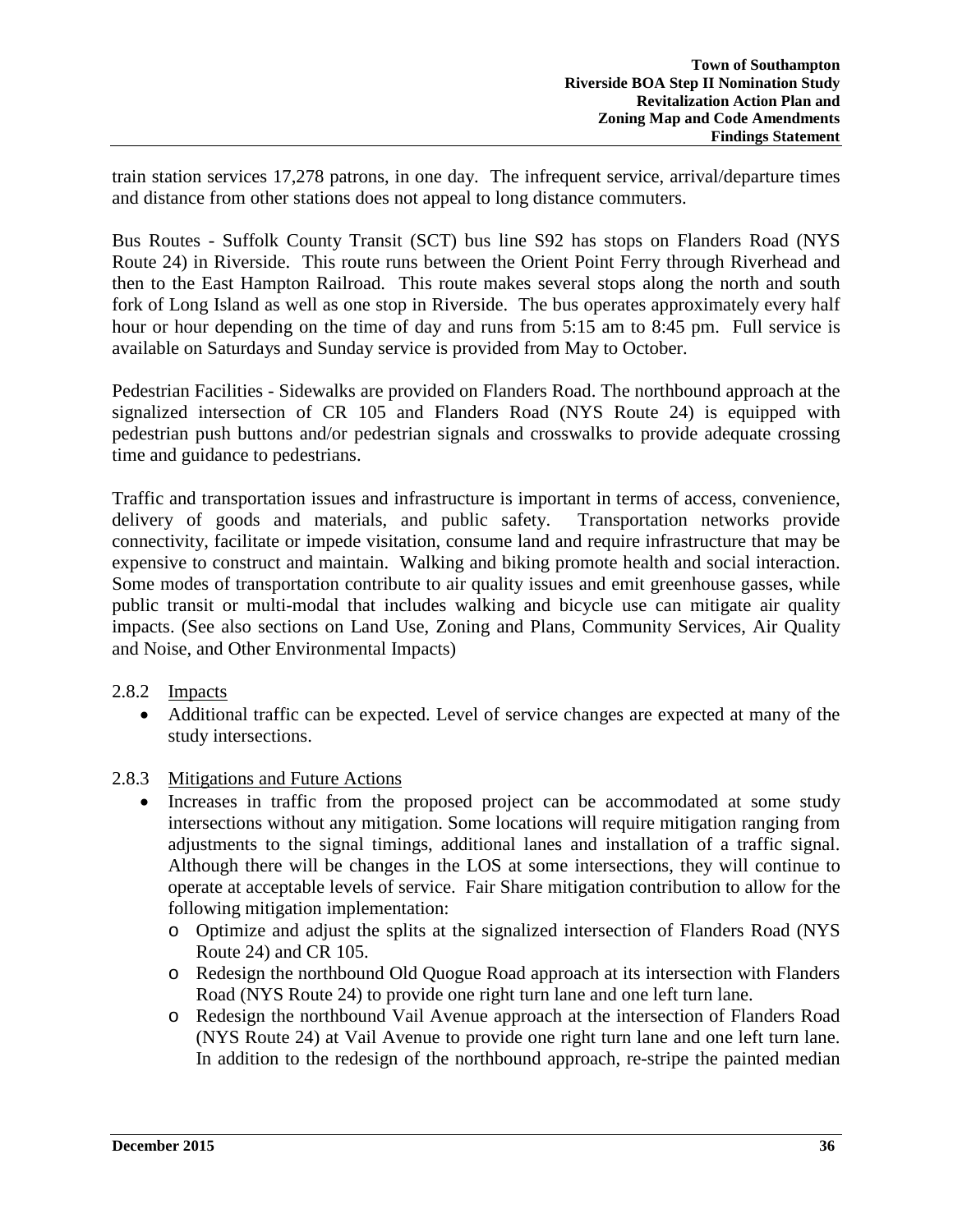train station services 17,278 patrons, in one day. The infrequent service, arrival/departure times and distance from other stations does not appeal to long distance commuters.

Bus Routes - Suffolk County Transit (SCT) bus line S92 has stops on Flanders Road (NYS Route 24) in Riverside. This route runs between the Orient Point Ferry through Riverhead and then to the East Hampton Railroad. This route makes several stops along the north and south fork of Long Island as well as one stop in Riverside. The bus operates approximately every half hour or hour depending on the time of day and runs from 5:15 am to 8:45 pm. Full service is available on Saturdays and Sunday service is provided from May to October.

Pedestrian Facilities - Sidewalks are provided on Flanders Road. The northbound approach at the signalized intersection of CR 105 and Flanders Road (NYS Route 24) is equipped with pedestrian push buttons and/or pedestrian signals and crosswalks to provide adequate crossing time and guidance to pedestrians.

Traffic and transportation issues and infrastructure is important in terms of access, convenience, delivery of goods and materials, and public safety. Transportation networks provide connectivity, facilitate or impede visitation, consume land and require infrastructure that may be expensive to construct and maintain. Walking and biking promote health and social interaction. Some modes of transportation contribute to air quality issues and emit greenhouse gasses, while public transit or multi-modal that includes walking and bicycle use can mitigate air quality impacts. (See also sections on Land Use, Zoning and Plans, Community Services, Air Quality and Noise, and Other Environmental Impacts)

### 2.8.2 Impacts

- Additional traffic can be expected. Level of service changes are expected at many of the study intersections.

### 2.8.3 Mitigations and Future Actions

- Increases in traffic from the proposed project can be accommodated at some study intersections without any mitigation. Some locations will require mitigation ranging from adjustments to the signal timings, additional lanes and installation of a traffic signal. Although there will be changes in the LOS at some intersections, they will continue to operate at acceptable levels of service. Fair Share mitigation contribution to allow for the following mitigation implementation:
  - Optimize and adjust the splits at the signalized intersection of Flanders Road (NYS Route 24) and CR 105.
  - Redesign the northbound Old Quogue Road approach at its intersection with Flanders Road (NYS Route 24) to provide one right turn lane and one left turn lane.
  - Redesign the northbound Vail Avenue approach at the intersection of Flanders Road (NYS Route 24) at Vail Avenue to provide one right turn lane and one left turn lane. In addition to the redesign of the northbound approach, re-stripe the painted median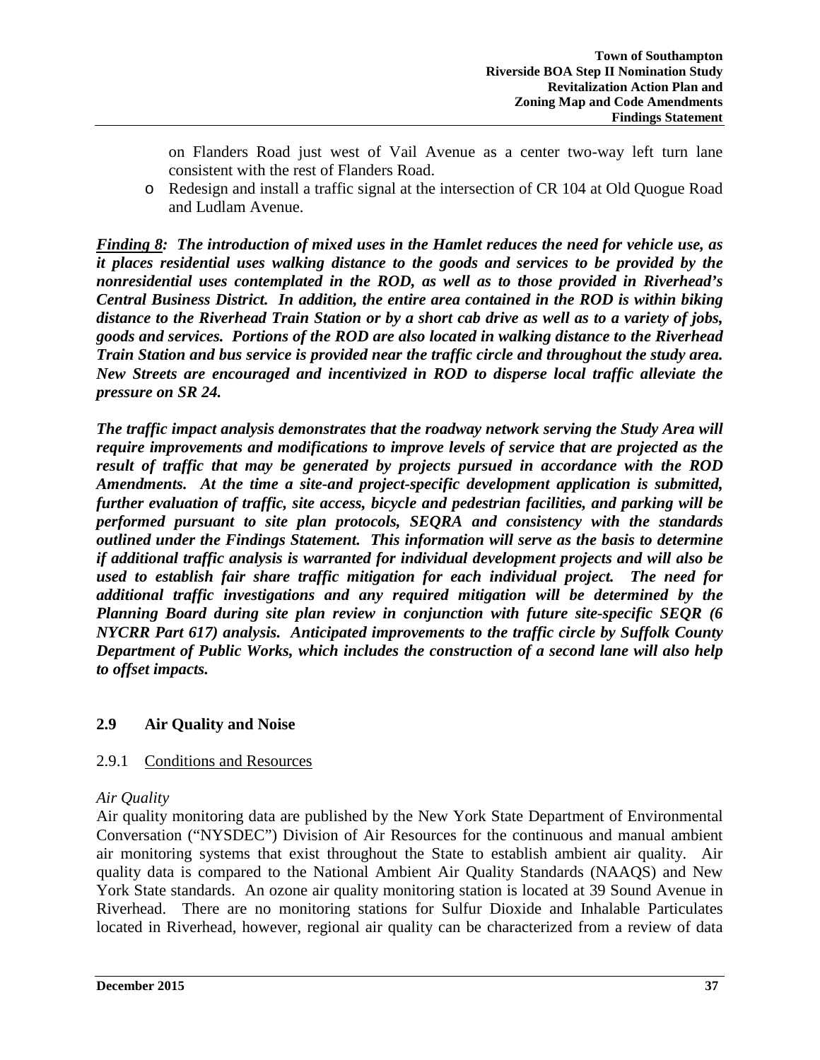on Flanders Road just west of Vail Avenue as a center two-way left turn lane consistent with the rest of Flanders Road.

- Redesign and install a traffic signal at the intersection of CR 104 at Old Quogue Road and Ludlam Avenue.

***<u>Finding 8</u>: The introduction of mixed uses in the Hamlet reduces the need for vehicle use, as it places residential uses walking distance to the goods and services to be provided by the nonresidential uses contemplated in the ROD, as well as to those provided in Riverhead's Central Business District. In addition, the entire area contained in the ROD is within biking distance to the Riverhead Train Station or by a short cab drive as well as to a variety of jobs, goods and services. Portions of the ROD are also located in walking distance to the Riverhead Train Station and bus service is provided near the traffic circle and throughout the study area. New Streets are encouraged and incentivized in ROD to disperse local traffic alleviate the pressure on SR 24.***

***The traffic impact analysis demonstrates that the roadway network serving the Study Area will require improvements and modifications to improve levels of service that are projected as the result of traffic that may be generated by projects pursued in accordance with the ROD Amendments. At the time a site-and project-specific development application is submitted, further evaluation of traffic, site access, bicycle and pedestrian facilities, and parking will be performed pursuant to site plan protocols, SEQRA and consistency with the standards outlined under the Findings Statement. This information will serve as the basis to determine if additional traffic analysis is warranted for individual development projects and will also be used to establish fair share traffic mitigation for each individual project. The need for additional traffic investigations and any required mitigation will be determined by the Planning Board during site plan review in conjunction with future site-specific SEQR (6 NYCRR Part 617) analysis. Anticipated improvements to the traffic circle by Suffolk County Department of Public Works, which includes the construction of a second lane will also help to offset impacts.***

## 2.9 Air Quality and Noise

### 2.9.1 <u>Conditions and Resources</u>

*Air Quality*

Air quality monitoring data are published by the New York State Department of Environmental Conversation ("NYSDEC") Division of Air Resources for the continuous and manual ambient air monitoring systems that exist throughout the State to establish ambient air quality. Air quality data is compared to the National Ambient Air Quality Standards (NAAQS) and New York State standards. An ozone air quality monitoring station is located at 39 Sound Avenue in Riverhead. There are no monitoring stations for Sulfur Dioxide and Inhalable Particulates located in Riverhead, however, regional air quality can be characterized from a review of data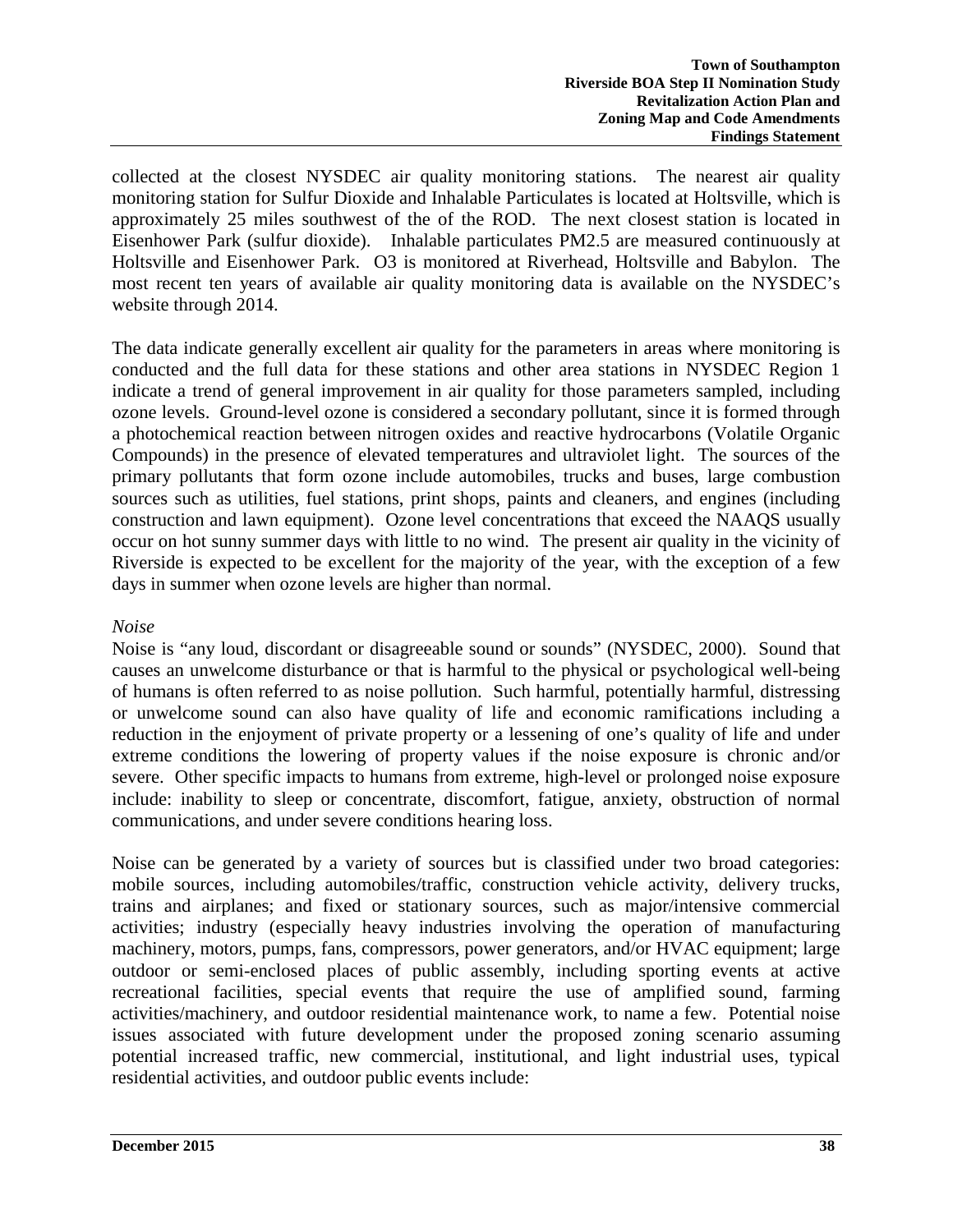collected at the closest NYSDEC air quality monitoring stations. The nearest air quality monitoring station for Sulfur Dioxide and Inhalable Particulates is located at Holtsville, which is approximately 25 miles southwest of the of the ROD. The next closest station is located in Eisenhower Park (sulfur dioxide). Inhalable particulates PM2.5 are measured continuously at Holtsville and Eisenhower Park. O3 is monitored at Riverhead, Holtsville and Babylon. The most recent ten years of available air quality monitoring data is available on the NYSDEC's website through 2014.

The data indicate generally excellent air quality for the parameters in areas where monitoring is conducted and the full data for these stations and other area stations in NYSDEC Region 1 indicate a trend of general improvement in air quality for those parameters sampled, including ozone levels. Ground-level ozone is considered a secondary pollutant, since it is formed through a photochemical reaction between nitrogen oxides and reactive hydrocarbons (Volatile Organic Compounds) in the presence of elevated temperatures and ultraviolet light. The sources of the primary pollutants that form ozone include automobiles, trucks and buses, large combustion sources such as utilities, fuel stations, print shops, paints and cleaners, and engines (including construction and lawn equipment). Ozone level concentrations that exceed the NAAQS usually occur on hot sunny summer days with little to no wind. The present air quality in the vicinity of Riverside is expected to be excellent for the majority of the year, with the exception of a few days in summer when ozone levels are higher than normal.

*Noise*

Noise is "any loud, discordant or disagreeable sound or sounds" (NYSDEC, 2000). Sound that causes an unwelcome disturbance or that is harmful to the physical or psychological well-being of humans is often referred to as noise pollution. Such harmful, potentially harmful, distressing or unwelcome sound can also have quality of life and economic ramifications including a reduction in the enjoyment of private property or a lessening of one's quality of life and under extreme conditions the lowering of property values if the noise exposure is chronic and/or severe. Other specific impacts to humans from extreme, high-level or prolonged noise exposure include: inability to sleep or concentrate, discomfort, fatigue, anxiety, obstruction of normal communications, and under severe conditions hearing loss.

Noise can be generated by a variety of sources but is classified under two broad categories: mobile sources, including automobiles/traffic, construction vehicle activity, delivery trucks, trains and airplanes; and fixed or stationary sources, such as major/intensive commercial activities; industry (especially heavy industries involving the operation of manufacturing machinery, motors, pumps, fans, compressors, power generators, and/or HVAC equipment; large outdoor or semi-enclosed places of public assembly, including sporting events at active recreational facilities, special events that require the use of amplified sound, farming activities/machinery, and outdoor residential maintenance work, to name a few. Potential noise issues associated with future development under the proposed zoning scenario assuming potential increased traffic, new commercial, institutional, and light industrial uses, typical residential activities, and outdoor public events include: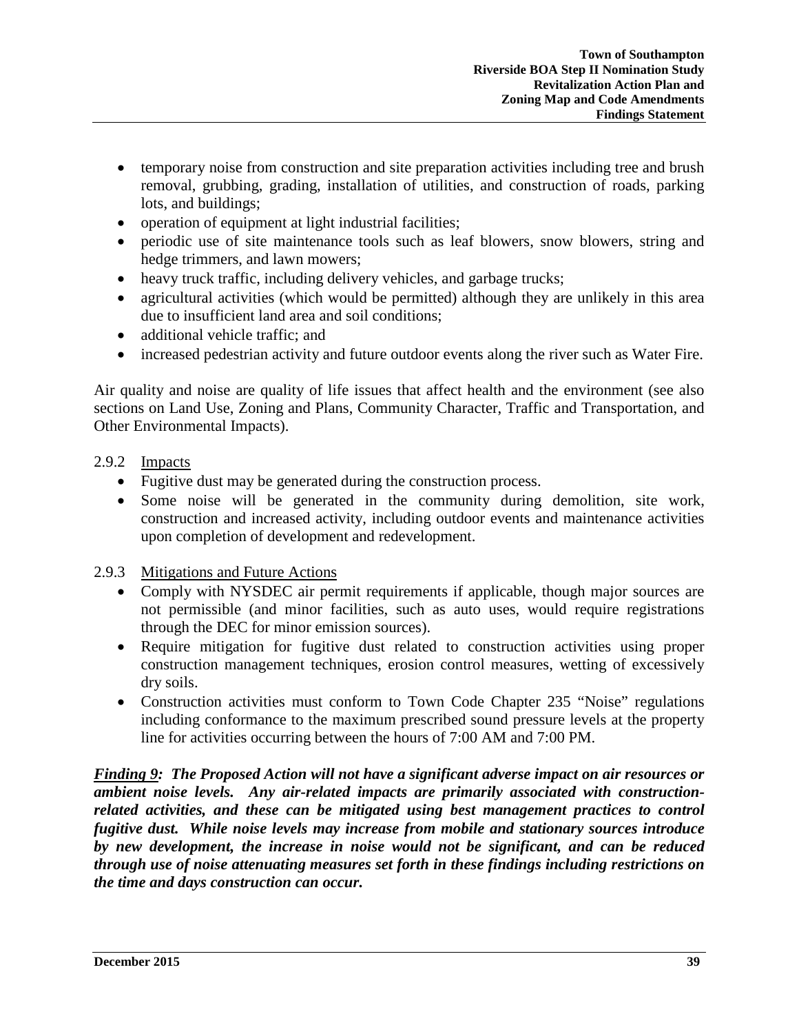- temporary noise from construction and site preparation activities including tree and brush removal, grubbing, grading, installation of utilities, and construction of roads, parking lots, and buildings;
- operation of equipment at light industrial facilities;
- periodic use of site maintenance tools such as leaf blowers, snow blowers, string and hedge trimmers, and lawn mowers;
- heavy truck traffic, including delivery vehicles, and garbage trucks;
- agricultural activities (which would be permitted) although they are unlikely in this area due to insufficient land area and soil conditions;
- additional vehicle traffic; and
- increased pedestrian activity and future outdoor events along the river such as Water Fire.

Air quality and noise are quality of life issues that affect health and the environment (see also sections on Land Use, Zoning and Plans, Community Character, Traffic and Transportation, and Other Environmental Impacts).

### 2.9.2 Impacts

- Fugitive dust may be generated during the construction process.
- Some noise will be generated in the community during demolition, site work, construction and increased activity, including outdoor events and maintenance activities upon completion of development and redevelopment.

### 2.9.3 Mitigations and Future Actions

- Comply with NYSDEC air permit requirements if applicable, though major sources are not permissible (and minor facilities, such as auto uses, would require registrations through the DEC for minor emission sources).
- Require mitigation for fugitive dust related to construction activities using proper construction management techniques, erosion control measures, wetting of excessively dry soils.
- Construction activities must conform to Town Code Chapter 235 "Noise" regulations including conformance to the maximum prescribed sound pressure levels at the property line for activities occurring between the hours of 7:00 AM and 7:00 PM.

***Finding 9:** The Proposed Action will not have a significant adverse impact on air resources or ambient noise levels. Any air-related impacts are primarily associated with construction-related activities, and these can be mitigated using best management practices to control fugitive dust. While noise levels may increase from mobile and stationary sources introduce by new development, the increase in noise would not be significant, and can be reduced through use of noise attenuating measures set forth in these findings including restrictions on the time and days construction can occur.*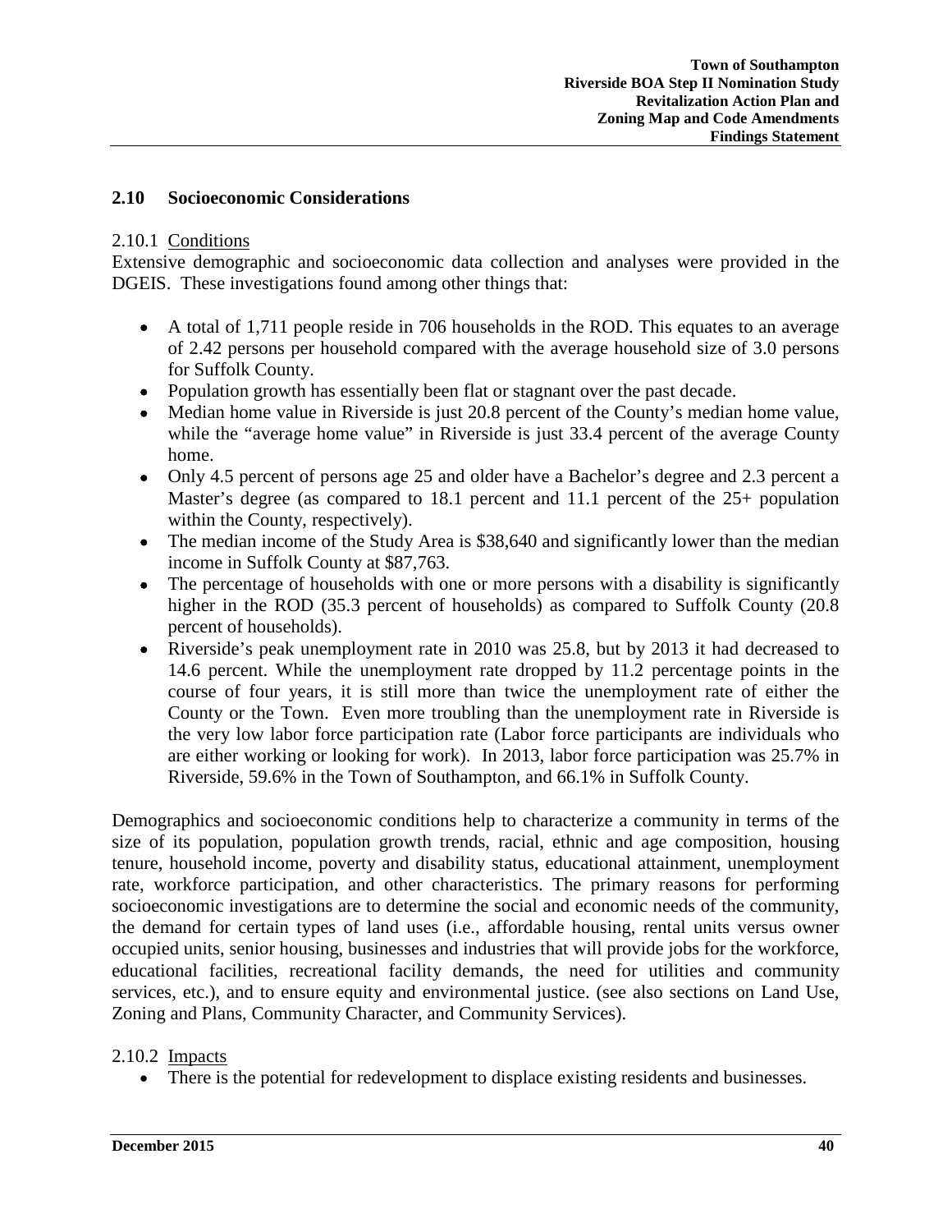## 2.10 Socioeconomic Considerations

### 2.10.1 Conditions

Extensive demographic and socioeconomic data collection and analyses were provided in the DGEIS. These investigations found among other things that:

- A total of 1,711 people reside in 706 households in the ROD. This equates to an average of 2.42 persons per household compared with the average household size of 3.0 persons for Suffolk County.
- Population growth has essentially been flat or stagnant over the past decade.
- Median home value in Riverside is just 20.8 percent of the County's median home value, while the "average home value" in Riverside is just 33.4 percent of the average County home.
- Only 4.5 percent of persons age 25 and older have a Bachelor's degree and 2.3 percent a Master's degree (as compared to 18.1 percent and 11.1 percent of the 25+ population within the County, respectively).
- The median income of the Study Area is $38,640 and significantly lower than the median income in Suffolk County at $87,763.
- The percentage of households with one or more persons with a disability is significantly higher in the ROD (35.3 percent of households) as compared to Suffolk County (20.8 percent of households).
- Riverside's peak unemployment rate in 2010 was 25.8, but by 2013 it had decreased to 14.6 percent. While the unemployment rate dropped by 11.2 percentage points in the course of four years, it is still more than twice the unemployment rate of either the County or the Town. Even more troubling than the unemployment rate in Riverside is the very low labor force participation rate (Labor force participants are individuals who are either working or looking for work). In 2013, labor force participation was 25.7% in Riverside, 59.6% in the Town of Southampton, and 66.1% in Suffolk County.

Demographics and socioeconomic conditions help to characterize a community in terms of the size of its population, population growth trends, racial, ethnic and age composition, housing tenure, household income, poverty and disability status, educational attainment, unemployment rate, workforce participation, and other characteristics. The primary reasons for performing socioeconomic investigations are to determine the social and economic needs of the community, the demand for certain types of land uses (i.e., affordable housing, rental units versus owner occupied units, senior housing, businesses and industries that will provide jobs for the workforce, educational facilities, recreational facility demands, the need for utilities and community services, etc.), and to ensure equity and environmental justice. (see also sections on Land Use, Zoning and Plans, Community Character, and Community Services).

### 2.10.2 Impacts

- There is the potential for redevelopment to displace existing residents and businesses.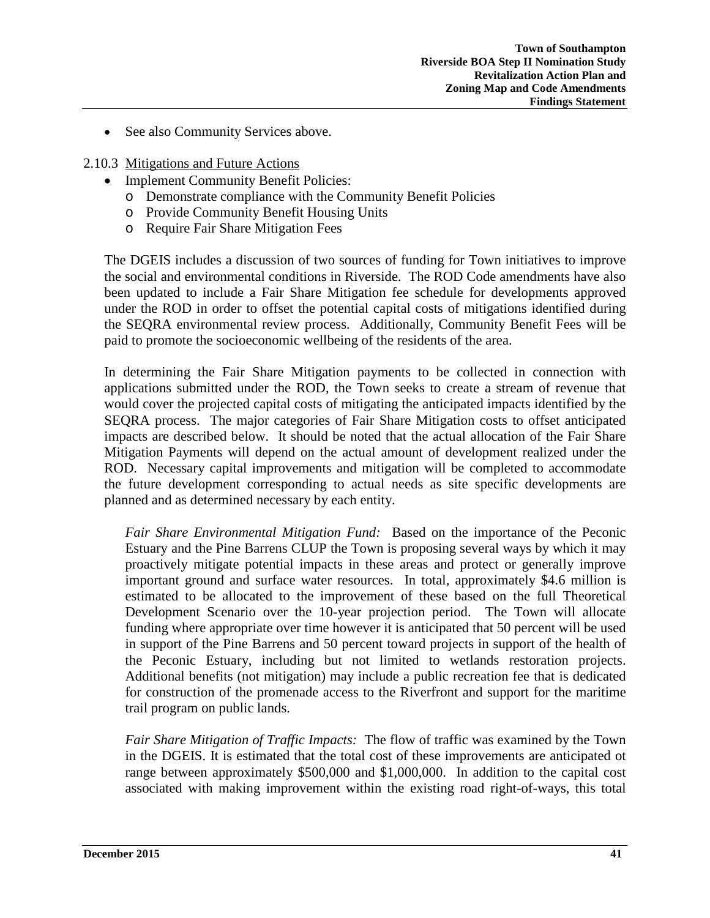- See also Community Services above.

### 2.10.3 Mitigations and Future Actions

- Implement Community Benefit Policies:
  - Demonstrate compliance with the Community Benefit Policies
  - Provide Community Benefit Housing Units
  - Require Fair Share Mitigation Fees

The DGEIS includes a discussion of two sources of funding for Town initiatives to improve the social and environmental conditions in Riverside. The ROD Code amendments have also been updated to include a Fair Share Mitigation fee schedule for developments approved under the ROD in order to offset the potential capital costs of mitigations identified during the SEQRA environmental review process. Additionally, Community Benefit Fees will be paid to promote the socioeconomic wellbeing of the residents of the area.

In determining the Fair Share Mitigation payments to be collected in connection with applications submitted under the ROD, the Town seeks to create a stream of revenue that would cover the projected capital costs of mitigating the anticipated impacts identified by the SEQRA process. The major categories of Fair Share Mitigation costs to offset anticipated impacts are described below. It should be noted that the actual allocation of the Fair Share Mitigation Payments will depend on the actual amount of development realized under the ROD. Necessary capital improvements and mitigation will be completed to accommodate the future development corresponding to actual needs as site specific developments are planned and as determined necessary by each entity.

*Fair Share Environmental Mitigation Fund:* Based on the importance of the Peconic Estuary and the Pine Barrens CLUP the Town is proposing several ways by which it may proactively mitigate potential impacts in these areas and protect or generally improve important ground and surface water resources. In total, approximately $4.6 million is estimated to be allocated to the improvement of these based on the full Theoretical Development Scenario over the 10-year projection period. The Town will allocate funding where appropriate over time however it is anticipated that 50 percent will be used in support of the Pine Barrens and 50 percent toward projects in support of the health of the Peconic Estuary, including but not limited to wetlands restoration projects. Additional benefits (not mitigation) may include a public recreation fee that is dedicated for construction of the promenade access to the Riverfront and support for the maritime trail program on public lands.

*Fair Share Mitigation of Traffic Impacts:* The flow of traffic was examined by the Town in the DGEIS. It is estimated that the total cost of these improvements are anticipated ot range between approximately $500,000 and $1,000,000. In addition to the capital cost associated with making improvement within the existing road right-of-ways, this total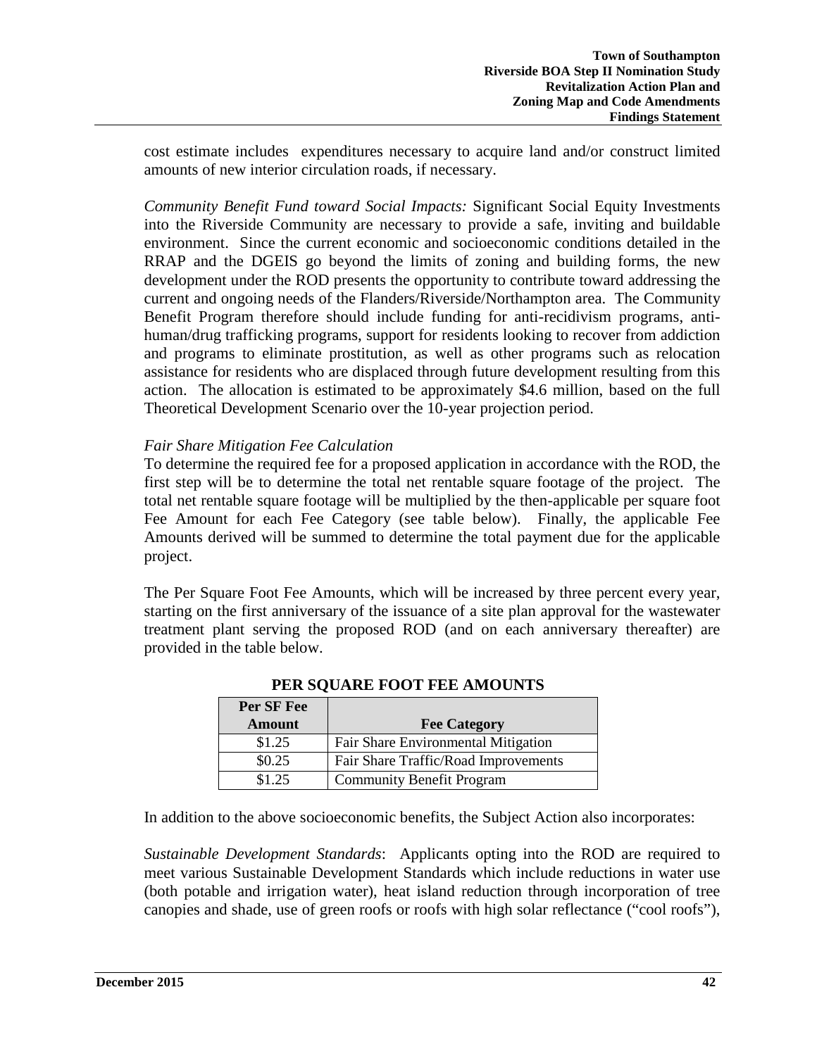cost estimate includes expenditures necessary to acquire land and/or construct limited amounts of new interior circulation roads, if necessary.

*Community Benefit Fund toward Social Impacts:* Significant Social Equity Investments into the Riverside Community are necessary to provide a safe, inviting and buildable environment. Since the current economic and socioeconomic conditions detailed in the RRAP and the DGEIS go beyond the limits of zoning and building forms, the new development under the ROD presents the opportunity to contribute toward addressing the current and ongoing needs of the Flanders/Riverside/Northampton area. The Community Benefit Program therefore should include funding for anti-recidivism programs, anti-human/drug trafficking programs, support for residents looking to recover from addiction and programs to eliminate prostitution, as well as other programs such as relocation assistance for residents who are displaced through future development resulting from this action. The allocation is estimated to be approximately $4.6 million, based on the full Theoretical Development Scenario over the 10-year projection period.

*Fair Share Mitigation Fee Calculation*

To determine the required fee for a proposed application in accordance with the ROD, the first step will be to determine the total net rentable square footage of the project. The total net rentable square footage will be multiplied by the then-applicable per square foot Fee Amount for each Fee Category (see table below). Finally, the applicable Fee Amounts derived will be summed to determine the total payment due for the applicable project.

The Per Square Foot Fee Amounts, which will be increased by three percent every year, starting on the first anniversary of the issuance of a site plan approval for the wastewater treatment plant serving the proposed ROD (and on each anniversary thereafter) are provided in the table below.

**PER SQUARE FOOT FEE AMOUNTS**

| Per SF Fee Amount | Fee Category |
|---|---|
| $1.25 | Fair Share Environmental Mitigation |
| $0.25 | Fair Share Traffic/Road Improvements |
| $1.25 | Community Benefit Program |

In addition to the above socioeconomic benefits, the Subject Action also incorporates:

*Sustainable Development Standards*: Applicants opting into the ROD are required to meet various Sustainable Development Standards which include reductions in water use (both potable and irrigation water), heat island reduction through incorporation of tree canopies and shade, use of green roofs or roofs with high solar reflectance ("cool roofs"),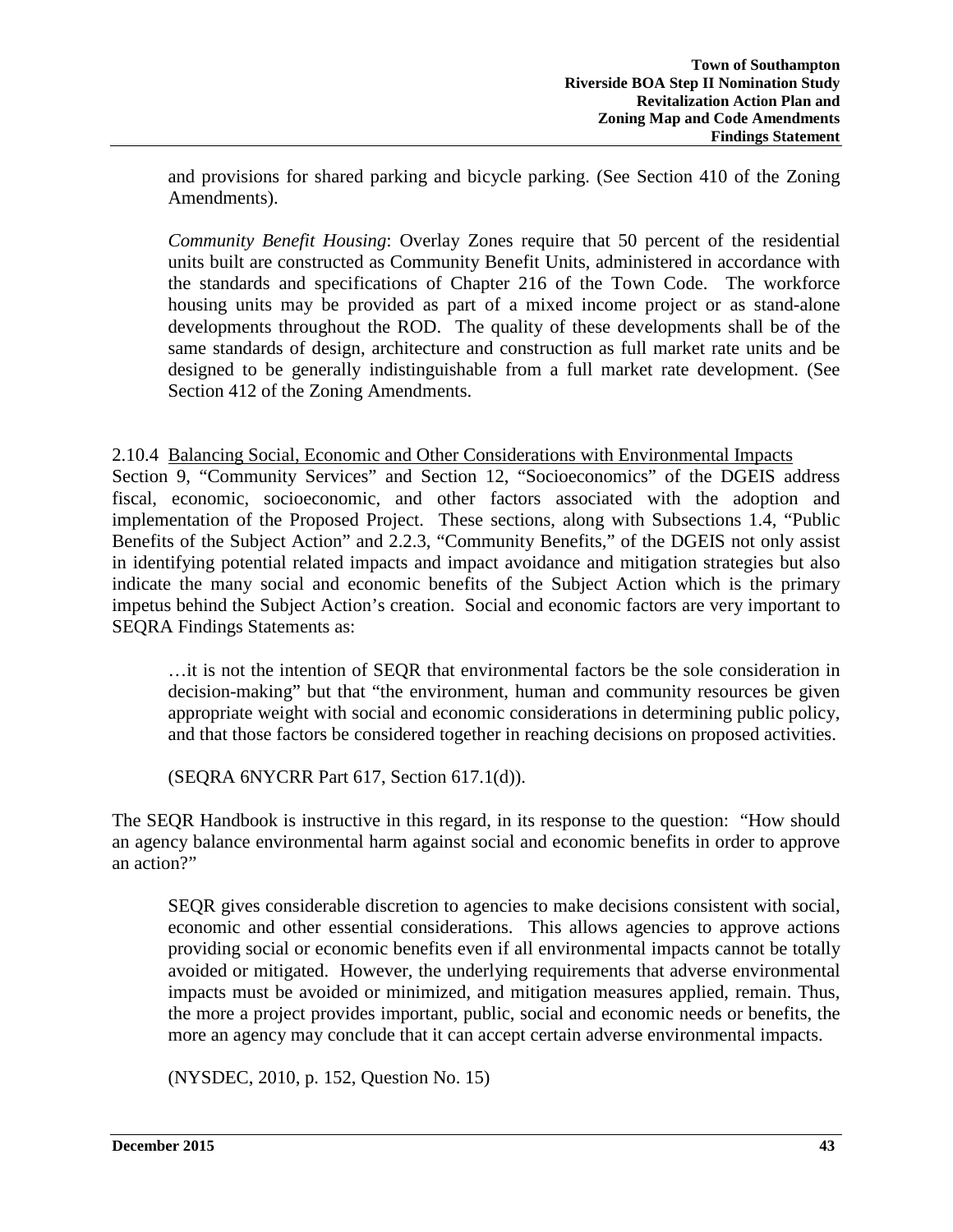and provisions for shared parking and bicycle parking. (See Section 410 of the Zoning Amendments).

*Community Benefit Housing*: Overlay Zones require that 50 percent of the residential units built are constructed as Community Benefit Units, administered in accordance with the standards and specifications of Chapter 216 of the Town Code. The workforce housing units may be provided as part of a mixed income project or as stand-alone developments throughout the ROD. The quality of these developments shall be of the same standards of design, architecture and construction as full market rate units and be designed to be generally indistinguishable from a full market rate development. (See Section 412 of the Zoning Amendments.

2.10.4 <u>Balancing Social, Economic and Other Considerations with Environmental Impacts</u>

Section 9, "Community Services" and Section 12, "Socioeconomics" of the DGEIS address fiscal, economic, socioeconomic, and other factors associated with the adoption and implementation of the Proposed Project. These sections, along with Subsections 1.4, "Public Benefits of the Subject Action" and 2.2.3, "Community Benefits," of the DGEIS not only assist in identifying potential related impacts and impact avoidance and mitigation strategies but also indicate the many social and economic benefits of the Subject Action which is the primary impetus behind the Subject Action's creation. Social and economic factors are very important to SEQRA Findings Statements as:

> …it is not the intention of SEQR that environmental factors be the sole consideration in decision-making" but that "the environment, human and community resources be given appropriate weight with social and economic considerations in determining public policy, and that those factors be considered together in reaching decisions on proposed activities.
>
> (SEQRA 6NYCRR Part 617, Section 617.1(d)).

The SEQR Handbook is instructive in this regard, in its response to the question: "How should an agency balance environmental harm against social and economic benefits in order to approve an action?"

> SEQR gives considerable discretion to agencies to make decisions consistent with social, economic and other essential considerations. This allows agencies to approve actions providing social or economic benefits even if all environmental impacts cannot be totally avoided or mitigated. However, the underlying requirements that adverse environmental impacts must be avoided or minimized, and mitigation measures applied, remain. Thus, the more a project provides important, public, social and economic needs or benefits, the more an agency may conclude that it can accept certain adverse environmental impacts.
>
> (NYSDEC, 2010, p. 152, Question No. 15)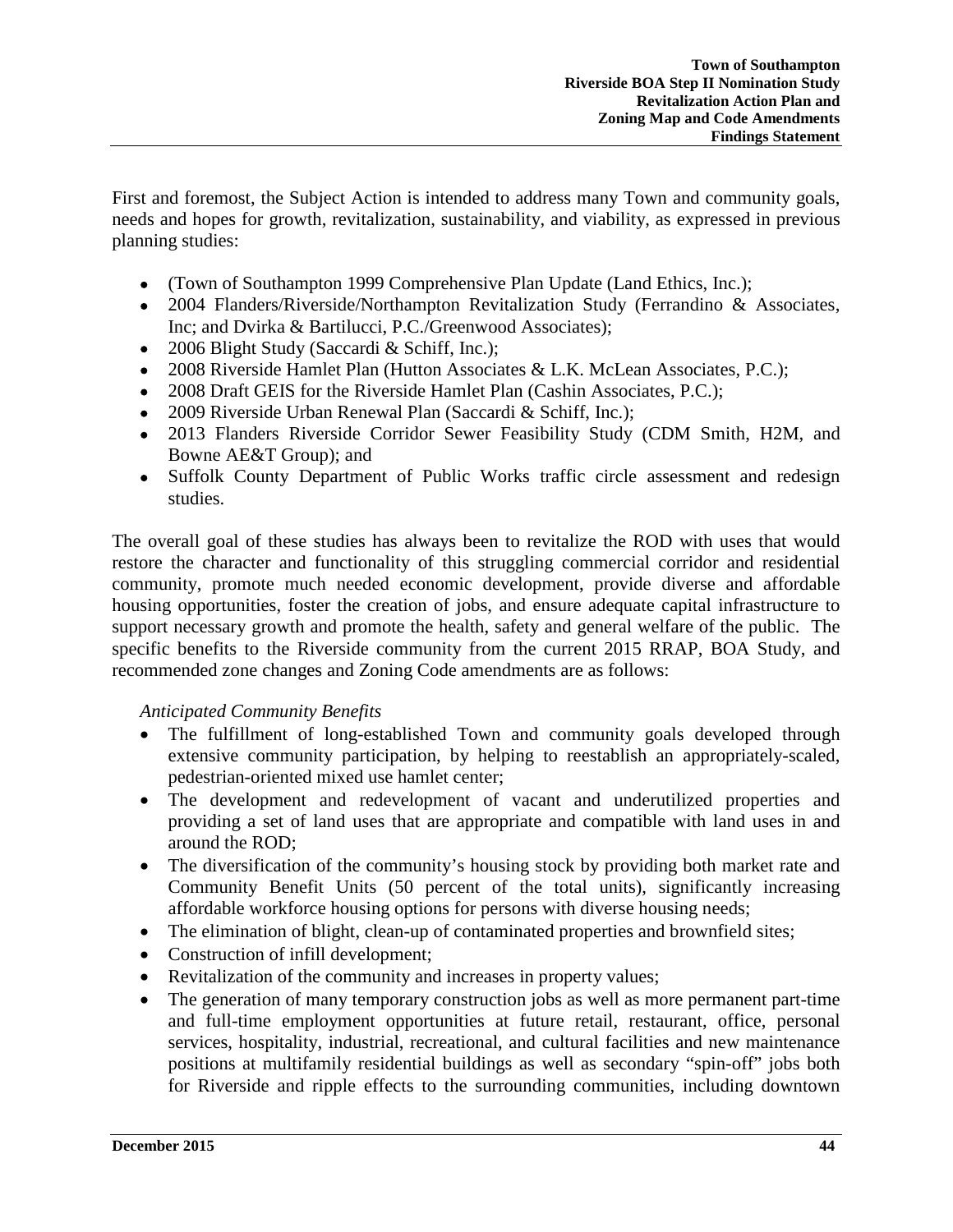First and foremost, the Subject Action is intended to address many Town and community goals, needs and hopes for growth, revitalization, sustainability, and viability, as expressed in previous planning studies:

- (Town of Southampton 1999 Comprehensive Plan Update (Land Ethics, Inc.);
- 2004 Flanders/Riverside/Northampton Revitalization Study (Ferrandino & Associates, Inc; and Dvirka & Bartilucci, P.C./Greenwood Associates);
- 2006 Blight Study (Saccardi & Schiff, Inc.);
- 2008 Riverside Hamlet Plan (Hutton Associates & L.K. McLean Associates, P.C.);
- 2008 Draft GEIS for the Riverside Hamlet Plan (Cashin Associates, P.C.);
- 2009 Riverside Urban Renewal Plan (Saccardi & Schiff, Inc.);
- 2013 Flanders Riverside Corridor Sewer Feasibility Study (CDM Smith, H2M, and Bowne AE&T Group); and
- Suffolk County Department of Public Works traffic circle assessment and redesign studies.

The overall goal of these studies has always been to revitalize the ROD with uses that would restore the character and functionality of this struggling commercial corridor and residential community, promote much needed economic development, provide diverse and affordable housing opportunities, foster the creation of jobs, and ensure adequate capital infrastructure to support necessary growth and promote the health, safety and general welfare of the public. The specific benefits to the Riverside community from the current 2015 RRAP, BOA Study, and recommended zone changes and Zoning Code amendments are as follows:

*Anticipated Community Benefits*

- The fulfillment of long-established Town and community goals developed through extensive community participation, by helping to reestablish an appropriately-scaled, pedestrian-oriented mixed use hamlet center;
- The development and redevelopment of vacant and underutilized properties and providing a set of land uses that are appropriate and compatible with land uses in and around the ROD;
- The diversification of the community's housing stock by providing both market rate and Community Benefit Units (50 percent of the total units), significantly increasing affordable workforce housing options for persons with diverse housing needs;
- The elimination of blight, clean-up of contaminated properties and brownfield sites;
- Construction of infill development;
- Revitalization of the community and increases in property values;
- The generation of many temporary construction jobs as well as more permanent part-time and full-time employment opportunities at future retail, restaurant, office, personal services, hospitality, industrial, recreational, and cultural facilities and new maintenance positions at multifamily residential buildings as well as secondary "spin-off" jobs both for Riverside and ripple effects to the surrounding communities, including downtown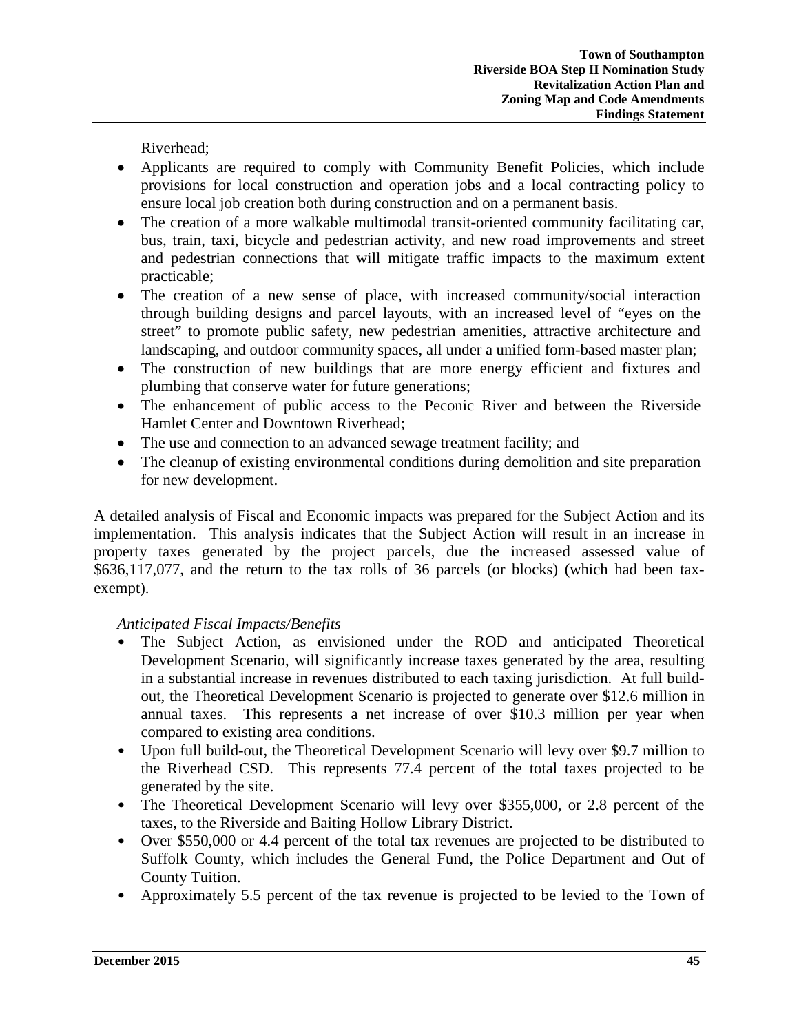Riverhead;

- Applicants are required to comply with Community Benefit Policies, which include provisions for local construction and operation jobs and a local contracting policy to ensure local job creation both during construction and on a permanent basis.
- The creation of a more walkable multimodal transit-oriented community facilitating car, bus, train, taxi, bicycle and pedestrian activity, and new road improvements and street and pedestrian connections that will mitigate traffic impacts to the maximum extent practicable;
- The creation of a new sense of place, with increased community/social interaction through building designs and parcel layouts, with an increased level of "eyes on the street" to promote public safety, new pedestrian amenities, attractive architecture and landscaping, and outdoor community spaces, all under a unified form-based master plan;
- The construction of new buildings that are more energy efficient and fixtures and plumbing that conserve water for future generations;
- The enhancement of public access to the Peconic River and between the Riverside Hamlet Center and Downtown Riverhead;
- The use and connection to an advanced sewage treatment facility; and
- The cleanup of existing environmental conditions during demolition and site preparation for new development.

A detailed analysis of Fiscal and Economic impacts was prepared for the Subject Action and its implementation. This analysis indicates that the Subject Action will result in an increase in property taxes generated by the project parcels, due the increased assessed value of $636,117,077, and the return to the tax rolls of 36 parcels (or blocks) (which had been tax-exempt).

*Anticipated Fiscal Impacts/Benefits*

- The Subject Action, as envisioned under the ROD and anticipated Theoretical Development Scenario, will significantly increase taxes generated by the area, resulting in a substantial increase in revenues distributed to each taxing jurisdiction. At full build-out, the Theoretical Development Scenario is projected to generate over $12.6 million in annual taxes. This represents a net increase of over $10.3 million per year when compared to existing area conditions.
- Upon full build-out, the Theoretical Development Scenario will levy over $9.7 million to the Riverhead CSD. This represents 77.4 percent of the total taxes projected to be generated by the site.
- The Theoretical Development Scenario will levy over $355,000, or 2.8 percent of the taxes, to the Riverside and Baiting Hollow Library District.
- Over $550,000 or 4.4 percent of the total tax revenues are projected to be distributed to Suffolk County, which includes the General Fund, the Police Department and Out of County Tuition.
- Approximately 5.5 percent of the tax revenue is projected to be levied to the Town of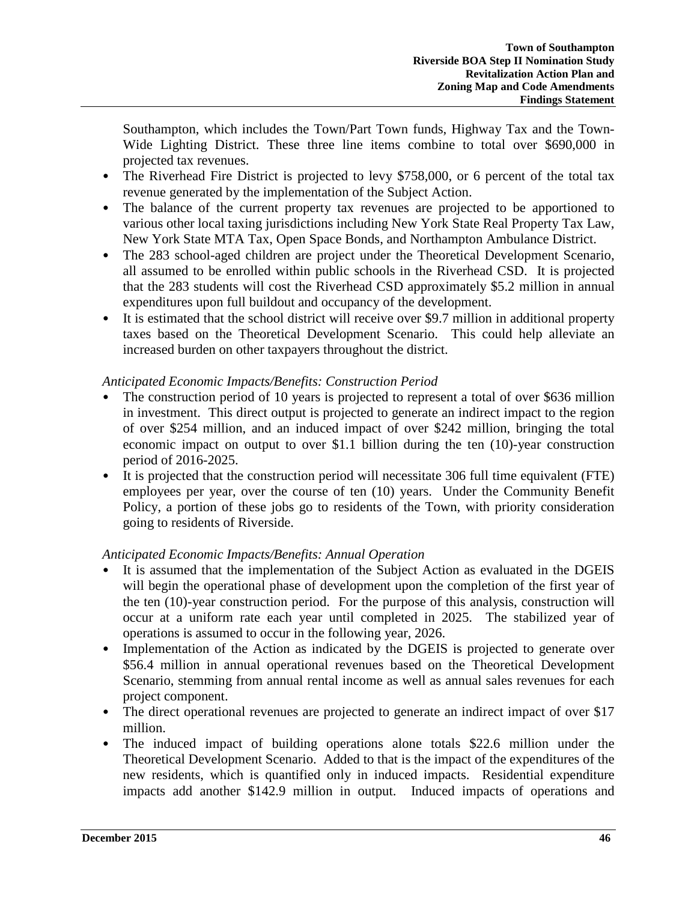Southampton, which includes the Town/Part Town funds, Highway Tax and the Town-Wide Lighting District. These three line items combine to total over $690,000 in projected tax revenues.

- The Riverhead Fire District is projected to levy $758,000, or 6 percent of the total tax revenue generated by the implementation of the Subject Action.
- The balance of the current property tax revenues are projected to be apportioned to various other local taxing jurisdictions including New York State Real Property Tax Law, New York State MTA Tax, Open Space Bonds, and Northampton Ambulance District.
- The 283 school-aged children are project under the Theoretical Development Scenario, all assumed to be enrolled within public schools in the Riverhead CSD. It is projected that the 283 students will cost the Riverhead CSD approximately $5.2 million in annual expenditures upon full buildout and occupancy of the development.
- It is estimated that the school district will receive over $9.7 million in additional property taxes based on the Theoretical Development Scenario. This could help alleviate an increased burden on other taxpayers throughout the district.

*Anticipated Economic Impacts/Benefits: Construction Period*

- The construction period of 10 years is projected to represent a total of over $636 million in investment. This direct output is projected to generate an indirect impact to the region of over $254 million, and an induced impact of over $242 million, bringing the total economic impact on output to over $1.1 billion during the ten (10)-year construction period of 2016-2025.
- It is projected that the construction period will necessitate 306 full time equivalent (FTE) employees per year, over the course of ten (10) years. Under the Community Benefit Policy, a portion of these jobs go to residents of the Town, with priority consideration going to residents of Riverside.

*Anticipated Economic Impacts/Benefits: Annual Operation*

- It is assumed that the implementation of the Subject Action as evaluated in the DGEIS will begin the operational phase of development upon the completion of the first year of the ten (10)-year construction period. For the purpose of this analysis, construction will occur at a uniform rate each year until completed in 2025. The stabilized year of operations is assumed to occur in the following year, 2026.
- Implementation of the Action as indicated by the DGEIS is projected to generate over $56.4 million in annual operational revenues based on the Theoretical Development Scenario, stemming from annual rental income as well as annual sales revenues for each project component.
- The direct operational revenues are projected to generate an indirect impact of over $17 million.
- The induced impact of building operations alone totals $22.6 million under the Theoretical Development Scenario. Added to that is the impact of the expenditures of the new residents, which is quantified only in induced impacts. Residential expenditure impacts add another $142.9 million in output. Induced impacts of operations and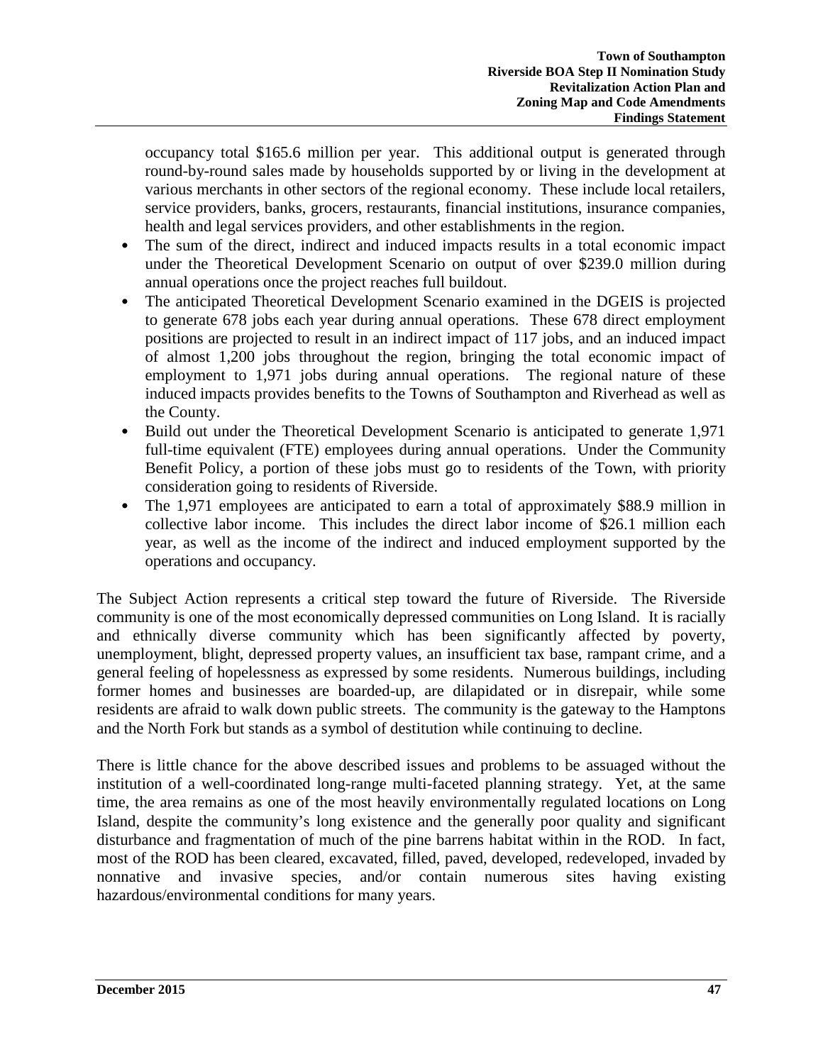occupancy total \$165.6 million per year. This additional output is generated through round-by-round sales made by households supported by or living in the development at various merchants in other sectors of the regional economy. These include local retailers, service providers, banks, grocers, restaurants, financial institutions, insurance companies, health and legal services providers, and other establishments in the region.

- The sum of the direct, indirect and induced impacts results in a total economic impact under the Theoretical Development Scenario on output of over \$239.0 million during annual operations once the project reaches full buildout.
- The anticipated Theoretical Development Scenario examined in the DGEIS is projected to generate 678 jobs each year during annual operations. These 678 direct employment positions are projected to result in an indirect impact of 117 jobs, and an induced impact of almost 1,200 jobs throughout the region, bringing the total economic impact of employment to 1,971 jobs during annual operations. The regional nature of these induced impacts provides benefits to the Towns of Southampton and Riverhead as well as the County.
- Build out under the Theoretical Development Scenario is anticipated to generate 1,971 full-time equivalent (FTE) employees during annual operations. Under the Community Benefit Policy, a portion of these jobs must go to residents of the Town, with priority consideration going to residents of Riverside.
- The 1,971 employees are anticipated to earn a total of approximately \$88.9 million in collective labor income. This includes the direct labor income of \$26.1 million each year, as well as the income of the indirect and induced employment supported by the operations and occupancy.

The Subject Action represents a critical step toward the future of Riverside. The Riverside community is one of the most economically depressed communities on Long Island. It is racially and ethnically diverse community which has been significantly affected by poverty, unemployment, blight, depressed property values, an insufficient tax base, rampant crime, and a general feeling of hopelessness as expressed by some residents. Numerous buildings, including former homes and businesses are boarded-up, are dilapidated or in disrepair, while some residents are afraid to walk down public streets. The community is the gateway to the Hamptons and the North Fork but stands as a symbol of destitution while continuing to decline.

There is little chance for the above described issues and problems to be assuaged without the institution of a well-coordinated long-range multi-faceted planning strategy. Yet, at the same time, the area remains as one of the most heavily environmentally regulated locations on Long Island, despite the community's long existence and the generally poor quality and significant disturbance and fragmentation of much of the pine barrens habitat within in the ROD. In fact, most of the ROD has been cleared, excavated, filled, paved, developed, redeveloped, invaded by nonnative and invasive species, and/or contain numerous sites having existing hazardous/environmental conditions for many years.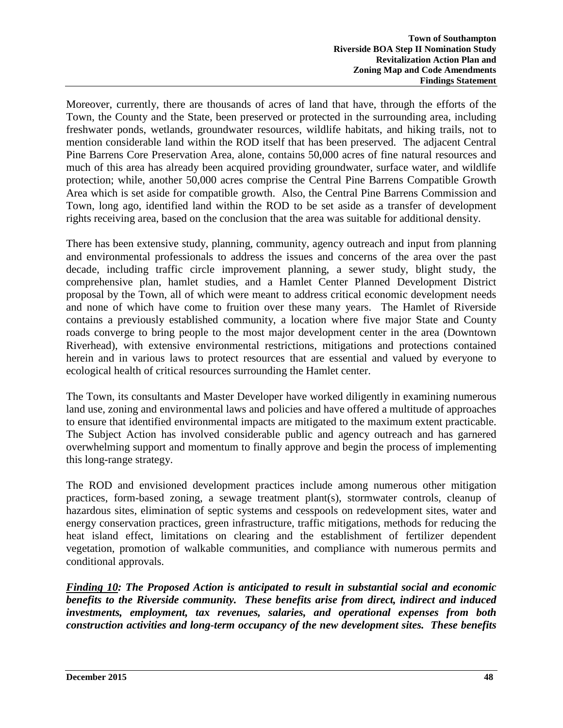Moreover, currently, there are thousands of acres of land that have, through the efforts of the Town, the County and the State, been preserved or protected in the surrounding area, including freshwater ponds, wetlands, groundwater resources, wildlife habitats, and hiking trails, not to mention considerable land within the ROD itself that has been preserved. The adjacent Central Pine Barrens Core Preservation Area, alone, contains 50,000 acres of fine natural resources and much of this area has already been acquired providing groundwater, surface water, and wildlife protection; while, another 50,000 acres comprise the Central Pine Barrens Compatible Growth Area which is set aside for compatible growth. Also, the Central Pine Barrens Commission and Town, long ago, identified land within the ROD to be set aside as a transfer of development rights receiving area, based on the conclusion that the area was suitable for additional density.

There has been extensive study, planning, community, agency outreach and input from planning and environmental professionals to address the issues and concerns of the area over the past decade, including traffic circle improvement planning, a sewer study, blight study, the comprehensive plan, hamlet studies, and a Hamlet Center Planned Development District proposal by the Town, all of which were meant to address critical economic development needs and none of which have come to fruition over these many years. The Hamlet of Riverside contains a previously established community, a location where five major State and County roads converge to bring people to the most major development center in the area (Downtown Riverhead), with extensive environmental restrictions, mitigations and protections contained herein and in various laws to protect resources that are essential and valued by everyone to ecological health of critical resources surrounding the Hamlet center.

The Town, its consultants and Master Developer have worked diligently in examining numerous land use, zoning and environmental laws and policies and have offered a multitude of approaches to ensure that identified environmental impacts are mitigated to the maximum extent practicable. The Subject Action has involved considerable public and agency outreach and has garnered overwhelming support and momentum to finally approve and begin the process of implementing this long-range strategy.

The ROD and envisioned development practices include among numerous other mitigation practices, form-based zoning, a sewage treatment plant(s), stormwater controls, cleanup of hazardous sites, elimination of septic systems and cesspools on redevelopment sites, water and energy conservation practices, green infrastructure, traffic mitigations, methods for reducing the heat island effect, limitations on clearing and the establishment of fertilizer dependent vegetation, promotion of walkable communities, and compliance with numerous permits and conditional approvals.

***<u>Finding 10</u>: The Proposed Action is anticipated to result in substantial social and economic benefits to the Riverside community. These benefits arise from direct, indirect and induced investments, employment, tax revenues, salaries, and operational expenses from both construction activities and long-term occupancy of the new development sites. These benefits***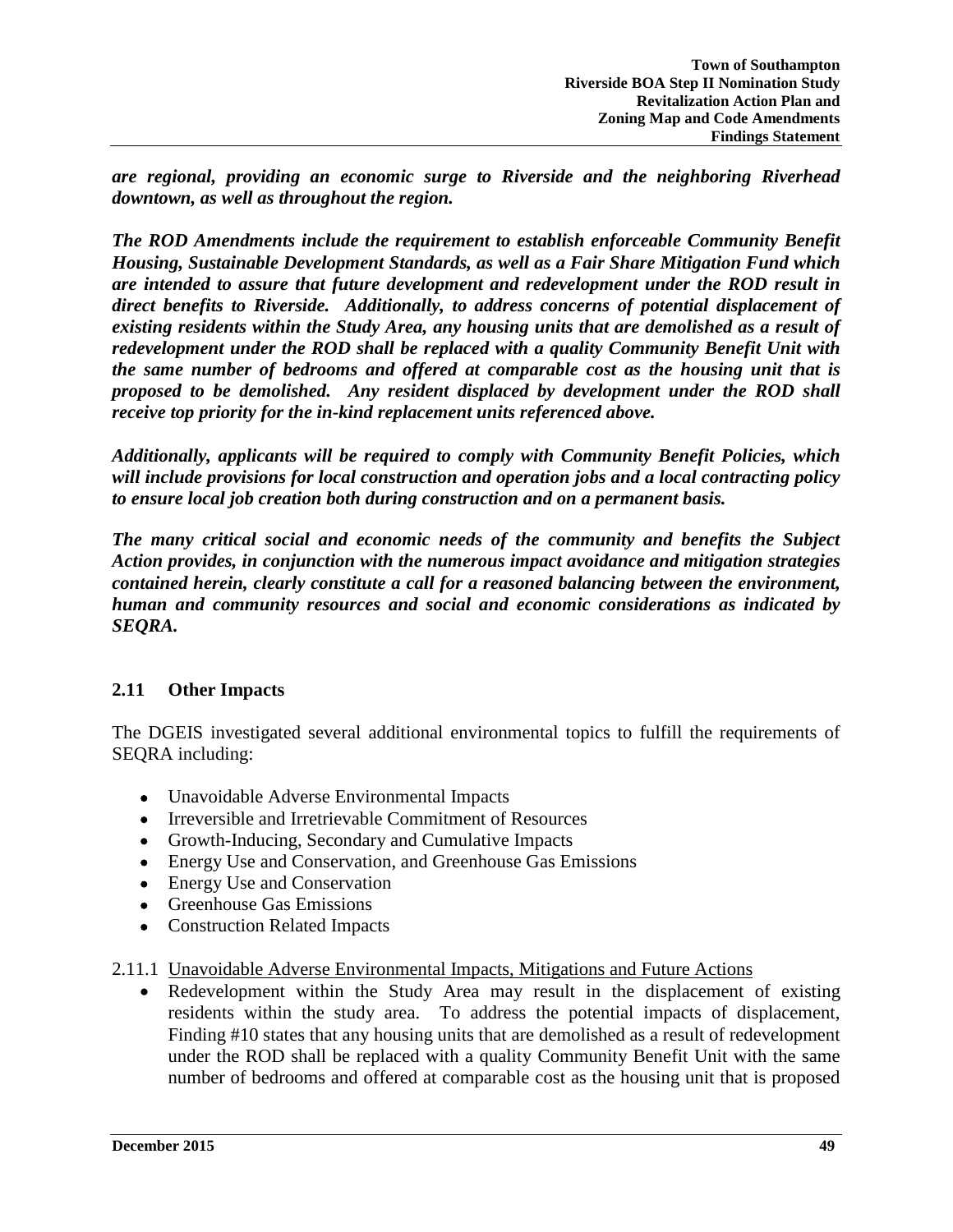***are regional, providing an economic surge to Riverside and the neighboring Riverhead downtown, as well as throughout the region.***

***The ROD Amendments include the requirement to establish enforceable Community Benefit Housing, Sustainable Development Standards, as well as a Fair Share Mitigation Fund which are intended to assure that future development and redevelopment under the ROD result in direct benefits to Riverside. Additionally, to address concerns of potential displacement of existing residents within the Study Area, any housing units that are demolished as a result of redevelopment under the ROD shall be replaced with a quality Community Benefit Unit with the same number of bedrooms and offered at comparable cost as the housing unit that is proposed to be demolished. Any resident displaced by development under the ROD shall receive top priority for the in-kind replacement units referenced above.***

***Additionally, applicants will be required to comply with Community Benefit Policies, which will include provisions for local construction and operation jobs and a local contracting policy to ensure local job creation both during construction and on a permanent basis.***

***The many critical social and economic needs of the community and benefits the Subject Action provides, in conjunction with the numerous impact avoidance and mitigation strategies contained herein, clearly constitute a call for a reasoned balancing between the environment, human and community resources and social and economic considerations as indicated by SEQRA.***

## 2.11 Other Impacts

The DGEIS investigated several additional environmental topics to fulfill the requirements of SEQRA including:

- Unavoidable Adverse Environmental Impacts
- Irreversible and Irretrievable Commitment of Resources
- Growth-Inducing, Secondary and Cumulative Impacts
- Energy Use and Conservation, and Greenhouse Gas Emissions
- Energy Use and Conservation
- Greenhouse Gas Emissions
- Construction Related Impacts

2.11.1 Unavoidable Adverse Environmental Impacts, Mitigations and Future Actions

- Redevelopment within the Study Area may result in the displacement of existing residents within the study area. To address the potential impacts of displacement, Finding #10 states that any housing units that are demolished as a result of redevelopment under the ROD shall be replaced with a quality Community Benefit Unit with the same number of bedrooms and offered at comparable cost as the housing unit that is proposed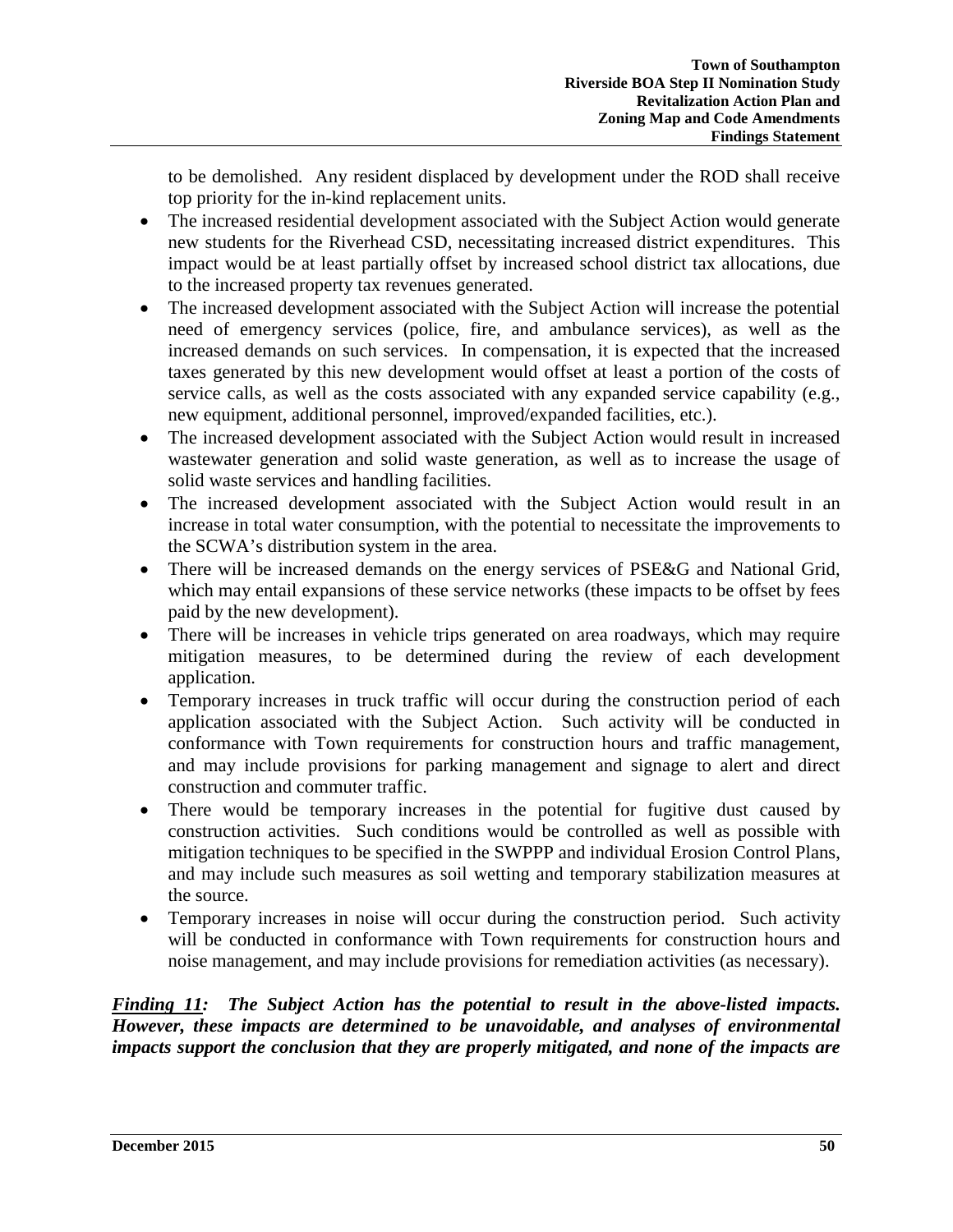to be demolished. Any resident displaced by development under the ROD shall receive top priority for the in-kind replacement units.

- The increased residential development associated with the Subject Action would generate new students for the Riverhead CSD, necessitating increased district expenditures. This impact would be at least partially offset by increased school district tax allocations, due to the increased property tax revenues generated.
- The increased development associated with the Subject Action will increase the potential need of emergency services (police, fire, and ambulance services), as well as the increased demands on such services. In compensation, it is expected that the increased taxes generated by this new development would offset at least a portion of the costs of service calls, as well as the costs associated with any expanded service capability (e.g., new equipment, additional personnel, improved/expanded facilities, etc.).
- The increased development associated with the Subject Action would result in increased wastewater generation and solid waste generation, as well as to increase the usage of solid waste services and handling facilities.
- The increased development associated with the Subject Action would result in an increase in total water consumption, with the potential to necessitate the improvements to the SCWA's distribution system in the area.
- There will be increased demands on the energy services of PSE&G and National Grid, which may entail expansions of these service networks (these impacts to be offset by fees paid by the new development).
- There will be increases in vehicle trips generated on area roadways, which may require mitigation measures, to be determined during the review of each development application.
- Temporary increases in truck traffic will occur during the construction period of each application associated with the Subject Action. Such activity will be conducted in conformance with Town requirements for construction hours and traffic management, and may include provisions for parking management and signage to alert and direct construction and commuter traffic.
- There would be temporary increases in the potential for fugitive dust caused by construction activities. Such conditions would be controlled as well as possible with mitigation techniques to be specified in the SWPPP and individual Erosion Control Plans, and may include such measures as soil wetting and temporary stabilization measures at the source.
- Temporary increases in noise will occur during the construction period. Such activity will be conducted in conformance with Town requirements for construction hours and noise management, and may include provisions for remediation activities (as necessary).

***Finding 11:* The Subject Action has the potential to result in the above-listed impacts. However, these impacts are determined to be unavoidable, and analyses of environmental impacts support the conclusion that they are properly mitigated, and none of the impacts are**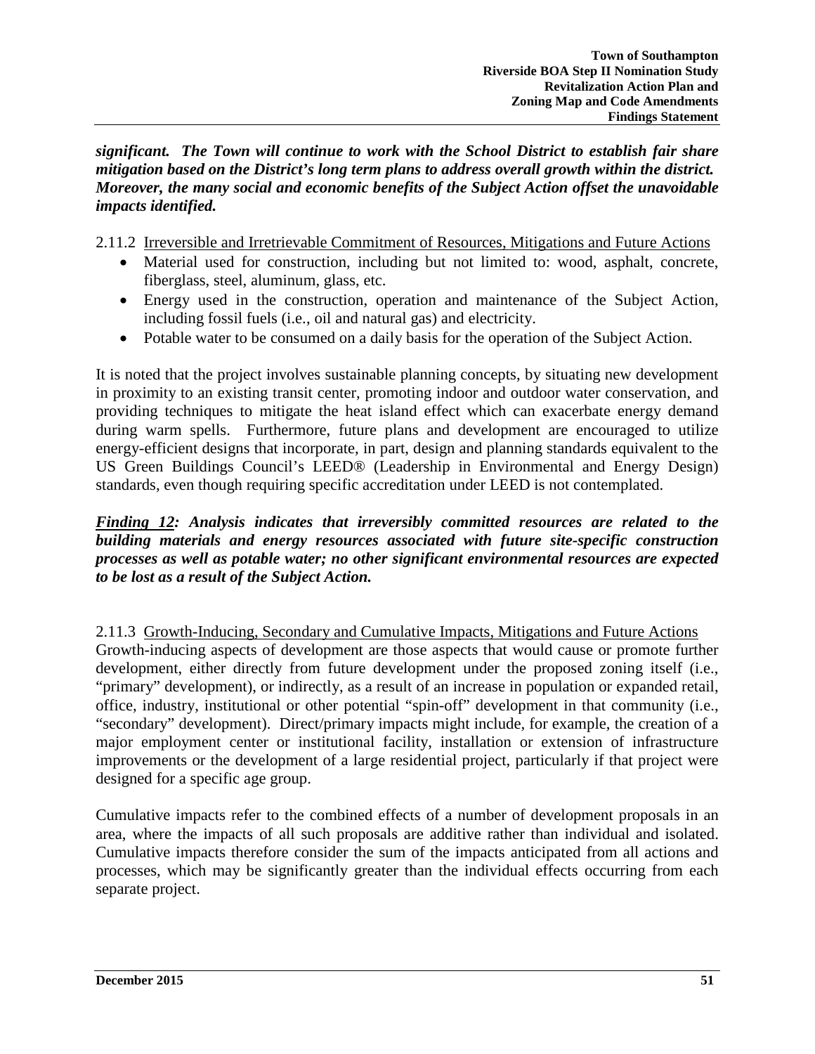***significant. The Town will continue to work with the School District to establish fair share mitigation based on the District's long term plans to address overall growth within the district. Moreover, the many social and economic benefits of the Subject Action offset the unavoidable impacts identified.***

2.11.2 Irreversible and Irretrievable Commitment of Resources, Mitigations and Future Actions

- Material used for construction, including but not limited to: wood, asphalt, concrete, fiberglass, steel, aluminum, glass, etc.
- Energy used in the construction, operation and maintenance of the Subject Action, including fossil fuels (i.e., oil and natural gas) and electricity.
- Potable water to be consumed on a daily basis for the operation of the Subject Action.

It is noted that the project involves sustainable planning concepts, by situating new development in proximity to an existing transit center, promoting indoor and outdoor water conservation, and providing techniques to mitigate the heat island effect which can exacerbate energy demand during warm spells. Furthermore, future plans and development are encouraged to utilize energy-efficient designs that incorporate, in part, design and planning standards equivalent to the US Green Buildings Council's LEED® (Leadership in Environmental and Energy Design) standards, even though requiring specific accreditation under LEED is not contemplated.

***Finding 12: Analysis indicates that irreversibly committed resources are related to the building materials and energy resources associated with future site-specific construction processes as well as potable water; no other significant environmental resources are expected to be lost as a result of the Subject Action.***

2.11.3 Growth-Inducing, Secondary and Cumulative Impacts, Mitigations and Future Actions

Growth-inducing aspects of development are those aspects that would cause or promote further development, either directly from future development under the proposed zoning itself (i.e., "primary" development), or indirectly, as a result of an increase in population or expanded retail, office, industry, institutional or other potential "spin-off" development in that community (i.e., "secondary" development). Direct/primary impacts might include, for example, the creation of a major employment center or institutional facility, installation or extension of infrastructure improvements or the development of a large residential project, particularly if that project were designed for a specific age group.

Cumulative impacts refer to the combined effects of a number of development proposals in an area, where the impacts of all such proposals are additive rather than individual and isolated. Cumulative impacts therefore consider the sum of the impacts anticipated from all actions and processes, which may be significantly greater than the individual effects occurring from each separate project.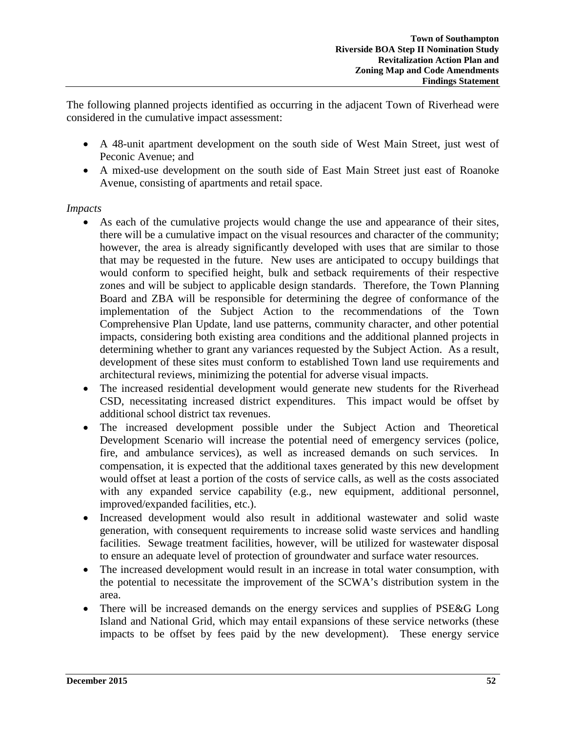The following planned projects identified as occurring in the adjacent Town of Riverhead were considered in the cumulative impact assessment:

- A 48-unit apartment development on the south side of West Main Street, just west of Peconic Avenue; and
- A mixed-use development on the south side of East Main Street just east of Roanoke Avenue, consisting of apartments and retail space.

*Impacts*

- As each of the cumulative projects would change the use and appearance of their sites, there will be a cumulative impact on the visual resources and character of the community; however, the area is already significantly developed with uses that are similar to those that may be requested in the future. New uses are anticipated to occupy buildings that would conform to specified height, bulk and setback requirements of their respective zones and will be subject to applicable design standards. Therefore, the Town Planning Board and ZBA will be responsible for determining the degree of conformance of the implementation of the Subject Action to the recommendations of the Town Comprehensive Plan Update, land use patterns, community character, and other potential impacts, considering both existing area conditions and the additional planned projects in determining whether to grant any variances requested by the Subject Action. As a result, development of these sites must conform to established Town land use requirements and architectural reviews, minimizing the potential for adverse visual impacts.
- The increased residential development would generate new students for the Riverhead CSD, necessitating increased district expenditures. This impact would be offset by additional school district tax revenues.
- The increased development possible under the Subject Action and Theoretical Development Scenario will increase the potential need of emergency services (police, fire, and ambulance services), as well as increased demands on such services. In compensation, it is expected that the additional taxes generated by this new development would offset at least a portion of the costs of service calls, as well as the costs associated with any expanded service capability (e.g., new equipment, additional personnel, improved/expanded facilities, etc.).
- Increased development would also result in additional wastewater and solid waste generation, with consequent requirements to increase solid waste services and handling facilities. Sewage treatment facilities, however, will be utilized for wastewater disposal to ensure an adequate level of protection of groundwater and surface water resources.
- The increased development would result in an increase in total water consumption, with the potential to necessitate the improvement of the SCWA's distribution system in the area.
- There will be increased demands on the energy services and supplies of PSE&G Long Island and National Grid, which may entail expansions of these service networks (these impacts to be offset by fees paid by the new development). These energy service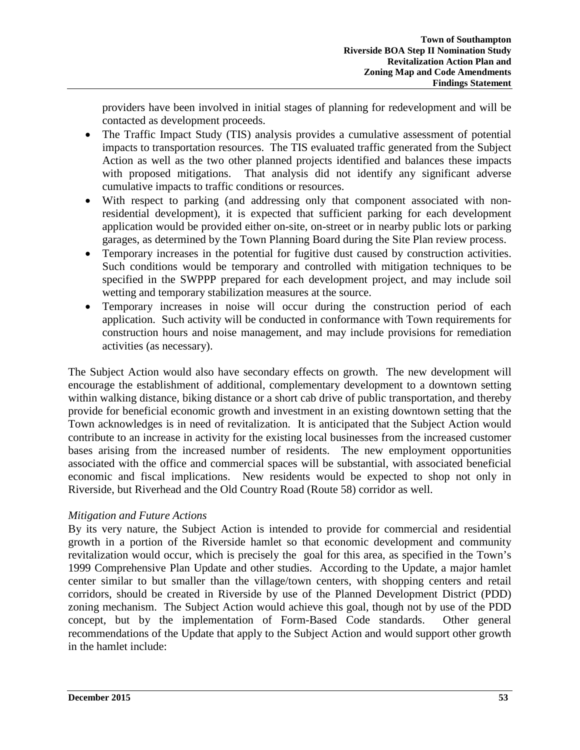providers have been involved in initial stages of planning for redevelopment and will be contacted as development proceeds.

- The Traffic Impact Study (TIS) analysis provides a cumulative assessment of potential impacts to transportation resources. The TIS evaluated traffic generated from the Subject Action as well as the two other planned projects identified and balances these impacts with proposed mitigations. That analysis did not identify any significant adverse cumulative impacts to traffic conditions or resources.
- With respect to parking (and addressing only that component associated with non-residential development), it is expected that sufficient parking for each development application would be provided either on-site, on-street or in nearby public lots or parking garages, as determined by the Town Planning Board during the Site Plan review process.
- Temporary increases in the potential for fugitive dust caused by construction activities. Such conditions would be temporary and controlled with mitigation techniques to be specified in the SWPPP prepared for each development project, and may include soil wetting and temporary stabilization measures at the source.
- Temporary increases in noise will occur during the construction period of each application. Such activity will be conducted in conformance with Town requirements for construction hours and noise management, and may include provisions for remediation activities (as necessary).

The Subject Action would also have secondary effects on growth. The new development will encourage the establishment of additional, complementary development to a downtown setting within walking distance, biking distance or a short cab drive of public transportation, and thereby provide for beneficial economic growth and investment in an existing downtown setting that the Town acknowledges is in need of revitalization. It is anticipated that the Subject Action would contribute to an increase in activity for the existing local businesses from the increased customer bases arising from the increased number of residents. The new employment opportunities associated with the office and commercial spaces will be substantial, with associated beneficial economic and fiscal implications. New residents would be expected to shop not only in Riverside, but Riverhead and the Old Country Road (Route 58) corridor as well.

*Mitigation and Future Actions*

By its very nature, the Subject Action is intended to provide for commercial and residential growth in a portion of the Riverside hamlet so that economic development and community revitalization would occur, which is precisely the goal for this area, as specified in the Town's 1999 Comprehensive Plan Update and other studies. According to the Update, a major hamlet center similar to but smaller than the village/town centers, with shopping centers and retail corridors, should be created in Riverside by use of the Planned Development District (PDD) zoning mechanism. The Subject Action would achieve this goal, though not by use of the PDD concept, but by the implementation of Form-Based Code standards. Other general recommendations of the Update that apply to the Subject Action and would support other growth in the hamlet include: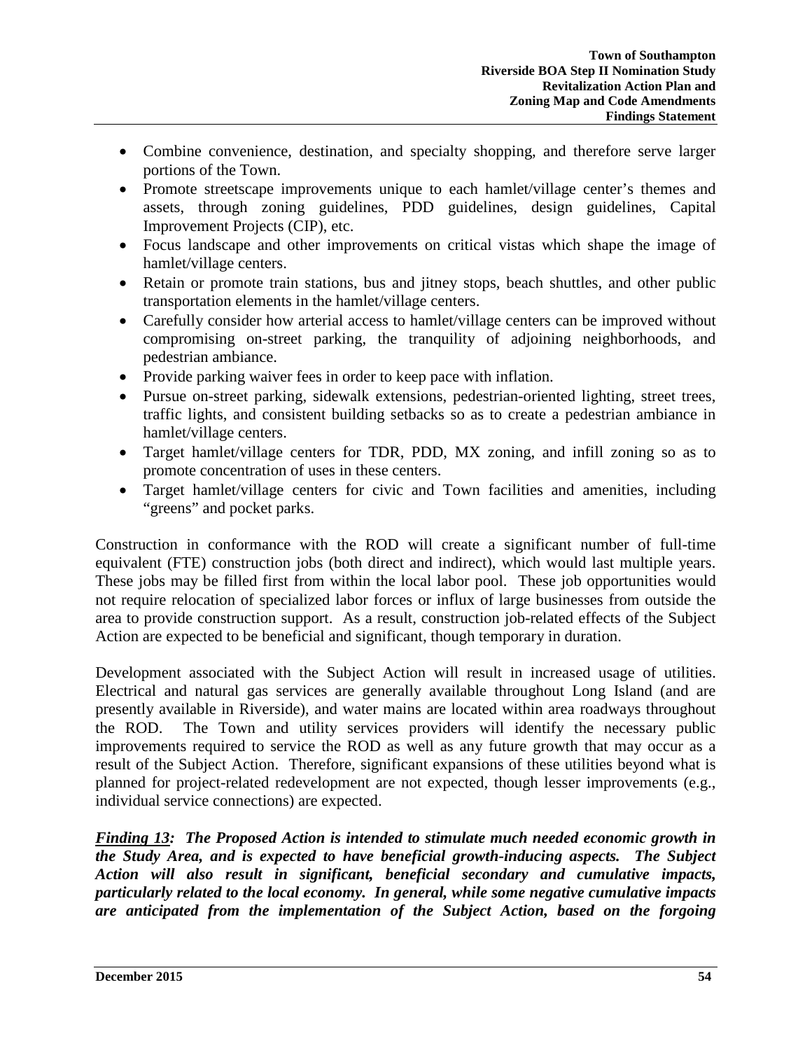- Combine convenience, destination, and specialty shopping, and therefore serve larger portions of the Town.
- Promote streetscape improvements unique to each hamlet/village center's themes and assets, through zoning guidelines, PDD guidelines, design guidelines, Capital Improvement Projects (CIP), etc.
- Focus landscape and other improvements on critical vistas which shape the image of hamlet/village centers.
- Retain or promote train stations, bus and jitney stops, beach shuttles, and other public transportation elements in the hamlet/village centers.
- Carefully consider how arterial access to hamlet/village centers can be improved without compromising on-street parking, the tranquility of adjoining neighborhoods, and pedestrian ambiance.
- Provide parking waiver fees in order to keep pace with inflation.
- Pursue on-street parking, sidewalk extensions, pedestrian-oriented lighting, street trees, traffic lights, and consistent building setbacks so as to create a pedestrian ambiance in hamlet/village centers.
- Target hamlet/village centers for TDR, PDD, MX zoning, and infill zoning so as to promote concentration of uses in these centers.
- Target hamlet/village centers for civic and Town facilities and amenities, including "greens" and pocket parks.

Construction in conformance with the ROD will create a significant number of full-time equivalent (FTE) construction jobs (both direct and indirect), which would last multiple years. These jobs may be filled first from within the local labor pool. These job opportunities would not require relocation of specialized labor forces or influx of large businesses from outside the area to provide construction support. As a result, construction job-related effects of the Subject Action are expected to be beneficial and significant, though temporary in duration.

Development associated with the Subject Action will result in increased usage of utilities. Electrical and natural gas services are generally available throughout Long Island (and are presently available in Riverside), and water mains are located within area roadways throughout the ROD. The Town and utility services providers will identify the necessary public improvements required to service the ROD as well as any future growth that may occur as a result of the Subject Action. Therefore, significant expansions of these utilities beyond what is planned for project-related redevelopment are not expected, though lesser improvements (e.g., individual service connections) are expected.

***<u>Finding 13</u>: The Proposed Action is intended to stimulate much needed economic growth in the Study Area, and is expected to have beneficial growth-inducing aspects. The Subject Action will also result in significant, beneficial secondary and cumulative impacts, particularly related to the local economy. In general, while some negative cumulative impacts are anticipated from the implementation of the Subject Action, based on the forgoing***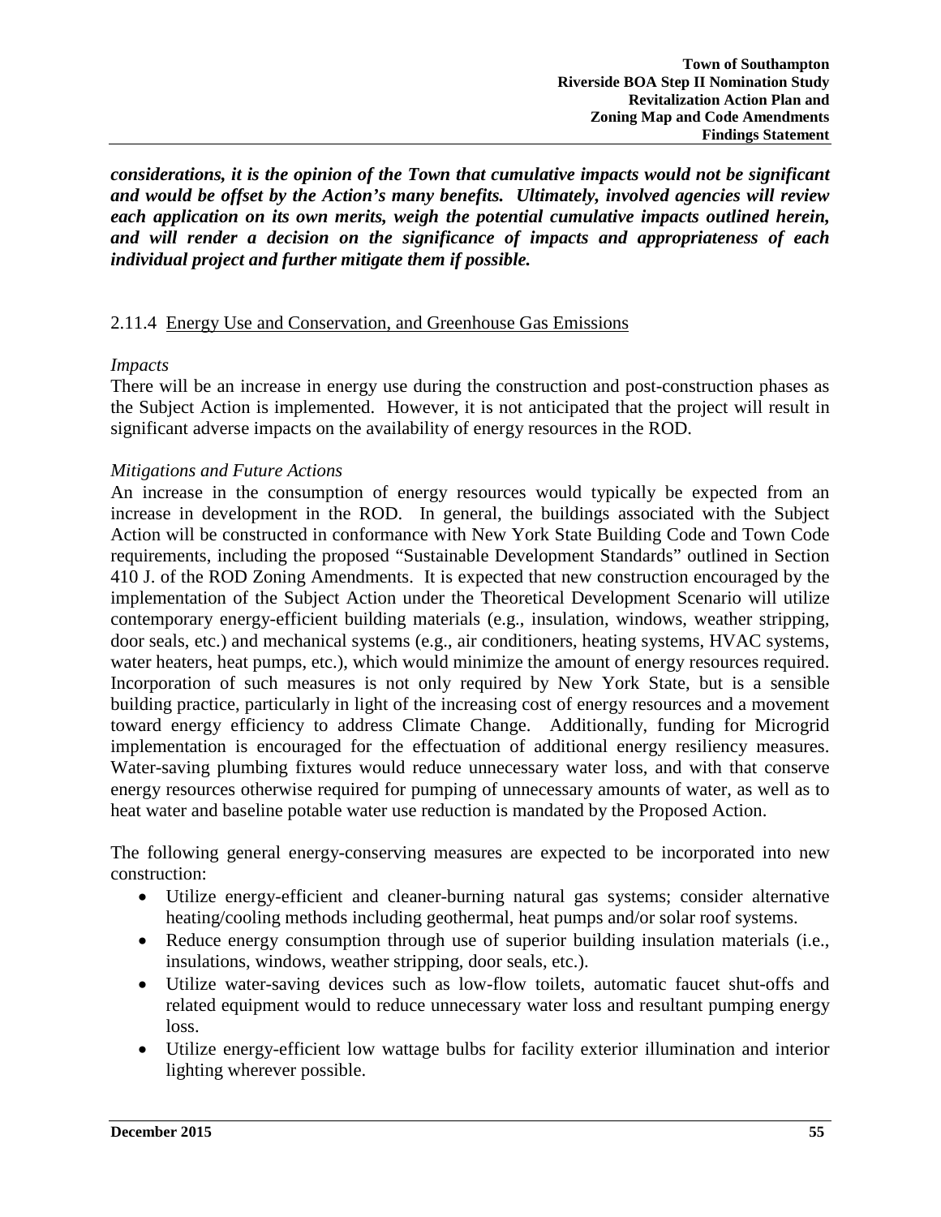***considerations, it is the opinion of the Town that cumulative impacts would not be significant and would be offset by the Action's many benefits. Ultimately, involved agencies will review each application on its own merits, weigh the potential cumulative impacts outlined herein, and will render a decision on the significance of impacts and appropriateness of each individual project and further mitigate them if possible.***

### 2.11.4 Energy Use and Conservation, and Greenhouse Gas Emissions

*Impacts*

There will be an increase in energy use during the construction and post-construction phases as the Subject Action is implemented. However, it is not anticipated that the project will result in significant adverse impacts on the availability of energy resources in the ROD.

*Mitigations and Future Actions*

An increase in the consumption of energy resources would typically be expected from an increase in development in the ROD. In general, the buildings associated with the Subject Action will be constructed in conformance with New York State Building Code and Town Code requirements, including the proposed "Sustainable Development Standards" outlined in Section 410 J. of the ROD Zoning Amendments. It is expected that new construction encouraged by the implementation of the Subject Action under the Theoretical Development Scenario will utilize contemporary energy-efficient building materials (e.g., insulation, windows, weather stripping, door seals, etc.) and mechanical systems (e.g., air conditioners, heating systems, HVAC systems, water heaters, heat pumps, etc.), which would minimize the amount of energy resources required. Incorporation of such measures is not only required by New York State, but is a sensible building practice, particularly in light of the increasing cost of energy resources and a movement toward energy efficiency to address Climate Change. Additionally, funding for Microgrid implementation is encouraged for the effectuation of additional energy resiliency measures. Water-saving plumbing fixtures would reduce unnecessary water loss, and with that conserve energy resources otherwise required for pumping of unnecessary amounts of water, as well as to heat water and baseline potable water use reduction is mandated by the Proposed Action.

The following general energy-conserving measures are expected to be incorporated into new construction:

- Utilize energy-efficient and cleaner-burning natural gas systems; consider alternative heating/cooling methods including geothermal, heat pumps and/or solar roof systems.
- Reduce energy consumption through use of superior building insulation materials (i.e., insulations, windows, weather stripping, door seals, etc.).
- Utilize water-saving devices such as low-flow toilets, automatic faucet shut-offs and related equipment would to reduce unnecessary water loss and resultant pumping energy loss.
- Utilize energy-efficient low wattage bulbs for facility exterior illumination and interior lighting wherever possible.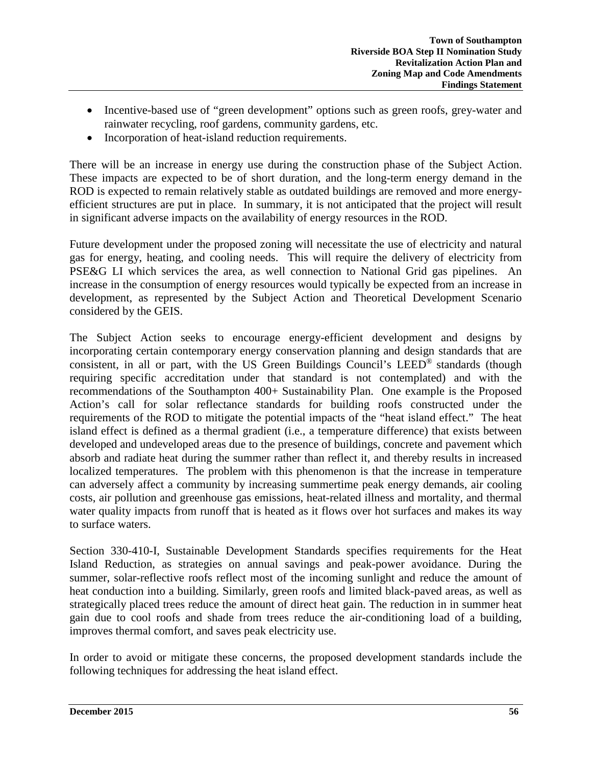- Incentive-based use of "green development" options such as green roofs, grey-water and rainwater recycling, roof gardens, community gardens, etc.
- Incorporation of heat-island reduction requirements.

There will be an increase in energy use during the construction phase of the Subject Action. These impacts are expected to be of short duration, and the long-term energy demand in the ROD is expected to remain relatively stable as outdated buildings are removed and more energy-efficient structures are put in place. In summary, it is not anticipated that the project will result in significant adverse impacts on the availability of energy resources in the ROD.

Future development under the proposed zoning will necessitate the use of electricity and natural gas for energy, heating, and cooling needs. This will require the delivery of electricity from PSE&G LI which services the area, as well connection to National Grid gas pipelines. An increase in the consumption of energy resources would typically be expected from an increase in development, as represented by the Subject Action and Theoretical Development Scenario considered by the GEIS.

The Subject Action seeks to encourage energy-efficient development and designs by incorporating certain contemporary energy conservation planning and design standards that are consistent, in all or part, with the US Green Buildings Council's LEED® standards (though requiring specific accreditation under that standard is not contemplated) and with the recommendations of the Southampton 400+ Sustainability Plan. One example is the Proposed Action's call for solar reflectance standards for building roofs constructed under the requirements of the ROD to mitigate the potential impacts of the "heat island effect." The heat island effect is defined as a thermal gradient (i.e., a temperature difference) that exists between developed and undeveloped areas due to the presence of buildings, concrete and pavement which absorb and radiate heat during the summer rather than reflect it, and thereby results in increased localized temperatures. The problem with this phenomenon is that the increase in temperature can adversely affect a community by increasing summertime peak energy demands, air cooling costs, air pollution and greenhouse gas emissions, heat-related illness and mortality, and thermal water quality impacts from runoff that is heated as it flows over hot surfaces and makes its way to surface waters.

Section 330-410-I, Sustainable Development Standards specifies requirements for the Heat Island Reduction, as strategies on annual savings and peak-power avoidance. During the summer, solar-reflective roofs reflect most of the incoming sunlight and reduce the amount of heat conduction into a building. Similarly, green roofs and limited black-paved areas, as well as strategically placed trees reduce the amount of direct heat gain. The reduction in in summer heat gain due to cool roofs and shade from trees reduce the air-conditioning load of a building, improves thermal comfort, and saves peak electricity use.

In order to avoid or mitigate these concerns, the proposed development standards include the following techniques for addressing the heat island effect.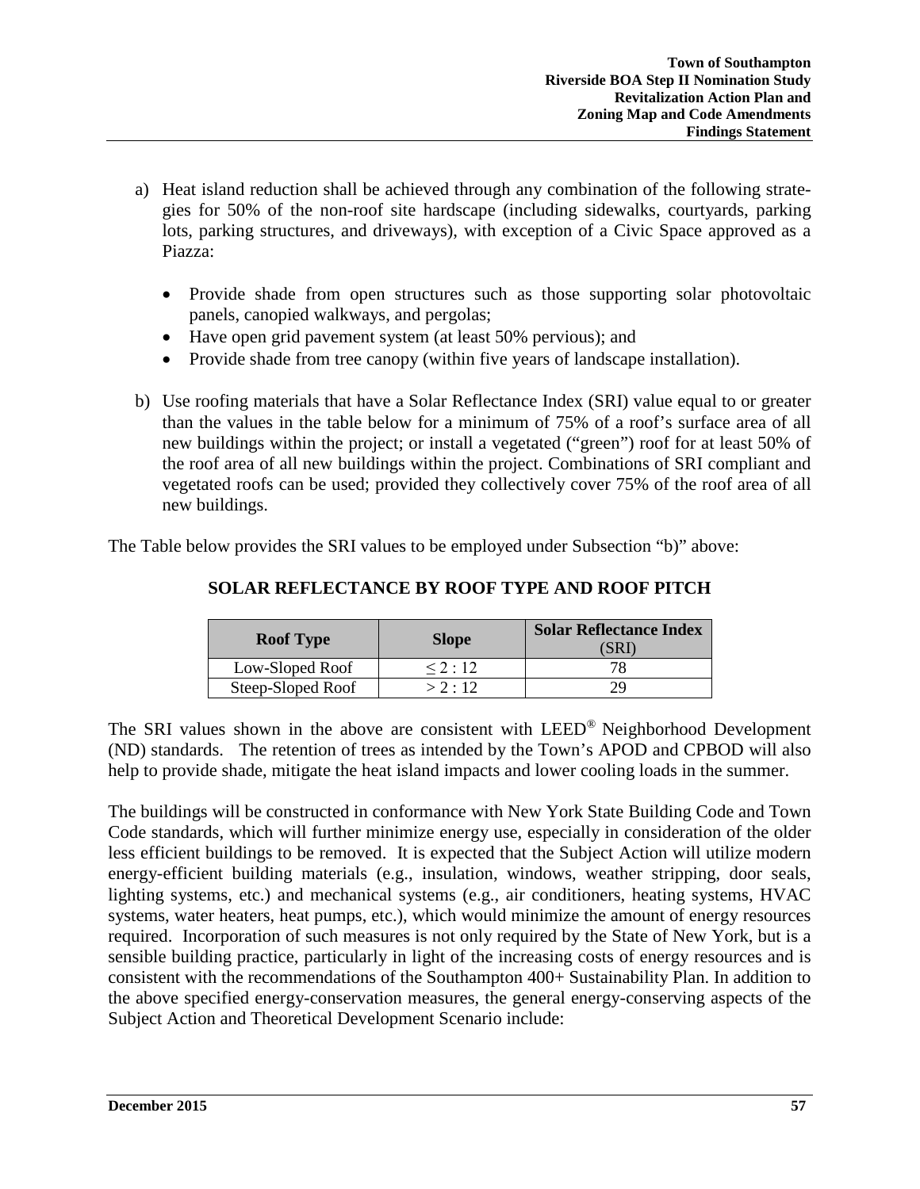a) Heat island reduction shall be achieved through any combination of the following strategies for 50% of the non-roof site hardscape (including sidewalks, courtyards, parking lots, parking structures, and driveways), with exception of a Civic Space approved as a Piazza:

    - Provide shade from open structures such as those supporting solar photovoltaic panels, canopied walkways, and pergolas;
    - Have open grid pavement system (at least 50% pervious); and
    - Provide shade from tree canopy (within five years of landscape installation).

b) Use roofing materials that have a Solar Reflectance Index (SRI) value equal to or greater than the values in the table below for a minimum of 75% of a roof's surface area of all new buildings within the project; or install a vegetated ("green") roof for at least 50% of the roof area of all new buildings within the project. Combinations of SRI compliant and vegetated roofs can be used; provided they collectively cover 75% of the roof area of all new buildings.

The Table below provides the SRI values to be employed under Subsection "b)" above:

**SOLAR REFLECTANCE BY ROOF TYPE AND ROOF PITCH**

| Roof Type | Slope | Solar Reflectance Index (SRI) |
|---|---|---|
| Low-Sloped Roof | ≤ 2 : 12 | 78 |
| Steep-Sloped Roof | > 2 : 12 | 29 |

The SRI values shown in the above are consistent with LEED® Neighborhood Development (ND) standards. The retention of trees as intended by the Town's APOD and CPBOD will also help to provide shade, mitigate the heat island impacts and lower cooling loads in the summer.

The buildings will be constructed in conformance with New York State Building Code and Town Code standards, which will further minimize energy use, especially in consideration of the older less efficient buildings to be removed. It is expected that the Subject Action will utilize modern energy-efficient building materials (e.g., insulation, windows, weather stripping, door seals, lighting systems, etc.) and mechanical systems (e.g., air conditioners, heating systems, HVAC systems, water heaters, heat pumps, etc.), which would minimize the amount of energy resources required. Incorporation of such measures is not only required by the State of New York, but is a sensible building practice, particularly in light of the increasing costs of energy resources and is consistent with the recommendations of the Southampton 400+ Sustainability Plan. In addition to the above specified energy-conservation measures, the general energy-conserving aspects of the Subject Action and Theoretical Development Scenario include: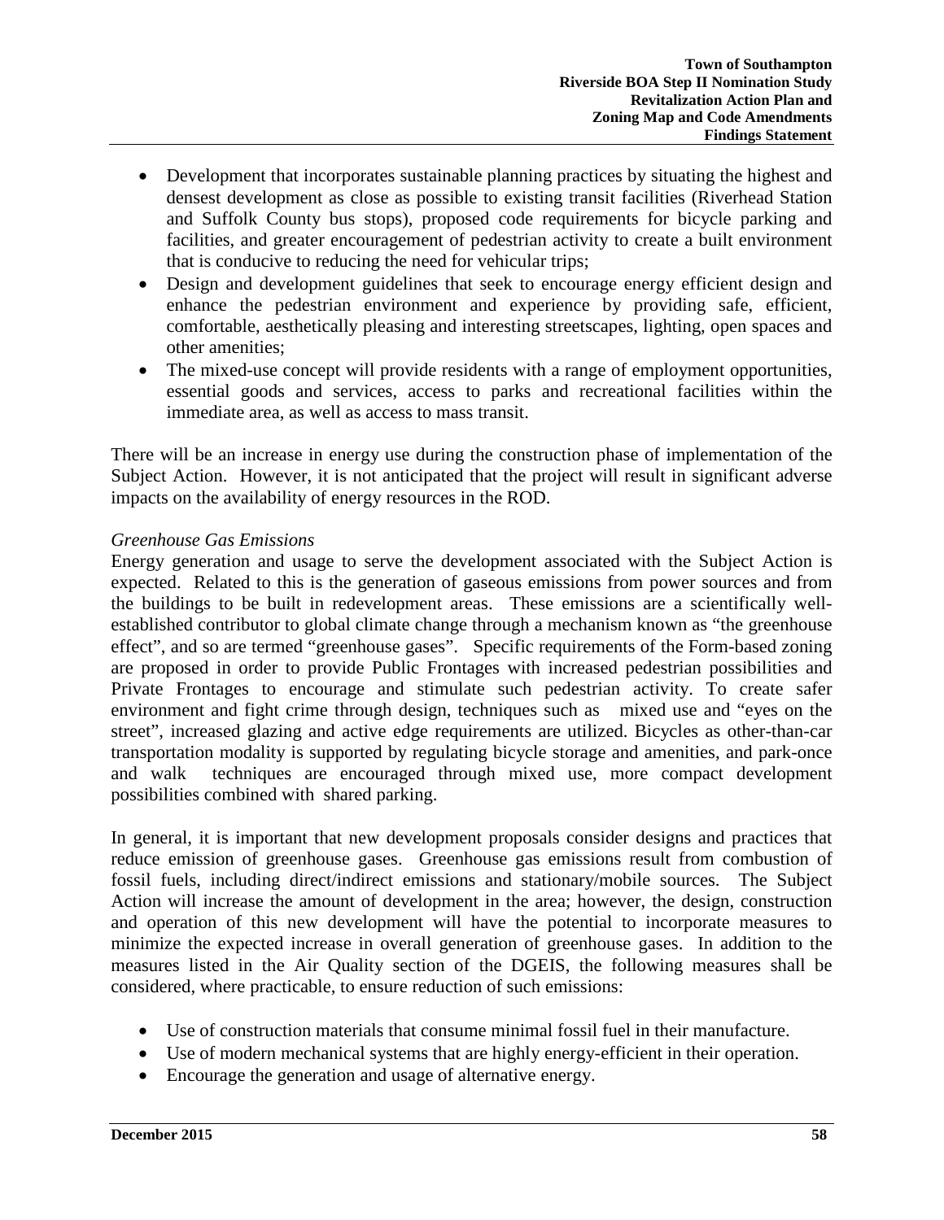- Development that incorporates sustainable planning practices by situating the highest and densest development as close as possible to existing transit facilities (Riverhead Station and Suffolk County bus stops), proposed code requirements for bicycle parking and facilities, and greater encouragement of pedestrian activity to create a built environment that is conducive to reducing the need for vehicular trips;
- Design and development guidelines that seek to encourage energy efficient design and enhance the pedestrian environment and experience by providing safe, efficient, comfortable, aesthetically pleasing and interesting streetscapes, lighting, open spaces and other amenities;
- The mixed-use concept will provide residents with a range of employment opportunities, essential goods and services, access to parks and recreational facilities within the immediate area, as well as access to mass transit.

There will be an increase in energy use during the construction phase of implementation of the Subject Action. However, it is not anticipated that the project will result in significant adverse impacts on the availability of energy resources in the ROD.

*Greenhouse Gas Emissions*

Energy generation and usage to serve the development associated with the Subject Action is expected. Related to this is the generation of gaseous emissions from power sources and from the buildings to be built in redevelopment areas. These emissions are a scientifically well-established contributor to global climate change through a mechanism known as "the greenhouse effect", and so are termed "greenhouse gases". Specific requirements of the Form-based zoning are proposed in order to provide Public Frontages with increased pedestrian possibilities and Private Frontages to encourage and stimulate such pedestrian activity. To create safer environment and fight crime through design, techniques such as mixed use and "eyes on the street", increased glazing and active edge requirements are utilized. Bicycles as other-than-car transportation modality is supported by regulating bicycle storage and amenities, and park-once and walk techniques are encouraged through mixed use, more compact development possibilities combined with shared parking.

In general, it is important that new development proposals consider designs and practices that reduce emission of greenhouse gases. Greenhouse gas emissions result from combustion of fossil fuels, including direct/indirect emissions and stationary/mobile sources. The Subject Action will increase the amount of development in the area; however, the design, construction and operation of this new development will have the potential to incorporate measures to minimize the expected increase in overall generation of greenhouse gases. In addition to the measures listed in the Air Quality section of the DGEIS, the following measures shall be considered, where practicable, to ensure reduction of such emissions:

- Use of construction materials that consume minimal fossil fuel in their manufacture.
- Use of modern mechanical systems that are highly energy-efficient in their operation.
- Encourage the generation and usage of alternative energy.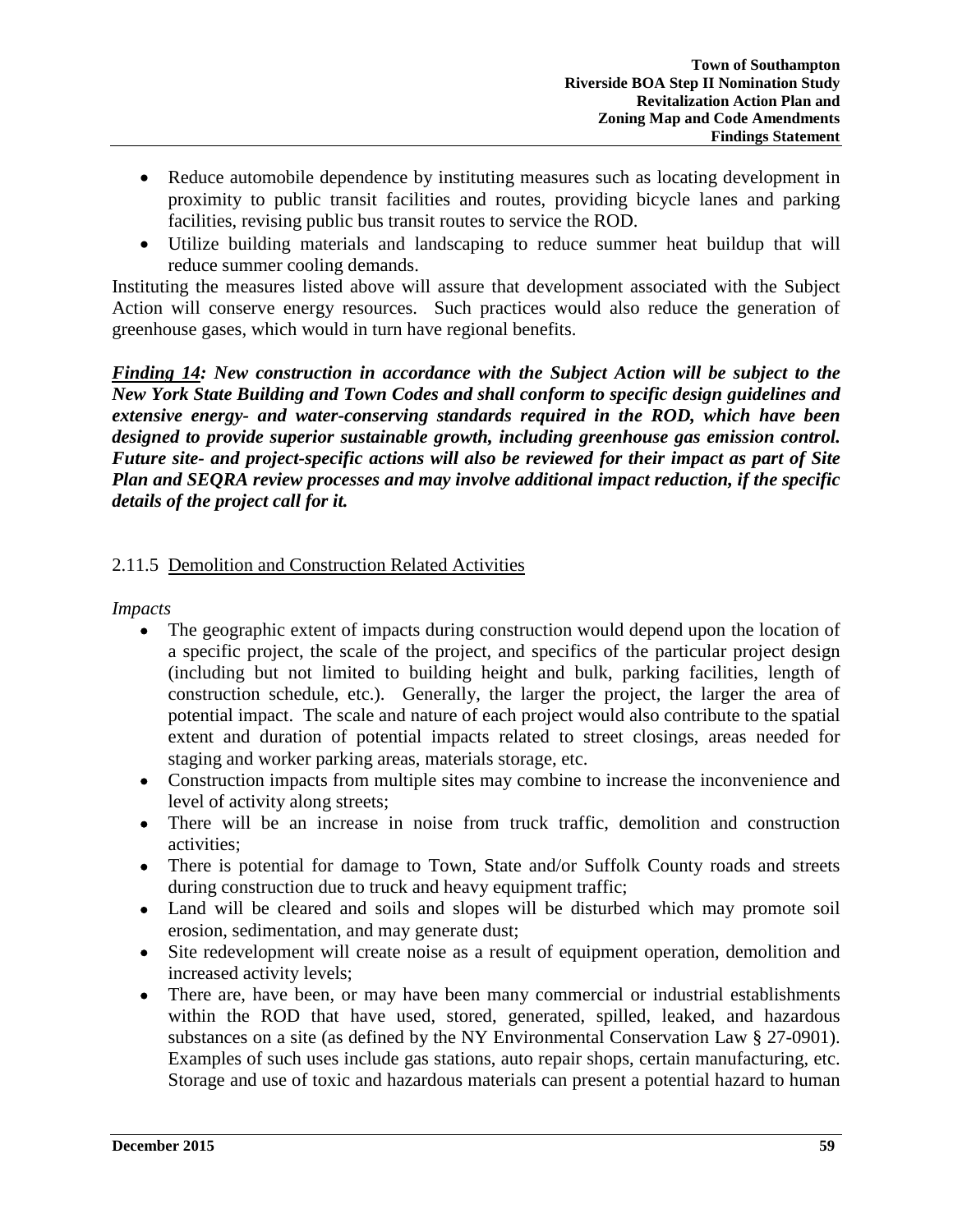- Reduce automobile dependence by instituting measures such as locating development in proximity to public transit facilities and routes, providing bicycle lanes and parking facilities, revising public bus transit routes to service the ROD.
- Utilize building materials and landscaping to reduce summer heat buildup that will reduce summer cooling demands.

Instituting the measures listed above will assure that development associated with the Subject Action will conserve energy resources. Such practices would also reduce the generation of greenhouse gases, which would in turn have regional benefits.

***Finding 14: New construction in accordance with the Subject Action will be subject to the New York State Building and Town Codes and shall conform to specific design guidelines and extensive energy- and water-conserving standards required in the ROD, which have been designed to provide superior sustainable growth, including greenhouse gas emission control. Future site- and project-specific actions will also be reviewed for their impact as part of Site Plan and SEQRA review processes and may involve additional impact reduction, if the specific details of the project call for it.***

### 2.11.5 Demolition and Construction Related Activities

*Impacts*

- The geographic extent of impacts during construction would depend upon the location of a specific project, the scale of the project, and specifics of the particular project design (including but not limited to building height and bulk, parking facilities, length of construction schedule, etc.). Generally, the larger the project, the larger the area of potential impact. The scale and nature of each project would also contribute to the spatial extent and duration of potential impacts related to street closings, areas needed for staging and worker parking areas, materials storage, etc.
- Construction impacts from multiple sites may combine to increase the inconvenience and level of activity along streets;
- There will be an increase in noise from truck traffic, demolition and construction activities;
- There is potential for damage to Town, State and/or Suffolk County roads and streets during construction due to truck and heavy equipment traffic;
- Land will be cleared and soils and slopes will be disturbed which may promote soil erosion, sedimentation, and may generate dust;
- Site redevelopment will create noise as a result of equipment operation, demolition and increased activity levels;
- There are, have been, or may have been many commercial or industrial establishments within the ROD that have used, stored, generated, spilled, leaked, and hazardous substances on a site (as defined by the NY Environmental Conservation Law § 27-0901). Examples of such uses include gas stations, auto repair shops, certain manufacturing, etc. Storage and use of toxic and hazardous materials can present a potential hazard to human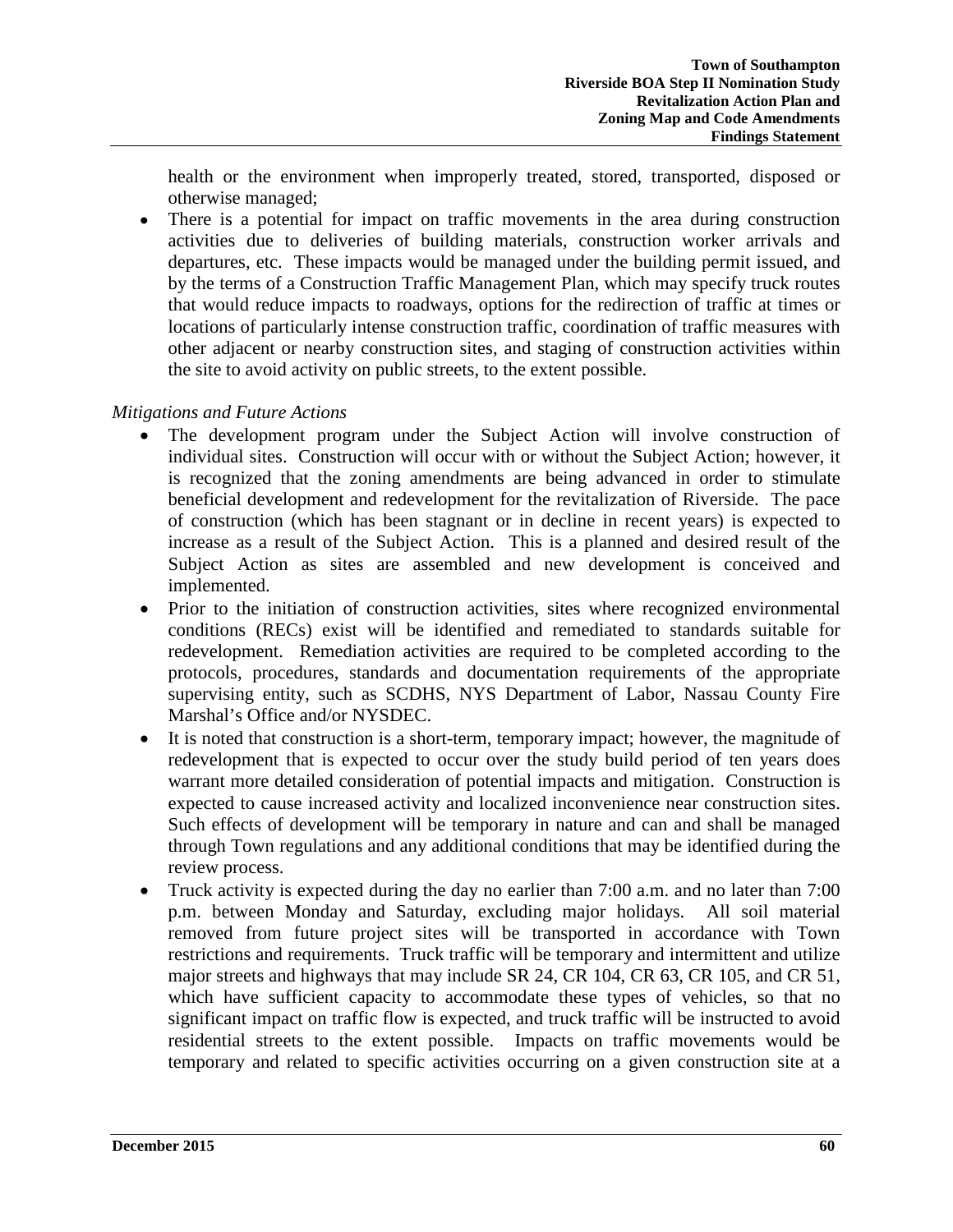health or the environment when improperly treated, stored, transported, disposed or otherwise managed;

- There is a potential for impact on traffic movements in the area during construction activities due to deliveries of building materials, construction worker arrivals and departures, etc. These impacts would be managed under the building permit issued, and by the terms of a Construction Traffic Management Plan, which may specify truck routes that would reduce impacts to roadways, options for the redirection of traffic at times or locations of particularly intense construction traffic, coordination of traffic measures with other adjacent or nearby construction sites, and staging of construction activities within the site to avoid activity on public streets, to the extent possible.

*Mitigations and Future Actions*

- The development program under the Subject Action will involve construction of individual sites. Construction will occur with or without the Subject Action; however, it is recognized that the zoning amendments are being advanced in order to stimulate beneficial development and redevelopment for the revitalization of Riverside. The pace of construction (which has been stagnant or in decline in recent years) is expected to increase as a result of the Subject Action. This is a planned and desired result of the Subject Action as sites are assembled and new development is conceived and implemented.
- Prior to the initiation of construction activities, sites where recognized environmental conditions (RECs) exist will be identified and remediated to standards suitable for redevelopment. Remediation activities are required to be completed according to the protocols, procedures, standards and documentation requirements of the appropriate supervising entity, such as SCDHS, NYS Department of Labor, Nassau County Fire Marshal's Office and/or NYSDEC.
- It is noted that construction is a short-term, temporary impact; however, the magnitude of redevelopment that is expected to occur over the study build period of ten years does warrant more detailed consideration of potential impacts and mitigation. Construction is expected to cause increased activity and localized inconvenience near construction sites. Such effects of development will be temporary in nature and can and shall be managed through Town regulations and any additional conditions that may be identified during the review process.
- Truck activity is expected during the day no earlier than 7:00 a.m. and no later than 7:00 p.m. between Monday and Saturday, excluding major holidays. All soil material removed from future project sites will be transported in accordance with Town restrictions and requirements. Truck traffic will be temporary and intermittent and utilize major streets and highways that may include SR 24, CR 104, CR 63, CR 105, and CR 51, which have sufficient capacity to accommodate these types of vehicles, so that no significant impact on traffic flow is expected, and truck traffic will be instructed to avoid residential streets to the extent possible. Impacts on traffic movements would be temporary and related to specific activities occurring on a given construction site at a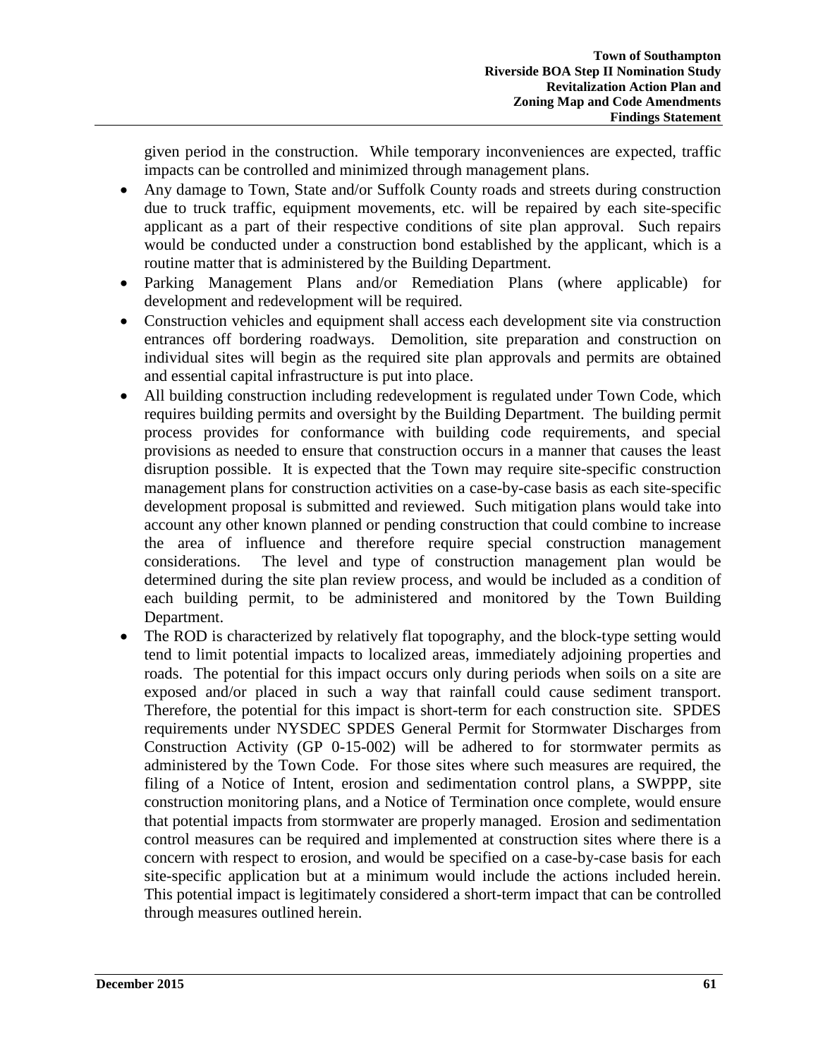given period in the construction. While temporary inconveniences are expected, traffic impacts can be controlled and minimized through management plans.

- Any damage to Town, State and/or Suffolk County roads and streets during construction due to truck traffic, equipment movements, etc. will be repaired by each site-specific applicant as a part of their respective conditions of site plan approval. Such repairs would be conducted under a construction bond established by the applicant, which is a routine matter that is administered by the Building Department.
- Parking Management Plans and/or Remediation Plans (where applicable) for development and redevelopment will be required.
- Construction vehicles and equipment shall access each development site via construction entrances off bordering roadways. Demolition, site preparation and construction on individual sites will begin as the required site plan approvals and permits are obtained and essential capital infrastructure is put into place.
- All building construction including redevelopment is regulated under Town Code, which requires building permits and oversight by the Building Department. The building permit process provides for conformance with building code requirements, and special provisions as needed to ensure that construction occurs in a manner that causes the least disruption possible. It is expected that the Town may require site-specific construction management plans for construction activities on a case-by-case basis as each site-specific development proposal is submitted and reviewed. Such mitigation plans would take into account any other known planned or pending construction that could combine to increase the area of influence and therefore require special construction management considerations. The level and type of construction management plan would be determined during the site plan review process, and would be included as a condition of each building permit, to be administered and monitored by the Town Building Department.
- The ROD is characterized by relatively flat topography, and the block-type setting would tend to limit potential impacts to localized areas, immediately adjoining properties and roads. The potential for this impact occurs only during periods when soils on a site are exposed and/or placed in such a way that rainfall could cause sediment transport. Therefore, the potential for this impact is short-term for each construction site. SPDES requirements under NYSDEC SPDES General Permit for Stormwater Discharges from Construction Activity (GP 0-15-002) will be adhered to for stormwater permits as administered by the Town Code. For those sites where such measures are required, the filing of a Notice of Intent, erosion and sedimentation control plans, a SWPPP, site construction monitoring plans, and a Notice of Termination once complete, would ensure that potential impacts from stormwater are properly managed. Erosion and sedimentation control measures can be required and implemented at construction sites where there is a concern with respect to erosion, and would be specified on a case-by-case basis for each site-specific application but at a minimum would include the actions included herein. This potential impact is legitimately considered a short-term impact that can be controlled through measures outlined herein.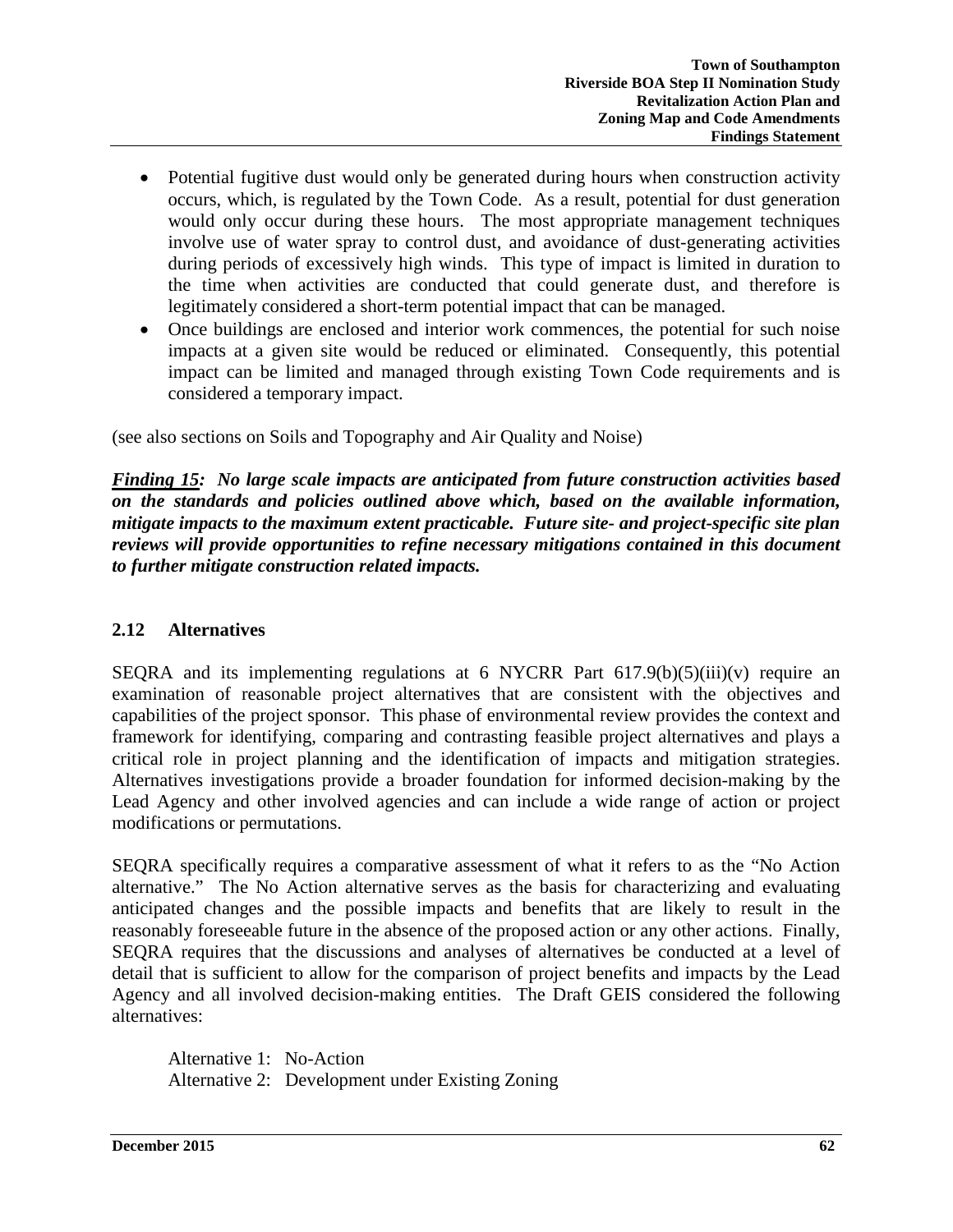- Potential fugitive dust would only be generated during hours when construction activity occurs, which, is regulated by the Town Code. As a result, potential for dust generation would only occur during these hours. The most appropriate management techniques involve use of water spray to control dust, and avoidance of dust-generating activities during periods of excessively high winds. This type of impact is limited in duration to the time when activities are conducted that could generate dust, and therefore is legitimately considered a short-term potential impact that can be managed.
- Once buildings are enclosed and interior work commences, the potential for such noise impacts at a given site would be reduced or eliminated. Consequently, this potential impact can be limited and managed through existing Town Code requirements and is considered a temporary impact.

(see also sections on Soils and Topography and Air Quality and Noise)

***Finding 15:*** ***No large scale impacts are anticipated from future construction activities based on the standards and policies outlined above which, based on the available information, mitigate impacts to the maximum extent practicable. Future site- and project-specific site plan reviews will provide opportunities to refine necessary mitigations contained in this document to further mitigate construction related impacts.***

## 2.12 Alternatives

SEQRA and its implementing regulations at 6 NYCRR Part 617.9(b)(5)(iii)(v) require an examination of reasonable project alternatives that are consistent with the objectives and capabilities of the project sponsor. This phase of environmental review provides the context and framework for identifying, comparing and contrasting feasible project alternatives and plays a critical role in project planning and the identification of impacts and mitigation strategies. Alternatives investigations provide a broader foundation for informed decision-making by the Lead Agency and other involved agencies and can include a wide range of action or project modifications or permutations.

SEQRA specifically requires a comparative assessment of what it refers to as the "No Action alternative." The No Action alternative serves as the basis for characterizing and evaluating anticipated changes and the possible impacts and benefits that are likely to result in the reasonably foreseeable future in the absence of the proposed action or any other actions. Finally, SEQRA requires that the discussions and analyses of alternatives be conducted at a level of detail that is sufficient to allow for the comparison of project benefits and impacts by the Lead Agency and all involved decision-making entities. The Draft GEIS considered the following alternatives:

Alternative 1: No-Action
Alternative 2: Development under Existing Zoning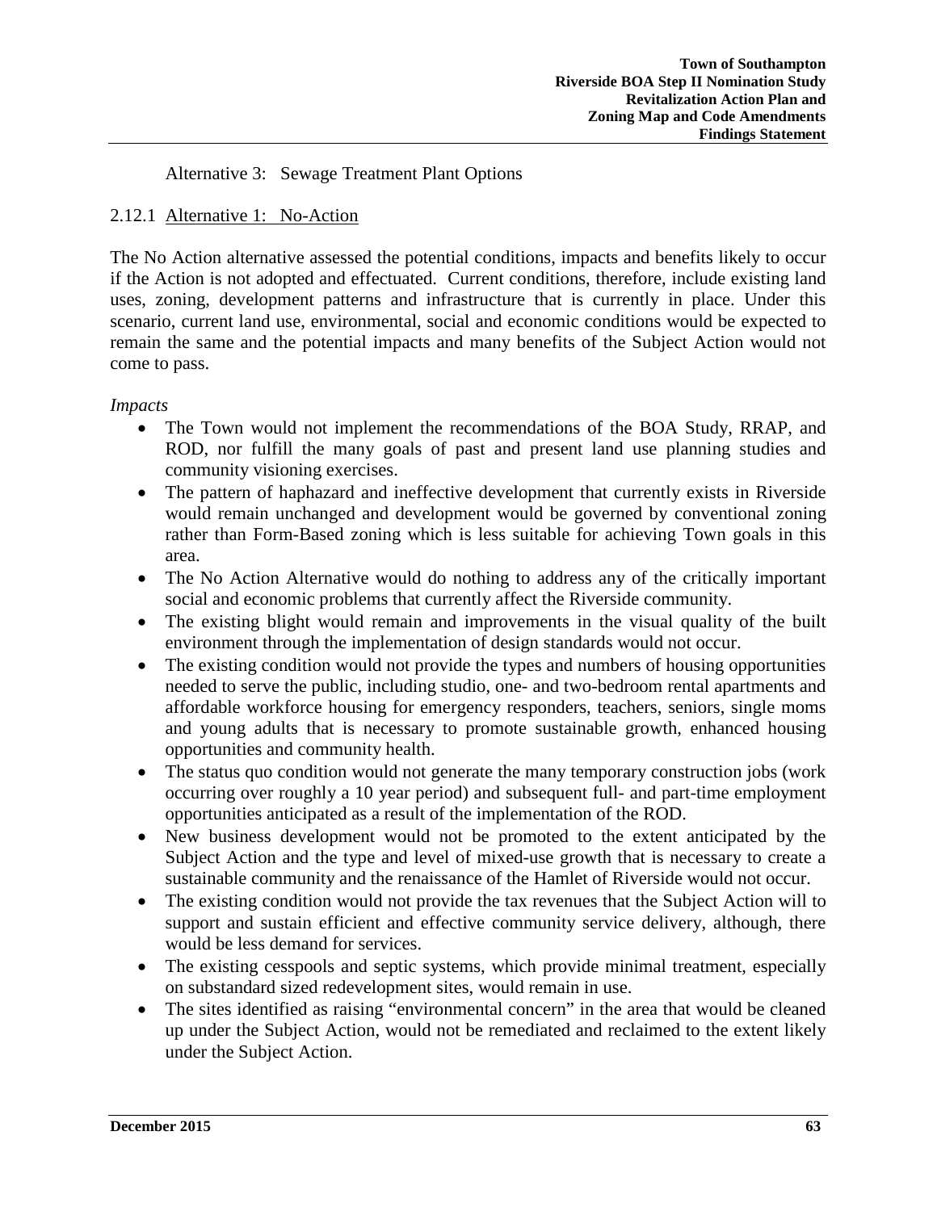Alternative 3: Sewage Treatment Plant Options

### 2.12.1 Alternative 1: No-Action

The No Action alternative assessed the potential conditions, impacts and benefits likely to occur if the Action is not adopted and effectuated. Current conditions, therefore, include existing land uses, zoning, development patterns and infrastructure that is currently in place. Under this scenario, current land use, environmental, social and economic conditions would be expected to remain the same and the potential impacts and many benefits of the Subject Action would not come to pass.

*Impacts*

- The Town would not implement the recommendations of the BOA Study, RRAP, and ROD, nor fulfill the many goals of past and present land use planning studies and community visioning exercises.
- The pattern of haphazard and ineffective development that currently exists in Riverside would remain unchanged and development would be governed by conventional zoning rather than Form-Based zoning which is less suitable for achieving Town goals in this area.
- The No Action Alternative would do nothing to address any of the critically important social and economic problems that currently affect the Riverside community.
- The existing blight would remain and improvements in the visual quality of the built environment through the implementation of design standards would not occur.
- The existing condition would not provide the types and numbers of housing opportunities needed to serve the public, including studio, one- and two-bedroom rental apartments and affordable workforce housing for emergency responders, teachers, seniors, single moms and young adults that is necessary to promote sustainable growth, enhanced housing opportunities and community health.
- The status quo condition would not generate the many temporary construction jobs (work occurring over roughly a 10 year period) and subsequent full- and part-time employment opportunities anticipated as a result of the implementation of the ROD.
- New business development would not be promoted to the extent anticipated by the Subject Action and the type and level of mixed-use growth that is necessary to create a sustainable community and the renaissance of the Hamlet of Riverside would not occur.
- The existing condition would not provide the tax revenues that the Subject Action will to support and sustain efficient and effective community service delivery, although, there would be less demand for services.
- The existing cesspools and septic systems, which provide minimal treatment, especially on substandard sized redevelopment sites, would remain in use.
- The sites identified as raising "environmental concern" in the area that would be cleaned up under the Subject Action, would not be remediated and reclaimed to the extent likely under the Subject Action.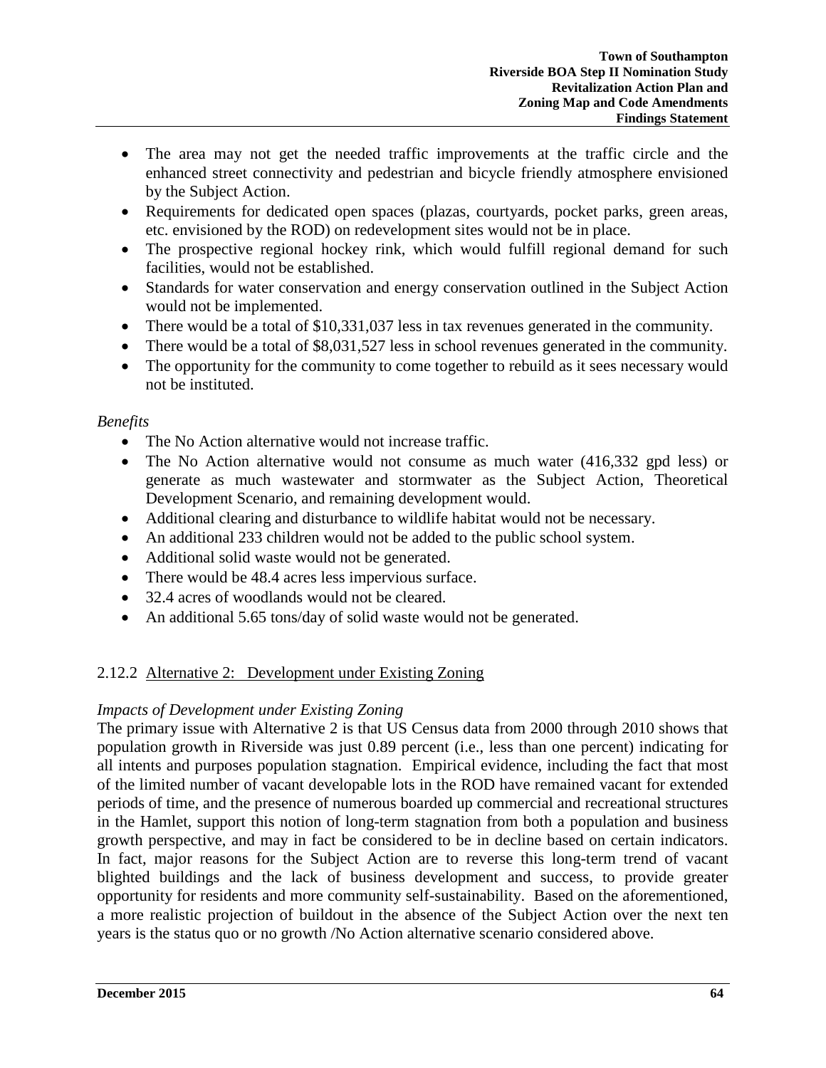- The area may not get the needed traffic improvements at the traffic circle and the enhanced street connectivity and pedestrian and bicycle friendly atmosphere envisioned by the Subject Action.
- Requirements for dedicated open spaces (plazas, courtyards, pocket parks, green areas, etc. envisioned by the ROD) on redevelopment sites would not be in place.
- The prospective regional hockey rink, which would fulfill regional demand for such facilities, would not be established.
- Standards for water conservation and energy conservation outlined in the Subject Action would not be implemented.
- There would be a total of $10,331,037 less in tax revenues generated in the community.
- There would be a total of $8,031,527 less in school revenues generated in the community.
- The opportunity for the community to come together to rebuild as it sees necessary would not be instituted.

*Benefits*

- The No Action alternative would not increase traffic.
- The No Action alternative would not consume as much water (416,332 gpd less) or generate as much wastewater and stormwater as the Subject Action, Theoretical Development Scenario, and remaining development would.
- Additional clearing and disturbance to wildlife habitat would not be necessary.
- An additional 233 children would not be added to the public school system.
- Additional solid waste would not be generated.
- There would be 48.4 acres less impervious surface.
- 32.4 acres of woodlands would not be cleared.
- An additional 5.65 tons/day of solid waste would not be generated.

### 2.12.2 Alternative 2: Development under Existing Zoning

*Impacts of Development under Existing Zoning*

The primary issue with Alternative 2 is that US Census data from 2000 through 2010 shows that population growth in Riverside was just 0.89 percent (i.e., less than one percent) indicating for all intents and purposes population stagnation. Empirical evidence, including the fact that most of the limited number of vacant developable lots in the ROD have remained vacant for extended periods of time, and the presence of numerous boarded up commercial and recreational structures in the Hamlet, support this notion of long-term stagnation from both a population and business growth perspective, and may in fact be considered to be in decline based on certain indicators. In fact, major reasons for the Subject Action are to reverse this long-term trend of vacant blighted buildings and the lack of business development and success, to provide greater opportunity for residents and more community self-sustainability. Based on the aforementioned, a more realistic projection of buildout in the absence of the Subject Action over the next ten years is the status quo or no growth /No Action alternative scenario considered above.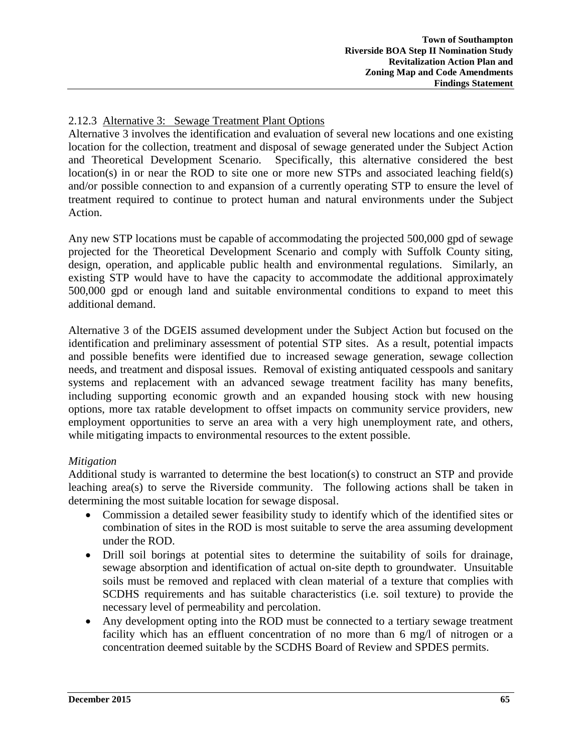### 2.12.3 Alternative 3: Sewage Treatment Plant Options

Alternative 3 involves the identification and evaluation of several new locations and one existing location for the collection, treatment and disposal of sewage generated under the Subject Action and Theoretical Development Scenario. Specifically, this alternative considered the best location(s) in or near the ROD to site one or more new STPs and associated leaching field(s) and/or possible connection to and expansion of a currently operating STP to ensure the level of treatment required to continue to protect human and natural environments under the Subject Action.

Any new STP locations must be capable of accommodating the projected 500,000 gpd of sewage projected for the Theoretical Development Scenario and comply with Suffolk County siting, design, operation, and applicable public health and environmental regulations. Similarly, an existing STP would have to have the capacity to accommodate the additional approximately 500,000 gpd or enough land and suitable environmental conditions to expand to meet this additional demand.

Alternative 3 of the DGEIS assumed development under the Subject Action but focused on the identification and preliminary assessment of potential STP sites. As a result, potential impacts and possible benefits were identified due to increased sewage generation, sewage collection needs, and treatment and disposal issues. Removal of existing antiquated cesspools and sanitary systems and replacement with an advanced sewage treatment facility has many benefits, including supporting economic growth and an expanded housing stock with new housing options, more tax ratable development to offset impacts on community service providers, new employment opportunities to serve an area with a very high unemployment rate, and others, while mitigating impacts to environmental resources to the extent possible.

*Mitigation*

Additional study is warranted to determine the best location(s) to construct an STP and provide leaching area(s) to serve the Riverside community. The following actions shall be taken in determining the most suitable location for sewage disposal.

- Commission a detailed sewer feasibility study to identify which of the identified sites or combination of sites in the ROD is most suitable to serve the area assuming development under the ROD.
- Drill soil borings at potential sites to determine the suitability of soils for drainage, sewage absorption and identification of actual on-site depth to groundwater. Unsuitable soils must be removed and replaced with clean material of a texture that complies with SCDHS requirements and has suitable characteristics (i.e. soil texture) to provide the necessary level of permeability and percolation.
- Any development opting into the ROD must be connected to a tertiary sewage treatment facility which has an effluent concentration of no more than 6 mg/l of nitrogen or a concentration deemed suitable by the SCDHS Board of Review and SPDES permits.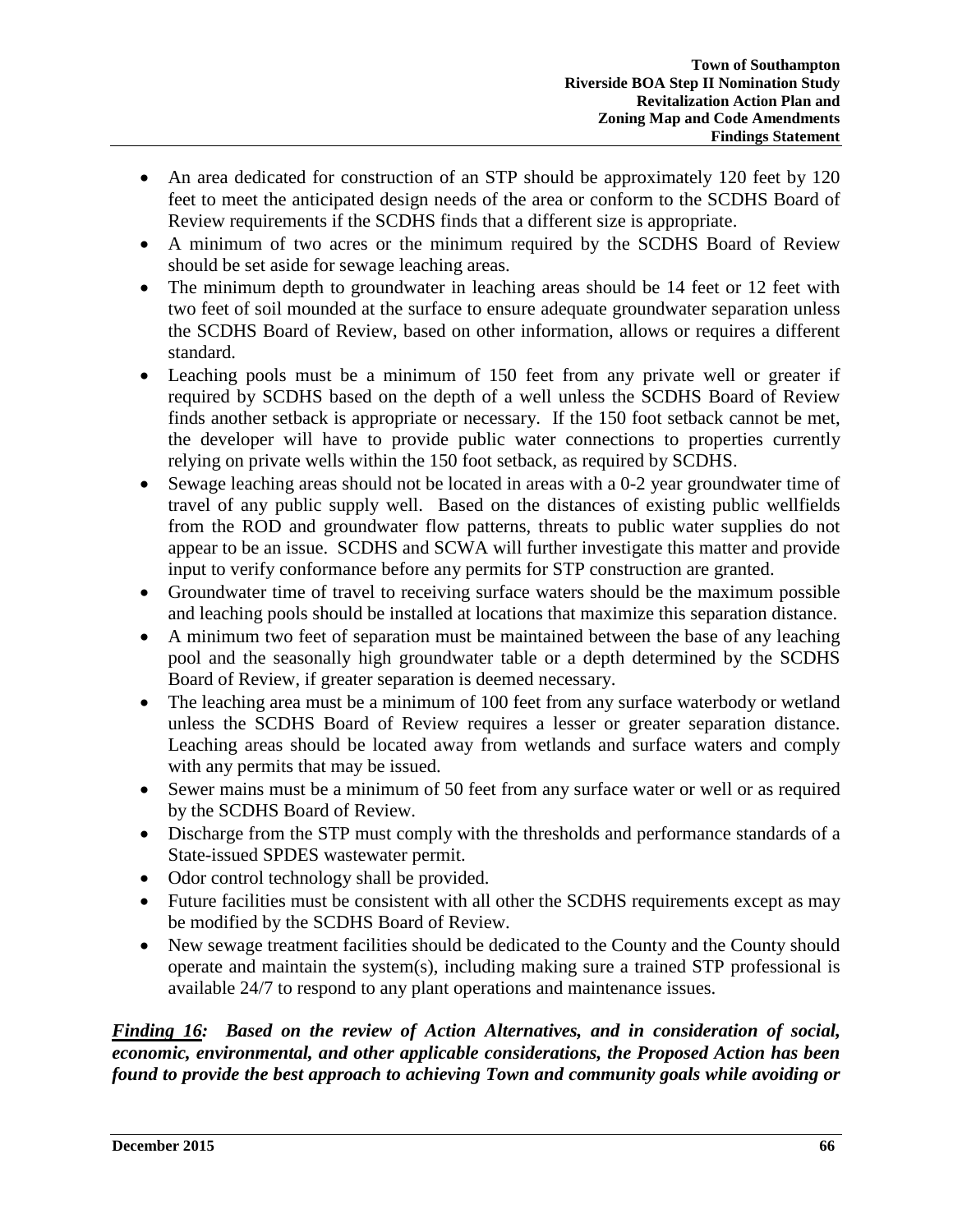- An area dedicated for construction of an STP should be approximately 120 feet by 120 feet to meet the anticipated design needs of the area or conform to the SCDHS Board of Review requirements if the SCDHS finds that a different size is appropriate.
- A minimum of two acres or the minimum required by the SCDHS Board of Review should be set aside for sewage leaching areas.
- The minimum depth to groundwater in leaching areas should be 14 feet or 12 feet with two feet of soil mounded at the surface to ensure adequate groundwater separation unless the SCDHS Board of Review, based on other information, allows or requires a different standard.
- Leaching pools must be a minimum of 150 feet from any private well or greater if required by SCDHS based on the depth of a well unless the SCDHS Board of Review finds another setback is appropriate or necessary. If the 150 foot setback cannot be met, the developer will have to provide public water connections to properties currently relying on private wells within the 150 foot setback, as required by SCDHS.
- Sewage leaching areas should not be located in areas with a 0-2 year groundwater time of travel of any public supply well. Based on the distances of existing public wellfields from the ROD and groundwater flow patterns, threats to public water supplies do not appear to be an issue. SCDHS and SCWA will further investigate this matter and provide input to verify conformance before any permits for STP construction are granted.
- Groundwater time of travel to receiving surface waters should be the maximum possible and leaching pools should be installed at locations that maximize this separation distance.
- A minimum two feet of separation must be maintained between the base of any leaching pool and the seasonally high groundwater table or a depth determined by the SCDHS Board of Review, if greater separation is deemed necessary.
- The leaching area must be a minimum of 100 feet from any surface waterbody or wetland unless the SCDHS Board of Review requires a lesser or greater separation distance. Leaching areas should be located away from wetlands and surface waters and comply with any permits that may be issued.
- Sewer mains must be a minimum of 50 feet from any surface water or well or as required by the SCDHS Board of Review.
- Discharge from the STP must comply with the thresholds and performance standards of a State-issued SPDES wastewater permit.
- Odor control technology shall be provided.
- Future facilities must be consistent with all other the SCDHS requirements except as may be modified by the SCDHS Board of Review.
- New sewage treatment facilities should be dedicated to the County and the County should operate and maintain the system(s), including making sure a trained STP professional is available 24/7 to respond to any plant operations and maintenance issues.

***<u>Finding 16</u>: Based on the review of Action Alternatives, and in consideration of social, economic, environmental, and other applicable considerations, the Proposed Action has been found to provide the best approach to achieving Town and community goals while avoiding or***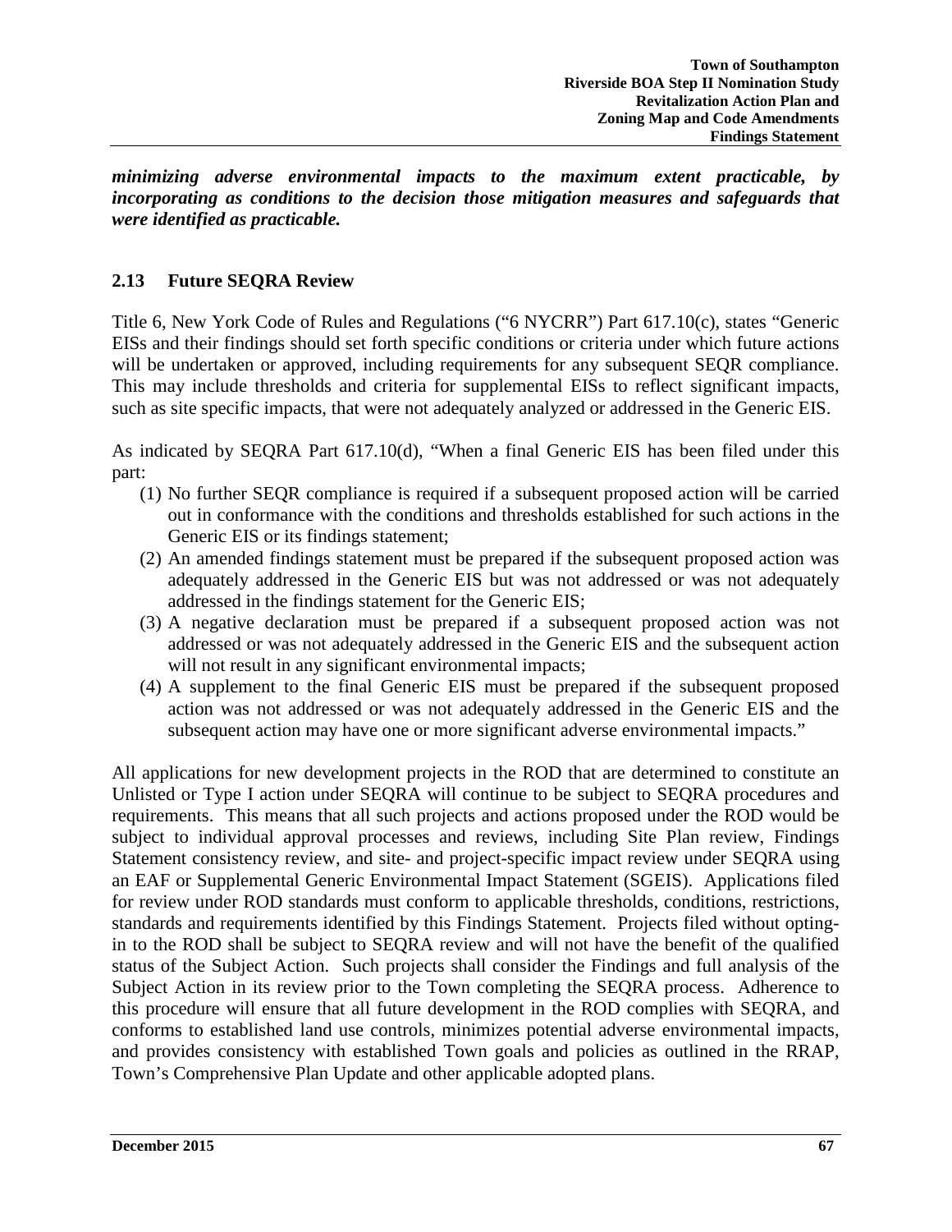***minimizing adverse environmental impacts to the maximum extent practicable, by incorporating as conditions to the decision those mitigation measures and safeguards that were identified as practicable.***

## 2.13 Future SEQRA Review

Title 6, New York Code of Rules and Regulations ("6 NYCRR") Part 617.10(c), states "Generic EISs and their findings should set forth specific conditions or criteria under which future actions will be undertaken or approved, including requirements for any subsequent SEQR compliance. This may include thresholds and criteria for supplemental EISs to reflect significant impacts, such as site specific impacts, that were not adequately analyzed or addressed in the Generic EIS.

As indicated by SEQRA Part 617.10(d), "When a final Generic EIS has been filed under this part:

(1) No further SEQR compliance is required if a subsequent proposed action will be carried out in conformance with the conditions and thresholds established for such actions in the Generic EIS or its findings statement;
(2) An amended findings statement must be prepared if the subsequent proposed action was adequately addressed in the Generic EIS but was not addressed or was not adequately addressed in the findings statement for the Generic EIS;
(3) A negative declaration must be prepared if a subsequent proposed action was not addressed or was not adequately addressed in the Generic EIS and the subsequent action will not result in any significant environmental impacts;
(4) A supplement to the final Generic EIS must be prepared if the subsequent proposed action was not addressed or was not adequately addressed in the Generic EIS and the subsequent action may have one or more significant adverse environmental impacts."

All applications for new development projects in the ROD that are determined to constitute an Unlisted or Type I action under SEQRA will continue to be subject to SEQRA procedures and requirements. This means that all such projects and actions proposed under the ROD would be subject to individual approval processes and reviews, including Site Plan review, Findings Statement consistency review, and site- and project-specific impact review under SEQRA using an EAF or Supplemental Generic Environmental Impact Statement (SGEIS). Applications filed for review under ROD standards must conform to applicable thresholds, conditions, restrictions, standards and requirements identified by this Findings Statement. Projects filed without opting-in to the ROD shall be subject to SEQRA review and will not have the benefit of the qualified status of the Subject Action. Such projects shall consider the Findings and full analysis of the Subject Action in its review prior to the Town completing the SEQRA process. Adherence to this procedure will ensure that all future development in the ROD complies with SEQRA, and conforms to established land use controls, minimizes potential adverse environmental impacts, and provides consistency with established Town goals and policies as outlined in the RRAP, Town's Comprehensive Plan Update and other applicable adopted plans.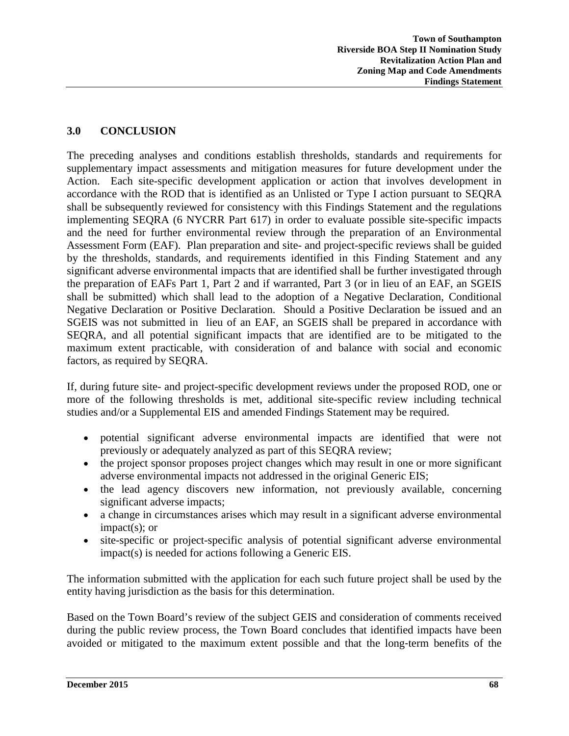## 3.0 CONCLUSION

The preceding analyses and conditions establish thresholds, standards and requirements for supplementary impact assessments and mitigation measures for future development under the Action. Each site-specific development application or action that involves development in accordance with the ROD that is identified as an Unlisted or Type I action pursuant to SEQRA shall be subsequently reviewed for consistency with this Findings Statement and the regulations implementing SEQRA (6 NYCRR Part 617) in order to evaluate possible site-specific impacts and the need for further environmental review through the preparation of an Environmental Assessment Form (EAF). Plan preparation and site- and project-specific reviews shall be guided by the thresholds, standards, and requirements identified in this Finding Statement and any significant adverse environmental impacts that are identified shall be further investigated through the preparation of EAFs Part 1, Part 2 and if warranted, Part 3 (or in lieu of an EAF, an SGEIS shall be submitted) which shall lead to the adoption of a Negative Declaration, Conditional Negative Declaration or Positive Declaration. Should a Positive Declaration be issued and an SGEIS was not submitted in lieu of an EAF, an SGEIS shall be prepared in accordance with SEQRA, and all potential significant impacts that are identified are to be mitigated to the maximum extent practicable, with consideration of and balance with social and economic factors, as required by SEQRA.

If, during future site- and project-specific development reviews under the proposed ROD, one or more of the following thresholds is met, additional site-specific review including technical studies and/or a Supplemental EIS and amended Findings Statement may be required.

- potential significant adverse environmental impacts are identified that were not previously or adequately analyzed as part of this SEQRA review;
- the project sponsor proposes project changes which may result in one or more significant adverse environmental impacts not addressed in the original Generic EIS;
- the lead agency discovers new information, not previously available, concerning significant adverse impacts;
- a change in circumstances arises which may result in a significant adverse environmental impact(s); or
- site-specific or project-specific analysis of potential significant adverse environmental impact(s) is needed for actions following a Generic EIS.

The information submitted with the application for each such future project shall be used by the entity having jurisdiction as the basis for this determination.

Based on the Town Board's review of the subject GEIS and consideration of comments received during the public review process, the Town Board concludes that identified impacts have been avoided or mitigated to the maximum extent possible and that the long-term benefits of the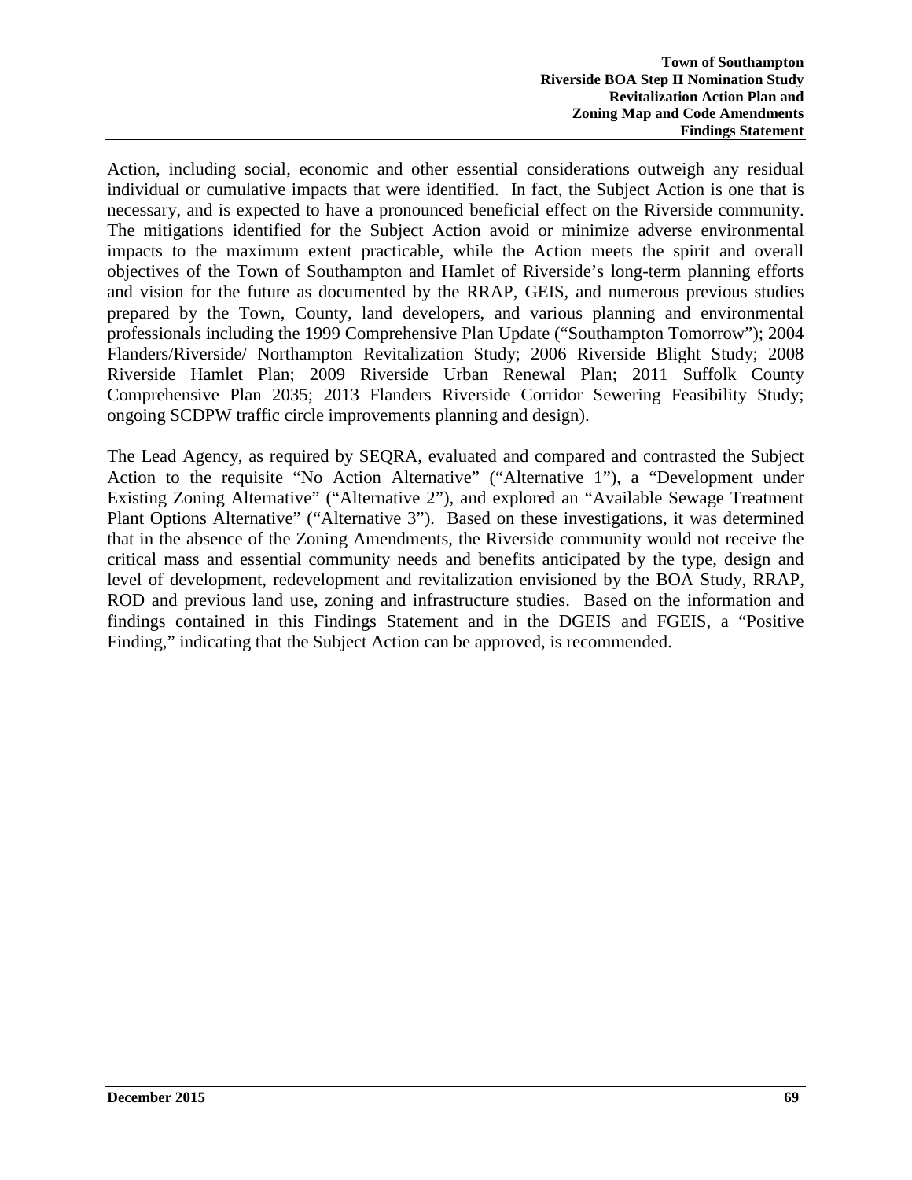Action, including social, economic and other essential considerations outweigh any residual individual or cumulative impacts that were identified. In fact, the Subject Action is one that is necessary, and is expected to have a pronounced beneficial effect on the Riverside community. The mitigations identified for the Subject Action avoid or minimize adverse environmental impacts to the maximum extent practicable, while the Action meets the spirit and overall objectives of the Town of Southampton and Hamlet of Riverside's long-term planning efforts and vision for the future as documented by the RRAP, GEIS, and numerous previous studies prepared by the Town, County, land developers, and various planning and environmental professionals including the 1999 Comprehensive Plan Update ("Southampton Tomorrow"); 2004 Flanders/Riverside/ Northampton Revitalization Study; 2006 Riverside Blight Study; 2008 Riverside Hamlet Plan; 2009 Riverside Urban Renewal Plan; 2011 Suffolk County Comprehensive Plan 2035; 2013 Flanders Riverside Corridor Sewering Feasibility Study; ongoing SCDPW traffic circle improvements planning and design).

The Lead Agency, as required by SEQRA, evaluated and compared and contrasted the Subject Action to the requisite "No Action Alternative" ("Alternative 1"), a "Development under Existing Zoning Alternative" ("Alternative 2"), and explored an "Available Sewage Treatment Plant Options Alternative" ("Alternative 3"). Based on these investigations, it was determined that in the absence of the Zoning Amendments, the Riverside community would not receive the critical mass and essential community needs and benefits anticipated by the type, design and level of development, redevelopment and revitalization envisioned by the BOA Study, RRAP, ROD and previous land use, zoning and infrastructure studies. Based on the information and findings contained in this Findings Statement and in the DGEIS and FGEIS, a "Positive Finding," indicating that the Subject Action can be approved, is recommended.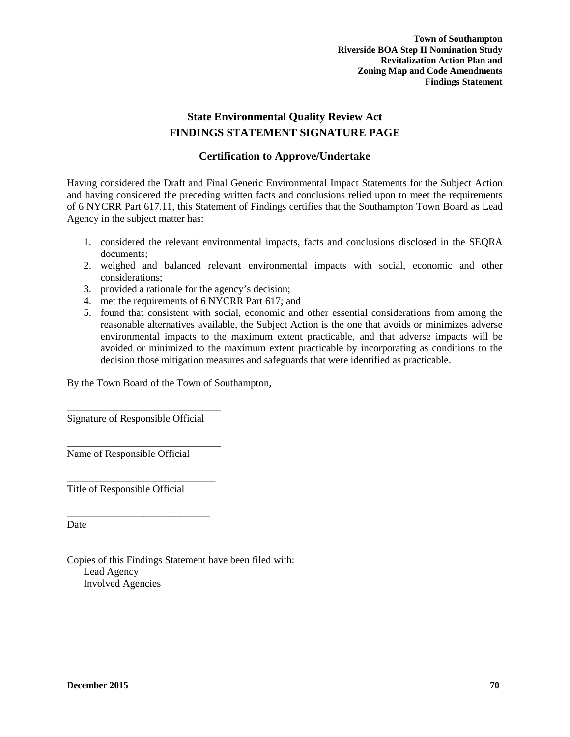## State Environmental Quality Review Act
## FINDINGS STATEMENT SIGNATURE PAGE

### Certification to Approve/Undertake

Having considered the Draft and Final Generic Environmental Impact Statements for the Subject Action and having considered the preceding written facts and conclusions relied upon to meet the requirements of 6 NYCRR Part 617.11, this Statement of Findings certifies that the Southampton Town Board as Lead Agency in the subject matter has:

1. considered the relevant environmental impacts, facts and conclusions disclosed in the SEQRA documents;
2. weighed and balanced relevant environmental impacts with social, economic and other considerations;
3. provided a rationale for the agency's decision;
4. met the requirements of 6 NYCRR Part 617; and
5. found that consistent with social, economic and other essential considerations from among the reasonable alternatives available, the Subject Action is the one that avoids or minimizes adverse environmental impacts to the maximum extent practicable, and that adverse impacts will be avoided or minimized to the maximum extent practicable by incorporating as conditions to the decision those mitigation measures and safeguards that were identified as practicable.

By the Town Board of the Town of Southampton,

______________________________
Signature of Responsible Official

______________________________
Name of Responsible Official

______________________________
Title of Responsible Official

______________________________
Date

Copies of this Findings Statement have been filed with:
Lead Agency
Involved Agencies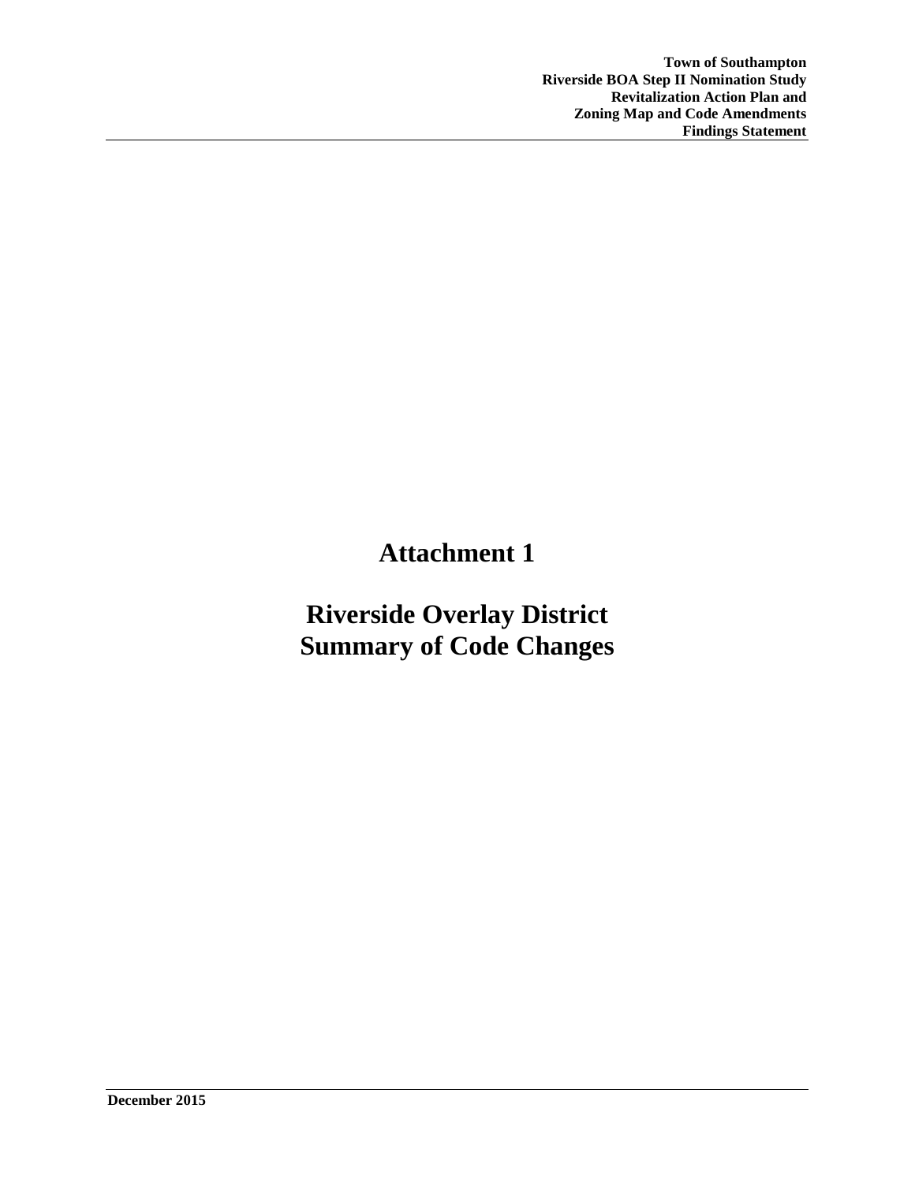# Attachment 1

# Riverside Overlay District Summary of Code Changes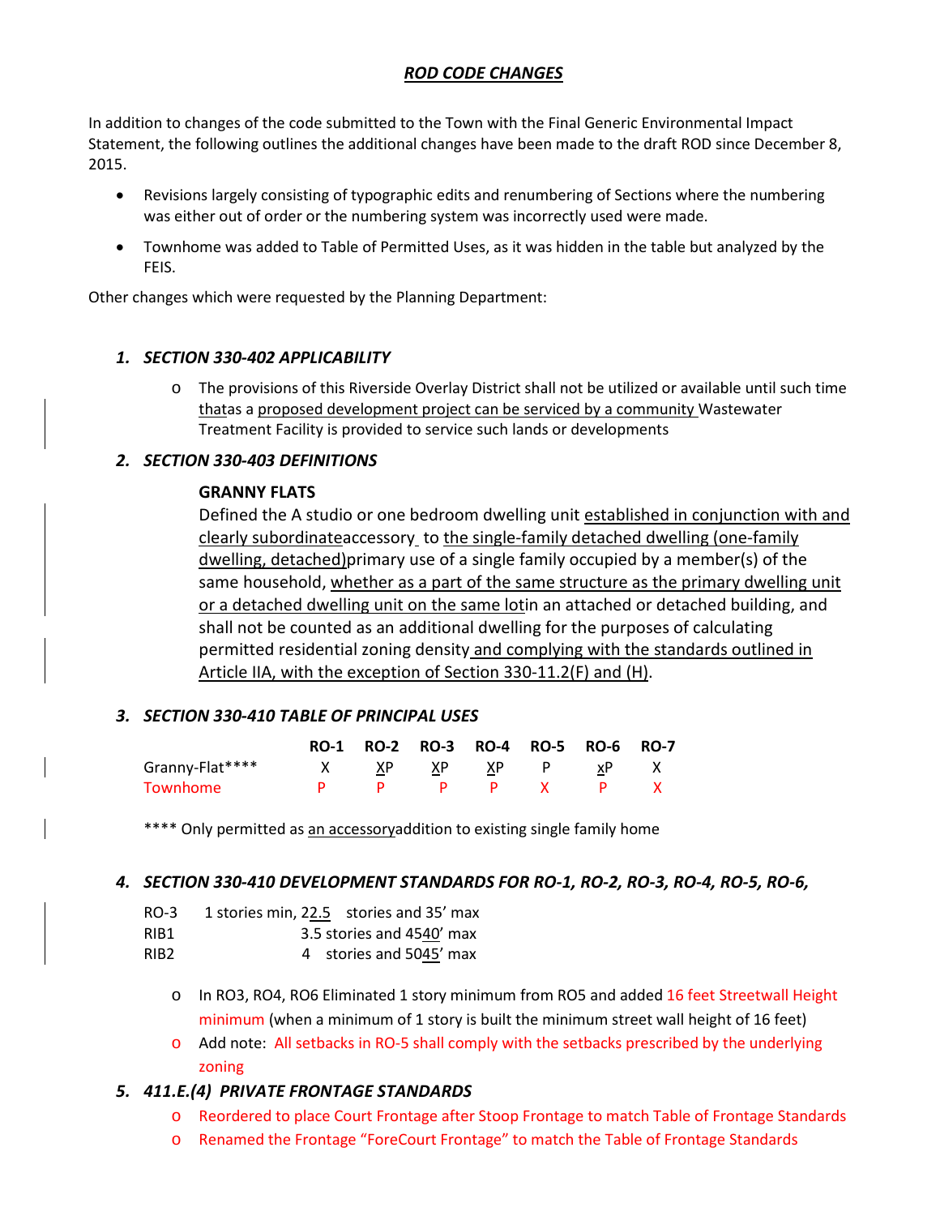## *ROD CODE CHANGES*

In addition to changes of the code submitted to the Town with the Final Generic Environmental Impact Statement, the following outlines the additional changes have been made to the draft ROD since December 8, 2015.

- Revisions largely consisting of typographic edits and renumbering of Sections where the numbering was either out of order or the numbering system was incorrectly used were made.
- Townhome was added to Table of Permitted Uses, as it was hidden in the table but analyzed by the FEIS.

Other changes which were requested by the Planning Department:

### *1. SECTION 330-402 APPLICABILITY*

- The provisions of this Riverside Overlay District shall not be utilized or available until such time thatas a proposed development project can be serviced by a community Wastewater Treatment Facility is provided to service such lands or developments

### *2. SECTION 330-403 DEFINITIONS*

**GRANNY FLATS**

Defined the A studio or one bedroom dwelling unit established in conjunction with and clearly subordinateaccessory to the single-family detached dwelling (one-family dwelling, detached)primary use of a single family occupied by a member(s) of the same household, whether as a part of the same structure as the primary dwelling unit or a detached dwelling unit on the same lotin an attached or detached building, and shall not be counted as an additional dwelling for the purposes of calculating permitted residential zoning density and complying with the standards outlined in Article IIA, with the exception of Section 330-11.2(F) and (H).

### *3. SECTION 330-410 TABLE OF PRINCIPAL USES*

| | RO-1 | RO-2 | RO-3 | RO-4 | RO-5 | RO-6 | RO-7 |
|---|---|---|---|---|---|---|---|
| Granny-Flat**** | X | XP | XP | XP | P | xP | X |
| Townhome | P | P | P | P | X | P | X |

**** Only permitted as an accessoryaddition to existing single family home

### *4. SECTION 330-410 DEVELOPMENT STANDARDS FOR RO-1, RO-2, RO-3, RO-4, RO-5, RO-6,*

| | |
|---|---|
| RO-3 | 1 stories min, 22.5 stories and 35' max |
| RIB1 | 3.5 stories and 4540' max |
| RIB2 | 4 stories and 5045' max |

- In RO3, RO4, RO6 Eliminated 1 story minimum from RO5 and added 16 feet Streetwall Height minimum (when a minimum of 1 story is built the minimum street wall height of 16 feet)
- Add note: All setbacks in RO-5 shall comply with the setbacks prescribed by the underlying zoning

### *5. 411.E.(4) PRIVATE FRONTAGE STANDARDS*

- Reordered to place Court Frontage after Stoop Frontage to match Table of Frontage Standards
- Renamed the Frontage "ForeCourt Frontage" to match the Table of Frontage Standards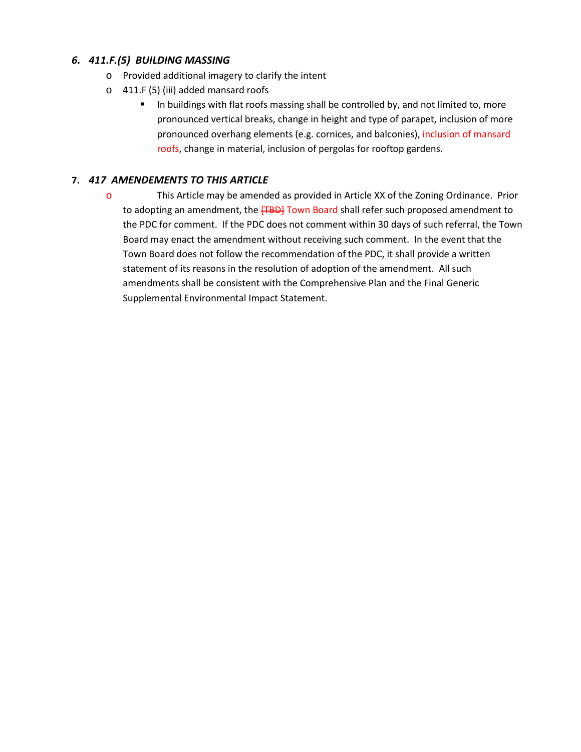### *6. 411.F.(5) BUILDING MASSING*

- Provided additional imagery to clarify the intent
- 411.F (5) (iii) added mansard roofs
  - In buildings with flat roofs massing shall be controlled by, and not limited to, more pronounced vertical breaks, change in height and type of parapet, inclusion of more pronounced overhang elements (e.g. cornices, and balconies), inclusion of mansard roofs, change in material, inclusion of pergolas for rooftop gardens.

### **7.** *417 AMENDEMENTS TO THIS ARTICLE*

- This Article may be amended as provided in Article XX of the Zoning Ordinance. Prior to adopting an amendment, the ~~[TBD]~~ Town Board shall refer such proposed amendment to the PDC for comment. If the PDC does not comment within 30 days of such referral, the Town Board may enact the amendment without receiving such comment. In the event that the Town Board does not follow the recommendation of the PDC, it shall provide a written statement of its reasons in the resolution of adoption of the amendment. All such amendments shall be consistent with the Comprehensive Plan and the Final Generic Supplemental Environmental Impact Statement.